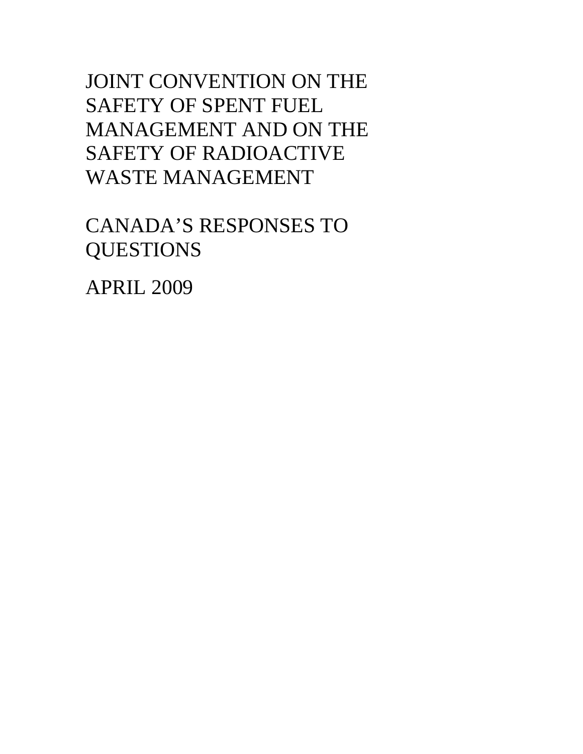# JOINT CONVENTION ON THE SAFETY OF SPENT FUEL MANAGEMENT AND ON THE SAFETY OF RADIOACTIVE WASTE MANAGEMENT

## CANADA'S RESPONSES TO QUESTIONS

APRIL 2009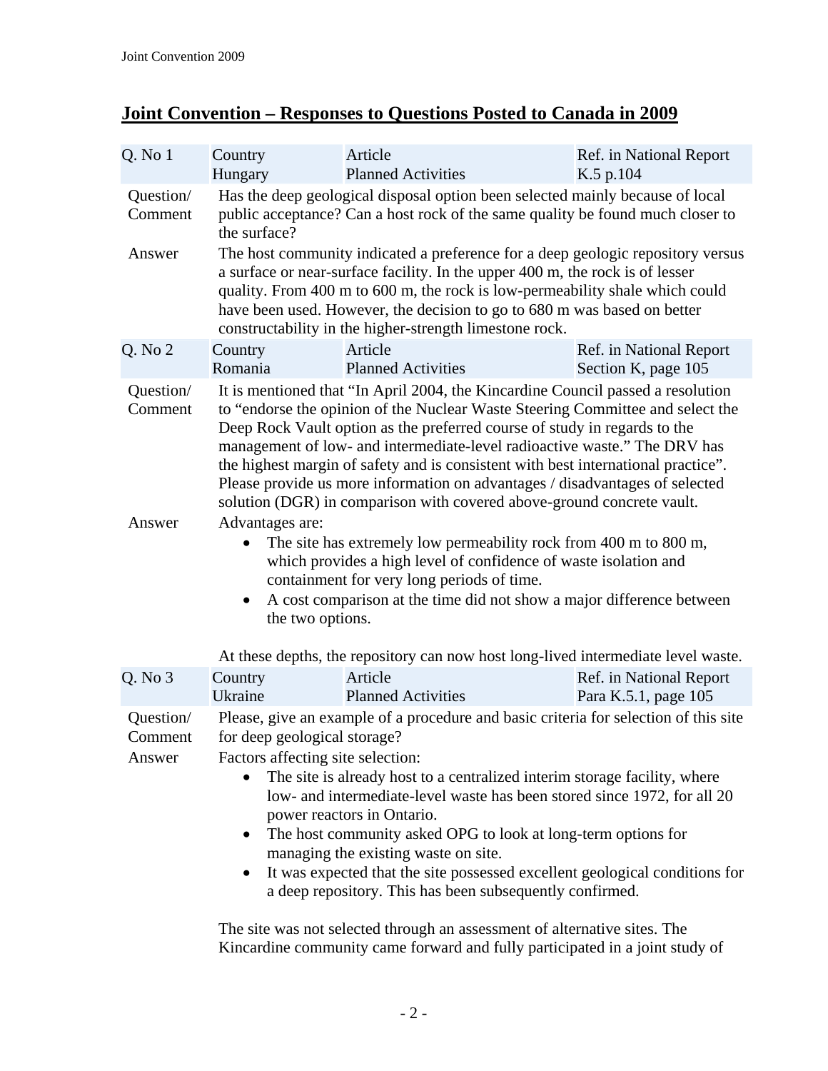## Joint Convention – Responses to Questions Posted to Canada in 2009

| Q. No 1 | Country | Article | Ref. in National Report |
|---|---|---|---|
| | Hungary | Planned Activities | K.5 p.104 |

**Question/ Comment**

Has the deep geological disposal option been selected mainly because of local public acceptance? Can a host rock of the same quality be found much closer to the surface?

**Answer**

The host community indicated a preference for a deep geologic repository versus a surface or near-surface facility. In the upper 400 m, the rock is of lesser quality. From 400 m to 600 m, the rock is low-permeability shale which could have been used. However, the decision to go to 680 m was based on better constructability in the higher-strength limestone rock.

| Q. No 2 | Country | Article | Ref. in National Report |
|---|---|---|---|
| | Romania | Planned Activities | Section K, page 105 |

**Question/ Comment**

It is mentioned that "In April 2004, the Kincardine Council passed a resolution to "endorse the opinion of the Nuclear Waste Steering Committee and select the Deep Rock Vault option as the preferred course of study in regards to the management of low- and intermediate-level radioactive waste." The DRV has the highest margin of safety and is consistent with best international practice". Please provide us more information on advantages / disadvantages of selected solution (DGR) in comparison with covered above-ground concrete vault.

**Answer**

Advantages are:

- The site has extremely low permeability rock from 400 m to 800 m, which provides a high level of confidence of waste isolation and containment for very long periods of time.
- A cost comparison at the time did not show a major difference between the two options.

At these depths, the repository can now host long-lived intermediate level waste.

| Q. No 3 | Country | Article | Ref. in National Report |
|---|---|---|---|
| | Ukraine | Planned Activities | Para K.5.1, page 105 |

**Question/ Comment**

Please, give an example of a procedure and basic criteria for selection of this site for deep geological storage?

**Answer**

Factors affecting site selection:

- The site is already host to a centralized interim storage facility, where low- and intermediate-level waste has been stored since 1972, for all 20 power reactors in Ontario.
- The host community asked OPG to look at long-term options for managing the existing waste on site.
- It was expected that the site possessed excellent geological conditions for a deep repository. This has been subsequently confirmed.

The site was not selected through an assessment of alternative sites. The Kincardine community came forward and fully participated in a joint study of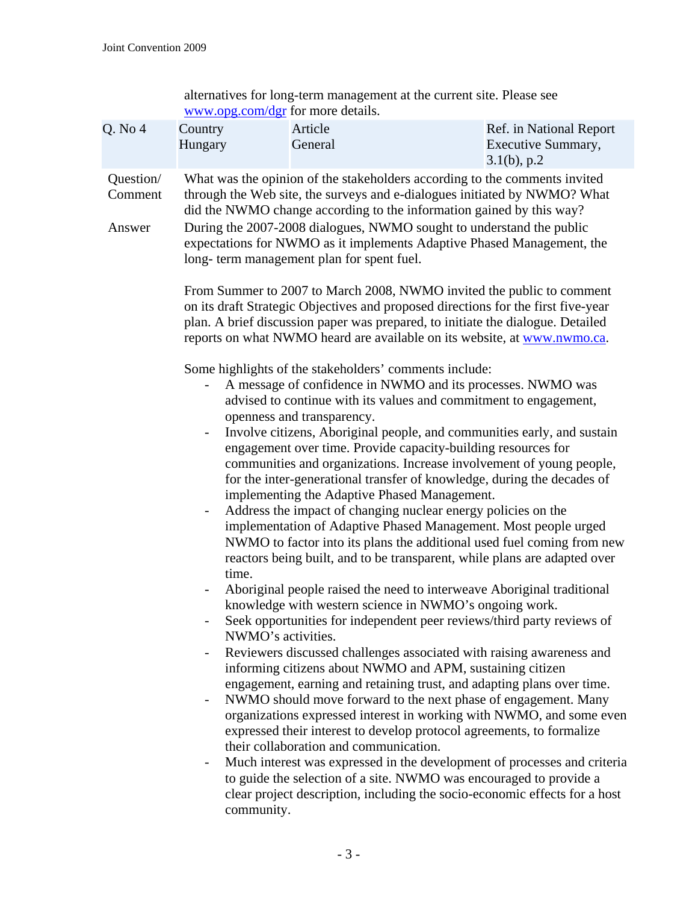alternatives for long-term management at the current site. Please see [www.opg.com/dgr](http://www.opg.com/dgr) for more details.

| Q. No 4 | Country<br>Hungary | Article<br>General | Ref. in National Report<br>Executive Summary, 3.1(b), p.2 |
|---|---|---|---|

**Question/ Comment**

What was the opinion of the stakeholders according to the comments invited through the Web site, the surveys and e-dialogues initiated by NWMO? What did the NWMO change according to the information gained by this way?

**Answer**

During the 2007-2008 dialogues, NWMO sought to understand the public expectations for NWMO as it implements Adaptive Phased Management, the long- term management plan for spent fuel.

From Summer to 2007 to March 2008, NWMO invited the public to comment on its draft Strategic Objectives and proposed directions for the first five-year plan. A brief discussion paper was prepared, to initiate the dialogue. Detailed reports on what NWMO heard are available on its website, at [www.nwmo.ca](http://www.nwmo.ca).

Some highlights of the stakeholders' comments include:

- A message of confidence in NWMO and its processes. NWMO was advised to continue with its values and commitment to engagement, openness and transparency.
- Involve citizens, Aboriginal people, and communities early, and sustain engagement over time. Provide capacity-building resources for communities and organizations. Increase involvement of young people, for the inter-generational transfer of knowledge, during the decades of implementing the Adaptive Phased Management.
- Address the impact of changing nuclear energy policies on the implementation of Adaptive Phased Management. Most people urged NWMO to factor into its plans the additional used fuel coming from new reactors being built, and to be transparent, while plans are adapted over time.
- Aboriginal people raised the need to interweave Aboriginal traditional knowledge with western science in NWMO's ongoing work.
- Seek opportunities for independent peer reviews/third party reviews of NWMO's activities.
- Reviewers discussed challenges associated with raising awareness and informing citizens about NWMO and APM, sustaining citizen engagement, earning and retaining trust, and adapting plans over time.
- NWMO should move forward to the next phase of engagement. Many organizations expressed interest in working with NWMO, and some even expressed their interest to develop protocol agreements, to formalize their collaboration and communication.
- Much interest was expressed in the development of processes and criteria to guide the selection of a site. NWMO was encouraged to provide a clear project description, including the socio-economic effects for a host community.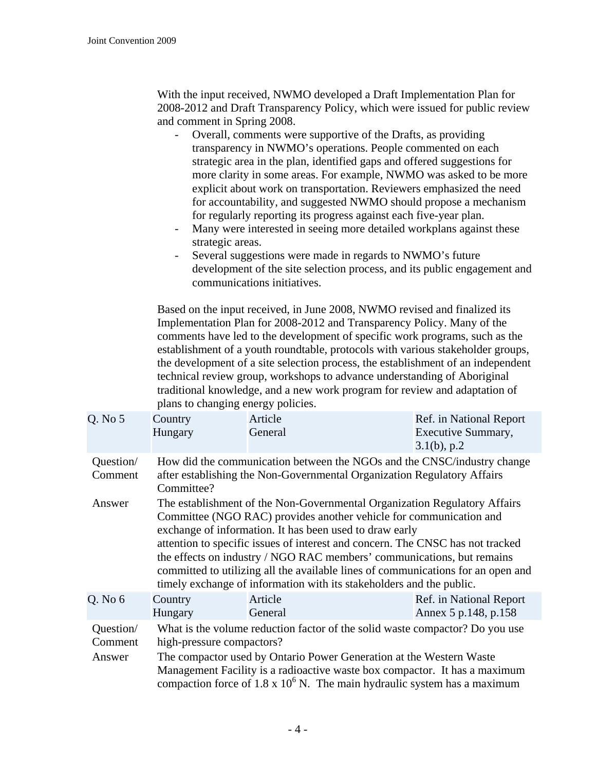With the input received, NWMO developed a Draft Implementation Plan for 2008-2012 and Draft Transparency Policy, which were issued for public review and comment in Spring 2008.

- Overall, comments were supportive of the Drafts, as providing transparency in NWMO's operations. People commented on each strategic area in the plan, identified gaps and offered suggestions for more clarity in some areas. For example, NWMO was asked to be more explicit about work on transportation. Reviewers emphasized the need for accountability, and suggested NWMO should propose a mechanism for regularly reporting its progress against each five-year plan.
- Many were interested in seeing more detailed workplans against these strategic areas.
- Several suggestions were made in regards to NWMO's future development of the site selection process, and its public engagement and communications initiatives.

Based on the input received, in June 2008, NWMO revised and finalized its Implementation Plan for 2008-2012 and Transparency Policy. Many of the comments have led to the development of specific work programs, such as the establishment of a youth roundtable, protocols with various stakeholder groups, the development of a site selection process, the establishment of an independent technical review group, workshops to advance understanding of Aboriginal traditional knowledge, and a new work program for review and adaptation of plans to changing energy policies.

| Q. No 5 | Country<br>Hungary | Article<br>General | Ref. in National Report<br>Executive Summary, 3.1(b), p.2 |
|---|---|---|---|
| Question/ Comment | How did the communication between the NGOs and the CNSC/industry change after establishing the Non-Governmental Organization Regulatory Affairs Committee? | | |
| Answer | The establishment of the Non-Governmental Organization Regulatory Affairs Committee (NGO RAC) provides another vehicle for communication and exchange of information. It has been used to draw early attention to specific issues of interest and concern. The CNSC has not tracked the effects on industry / NGO RAC members' communications, but remains committed to utilizing all the available lines of communications for an open and timely exchange of information with its stakeholders and the public. | | |

| Q. No 6 | Country<br>Hungary | Article<br>General | Ref. in National Report<br>Annex 5 p.148, p.158 |
|---|---|---|---|
| Question/ Comment | What is the volume reduction factor of the solid waste compactor? Do you use high-pressure compactors? | | |
| Answer | The compactor used by Ontario Power Generation at the Western Waste Management Facility is a radioactive waste box compactor. It has a maximum compaction force of $1.8 \times 10^6$ N. The main hydraulic system has a maximum | | |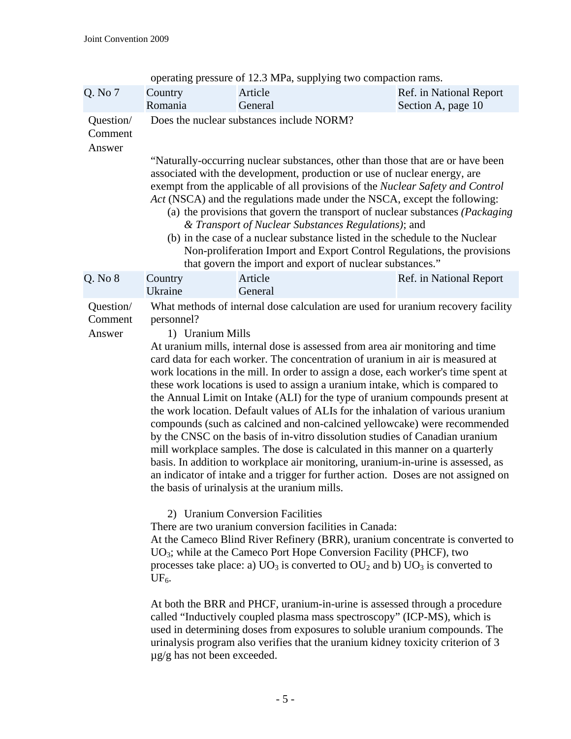operating pressure of 12.3 MPa, supplying two compaction rams.

| Q. No 7 | Country<br>Romania | Article<br>General | Ref. in National Report<br>Section A, page 10 |
|---|---|---|---|

**Question/ Comment**

Does the nuclear substances include NORM?

**Answer**

"Naturally-occurring nuclear substances, other than those that are or have been associated with the development, production or use of nuclear energy, are exempt from the applicable of all provisions of the *Nuclear Safety and Control Act* (NSCA) and the regulations made under the NSCA, except the following:

(a) the provisions that govern the transport of nuclear substances *(Packaging & Transport of Nuclear Substances Regulations)*; and
(b) in the case of a nuclear substance listed in the schedule to the Nuclear Non-proliferation Import and Export Control Regulations, the provisions that govern the import and export of nuclear substances."

| Q. No 8 | Country<br>Ukraine | Article<br>General | Ref. in National Report |
|---|---|---|---|

**Question/ Comment**

What methods of internal dose calculation are used for uranium recovery facility personnel?

**Answer**

1) Uranium Mills

At uranium mills, internal dose is assessed from area air monitoring and time card data for each worker. The concentration of uranium in air is measured at work locations in the mill. In order to assign a dose, each worker's time spent at these work locations is used to assign a uranium intake, which is compared to the Annual Limit on Intake (ALI) for the type of uranium compounds present at the work location. Default values of ALIs for the inhalation of various uranium compounds (such as calcined and non-calcined yellowcake) were recommended by the CNSC on the basis of in-vitro dissolution studies of Canadian uranium mill workplace samples. The dose is calculated in this manner on a quarterly basis. In addition to workplace air monitoring, uranium-in-urine is assessed, as an indicator of intake and a trigger for further action. Doses are not assigned on the basis of urinalysis at the uranium mills.

2) Uranium Conversion Facilities

There are two uranium conversion facilities in Canada:
At the Cameco Blind River Refinery (BRR), uranium concentrate is converted to $UO_3$; while at the Cameco Port Hope Conversion Facility (PHCF), two processes take place: a) $UO_3$ is converted to $OU_2$ and b) $UO_3$ is converted to $UF_6$.

At both the BRR and PHCF, uranium-in-urine is assessed through a procedure called "Inductively coupled plasma mass spectroscopy" (ICP-MS), which is used in determining doses from exposures to soluble uranium compounds. The urinalysis program also verifies that the uranium kidney toxicity criterion of 3 µg/g has not been exceeded.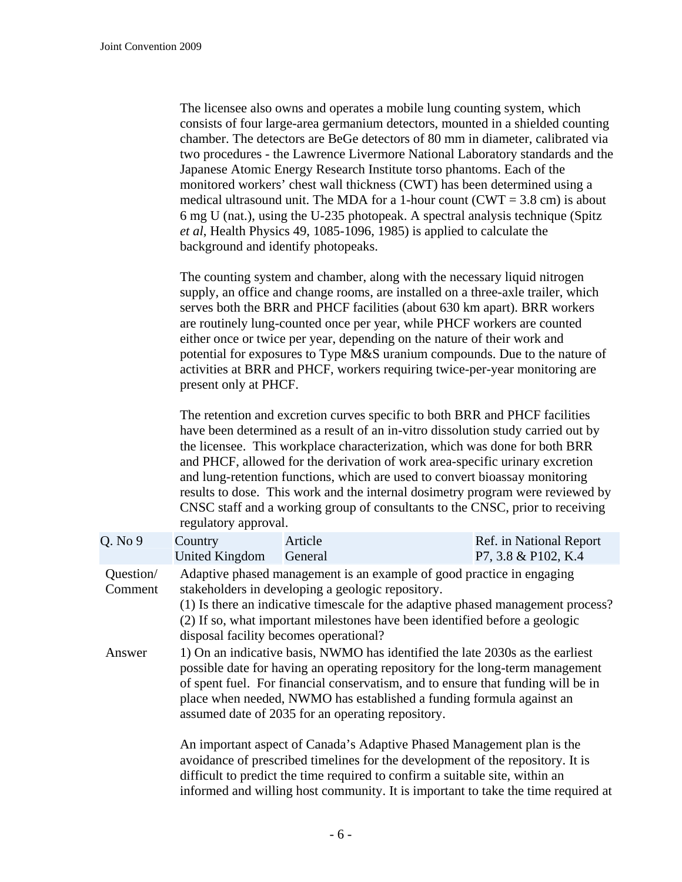The licensee also owns and operates a mobile lung counting system, which consists of four large-area germanium detectors, mounted in a shielded counting chamber. The detectors are BeGe detectors of 80 mm in diameter, calibrated via two procedures - the Lawrence Livermore National Laboratory standards and the Japanese Atomic Energy Research Institute torso phantoms. Each of the monitored workers' chest wall thickness (CWT) has been determined using a medical ultrasound unit. The MDA for a 1-hour count (CWT = 3.8 cm) is about 6 mg U (nat.), using the U-235 photopeak. A spectral analysis technique (Spitz *et al*, Health Physics 49, 1085-1096, 1985) is applied to calculate the background and identify photopeaks.

The counting system and chamber, along with the necessary liquid nitrogen supply, an office and change rooms, are installed on a three-axle trailer, which serves both the BRR and PHCF facilities (about 630 km apart). BRR workers are routinely lung-counted once per year, while PHCF workers are counted either once or twice per year, depending on the nature of their work and potential for exposures to Type M&S uranium compounds. Due to the nature of activities at BRR and PHCF, workers requiring twice-per-year monitoring are present only at PHCF.

The retention and excretion curves specific to both BRR and PHCF facilities have been determined as a result of an in-vitro dissolution study carried out by the licensee. This workplace characterization, which was done for both BRR and PHCF, allowed for the derivation of work area-specific urinary excretion and lung-retention functions, which are used to convert bioassay monitoring results to dose. This work and the internal dosimetry program were reviewed by CNSC staff and a working group of consultants to the CNSC, prior to receiving regulatory approval.

| Q. No 9 | Country<br>United Kingdom | Article<br>General | Ref. in National Report<br>P7, 3.8 & P102, K.4 |
|---|---|---|---|

**Question/ Comment**

Adaptive phased management is an example of good practice in engaging stakeholders in developing a geologic repository.
(1) Is there an indicative timescale for the adaptive phased management process?
(2) If so, what important milestones have been identified before a geologic disposal facility becomes operational?

**Answer**

1) On an indicative basis, NWMO has identified the late 2030s as the earliest possible date for having an operating repository for the long-term management of spent fuel. For financial conservatism, and to ensure that funding will be in place when needed, NWMO has established a funding formula against an assumed date of 2035 for an operating repository.

An important aspect of Canada's Adaptive Phased Management plan is the avoidance of prescribed timelines for the development of the repository. It is difficult to predict the time required to confirm a suitable site, within an informed and willing host community. It is important to take the time required at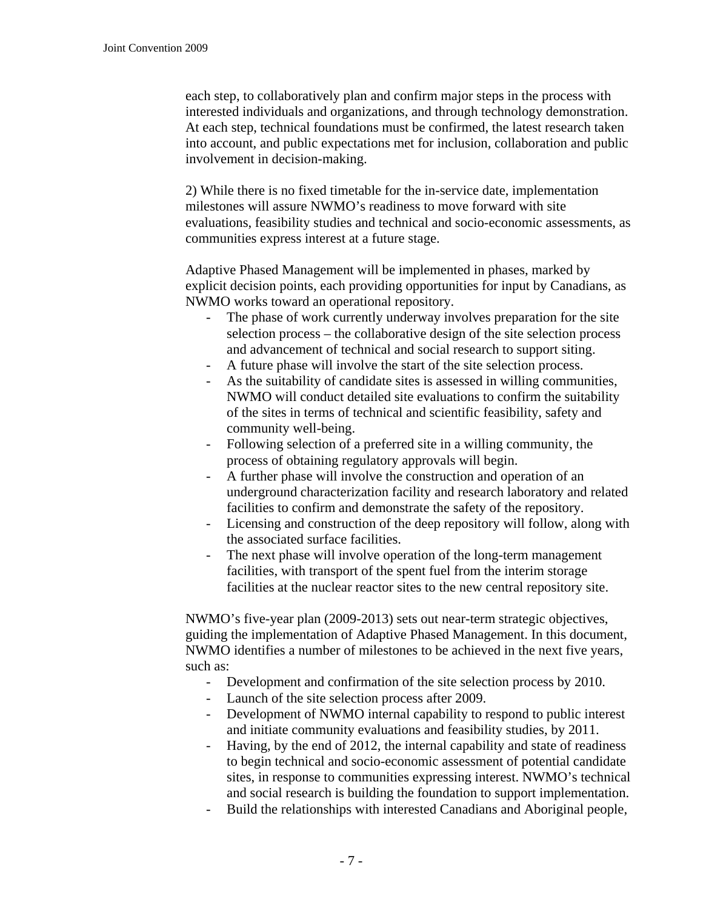each step, to collaboratively plan and confirm major steps in the process with interested individuals and organizations, and through technology demonstration. At each step, technical foundations must be confirmed, the latest research taken into account, and public expectations met for inclusion, collaboration and public involvement in decision-making.

2) While there is no fixed timetable for the in-service date, implementation milestones will assure NWMO's readiness to move forward with site evaluations, feasibility studies and technical and socio-economic assessments, as communities express interest at a future stage.

Adaptive Phased Management will be implemented in phases, marked by explicit decision points, each providing opportunities for input by Canadians, as NWMO works toward an operational repository.

- The phase of work currently underway involves preparation for the site selection process – the collaborative design of the site selection process and advancement of technical and social research to support siting.
- A future phase will involve the start of the site selection process.
- As the suitability of candidate sites is assessed in willing communities, NWMO will conduct detailed site evaluations to confirm the suitability of the sites in terms of technical and scientific feasibility, safety and community well-being.
- Following selection of a preferred site in a willing community, the process of obtaining regulatory approvals will begin.
- A further phase will involve the construction and operation of an underground characterization facility and research laboratory and related facilities to confirm and demonstrate the safety of the repository.
- Licensing and construction of the deep repository will follow, along with the associated surface facilities.
- The next phase will involve operation of the long-term management facilities, with transport of the spent fuel from the interim storage facilities at the nuclear reactor sites to the new central repository site.

NWMO's five-year plan (2009-2013) sets out near-term strategic objectives, guiding the implementation of Adaptive Phased Management. In this document, NWMO identifies a number of milestones to be achieved in the next five years, such as:

- Development and confirmation of the site selection process by 2010.
- Launch of the site selection process after 2009.
- Development of NWMO internal capability to respond to public interest and initiate community evaluations and feasibility studies, by 2011.
- Having, by the end of 2012, the internal capability and state of readiness to begin technical and socio-economic assessment of potential candidate sites, in response to communities expressing interest. NWMO's technical and social research is building the foundation to support implementation.
- Build the relationships with interested Canadians and Aboriginal people,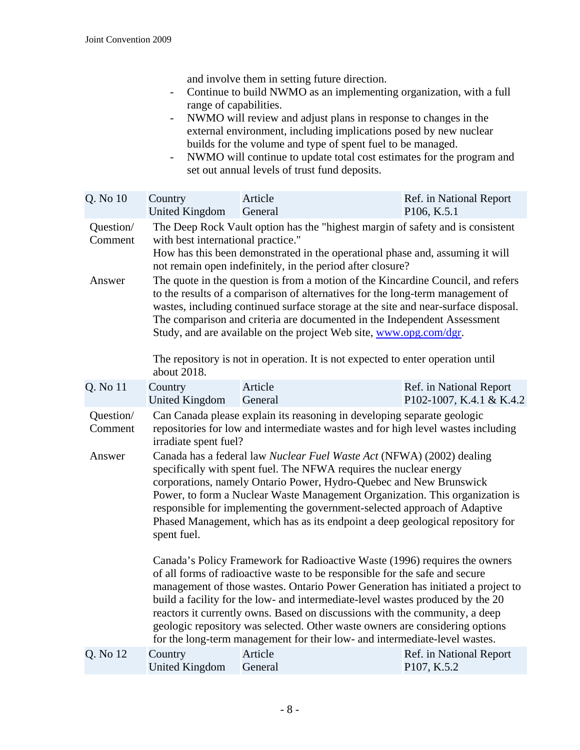and involve them in setting future direction.

- Continue to build NWMO as an implementing organization, with a full range of capabilities.
- NWMO will review and adjust plans in response to changes in the external environment, including implications posed by new nuclear builds for the volume and type of spent fuel to be managed.
- NWMO will continue to update total cost estimates for the program and set out annual levels of trust fund deposits.

| Q. No 10 | Country<br>United Kingdom | Article<br>General | Ref. in National Report<br>P106, K.5.1 |
|---|---|---|---|
| Question/ Comment | The Deep Rock Vault option has the "highest margin of safety and is consistent with best international practice."<br>How has this been demonstrated in the operational phase and, assuming it will not remain open indefinitely, in the period after closure? | | |
| Answer | The quote in the question is from a motion of the Kincardine Council, and refers to the results of a comparison of alternatives for the long-term management of wastes, including continued surface storage at the site and near-surface disposal. The comparison and criteria are documented in the Independent Assessment Study, and are available on the project Web site, www.opg.com/dgr.<br><br>The repository is not in operation. It is not expected to enter operation until about 2018. | | |

| Q. No 11 | Country<br>United Kingdom | Article<br>General | Ref. in National Report<br>P102-1007, K.4.1 & K.4.2 |
|---|---|---|---|
| Question/ Comment | Can Canada please explain its reasoning in developing separate geologic repositories for low and intermediate wastes and for high level wastes including irradiate spent fuel? | | |
| Answer | Canada has a federal law *Nuclear Fuel Waste Act* (NFWA) (2002) dealing specifically with spent fuel. The NFWA requires the nuclear energy corporations, namely Ontario Power, Hydro-Quebec and New Brunswick Power, to form a Nuclear Waste Management Organization. This organization is responsible for implementing the government-selected approach of Adaptive Phased Management, which has as its endpoint a deep geological repository for spent fuel.<br><br>Canada's Policy Framework for Radioactive Waste (1996) requires the owners of all forms of radioactive waste to be responsible for the safe and secure management of those wastes. Ontario Power Generation has initiated a project to build a facility for the low- and intermediate-level wastes produced by the 20 reactors it currently owns. Based on discussions with the community, a deep geologic repository was selected. Other waste owners are considering options for the long-term management for their low- and intermediate-level wastes. | | |

| Q. No 12 | Country<br>United Kingdom | Article<br>General | Ref. in National Report<br>P107, K.5.2 |
|---|---|---|---|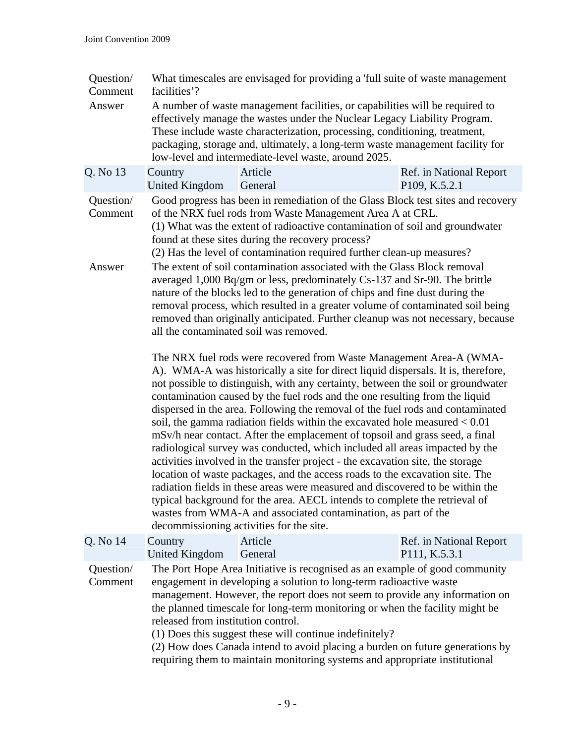| | |
|---|---|
| Question/ Comment | What timescales are envisaged for providing a 'full suite of waste management facilities'? |
| Answer | A number of waste management facilities, or capabilities will be required to effectively manage the wastes under the Nuclear Legacy Liability Program. These include waste characterization, processing, conditioning, treatment, packaging, storage and, ultimately, a long-term waste management facility for low-level and intermediate-level waste, around 2025. |

| Q. No 13 | Country | Article | Ref. in National Report |
|---|---|---|---|
| | United Kingdom | General | P109, K.5.2.1 |

**Question/ Comment**

Good progress has been in remediation of the Glass Block test sites and recovery of the NRX fuel rods from Waste Management Area A at CRL.

(1) What was the extent of radioactive contamination of soil and groundwater found at these sites during the recovery process?

(2) Has the level of contamination required further clean-up measures?

**Answer**

The extent of soil contamination associated with the Glass Block removal averaged 1,000 Bq/gm or less, predominately Cs-137 and Sr-90. The brittle nature of the blocks led to the generation of chips and fine dust during the removal process, which resulted in a greater volume of contaminated soil being removed than originally anticipated. Further cleanup was not necessary, because all the contaminated soil was removed.

The NRX fuel rods were recovered from Waste Management Area-A (WMA-A). WMA-A was historically a site for direct liquid dispersals. It is, therefore, not possible to distinguish, with any certainty, between the soil or groundwater contamination caused by the fuel rods and the one resulting from the liquid dispersed in the area. Following the removal of the fuel rods and contaminated soil, the gamma radiation fields within the excavated hole measured < 0.01 mSv/h near contact. After the emplacement of topsoil and grass seed, a final radiological survey was conducted, which included all areas impacted by the activities involved in the transfer project - the excavation site, the storage location of waste packages, and the access roads to the excavation site. The radiation fields in these areas were measured and discovered to be within the typical background for the area. AECL intends to complete the retrieval of wastes from WMA-A and associated contamination, as part of the decommissioning activities for the site.

| Q. No 14 | Country | Article | Ref. in National Report |
|---|---|---|---|
| | United Kingdom | General | P111, K.5.3.1 |

**Question/ Comment**

The Port Hope Area Initiative is recognised as an example of good community engagement in developing a solution to long-term radioactive waste management. However, the report does not seem to provide any information on the planned timescale for long-term monitoring or when the facility might be released from institution control.

(1) Does this suggest these will continue indefinitely?

(2) How does Canada intend to avoid placing a burden on future generations by requiring them to maintain monitoring systems and appropriate institutional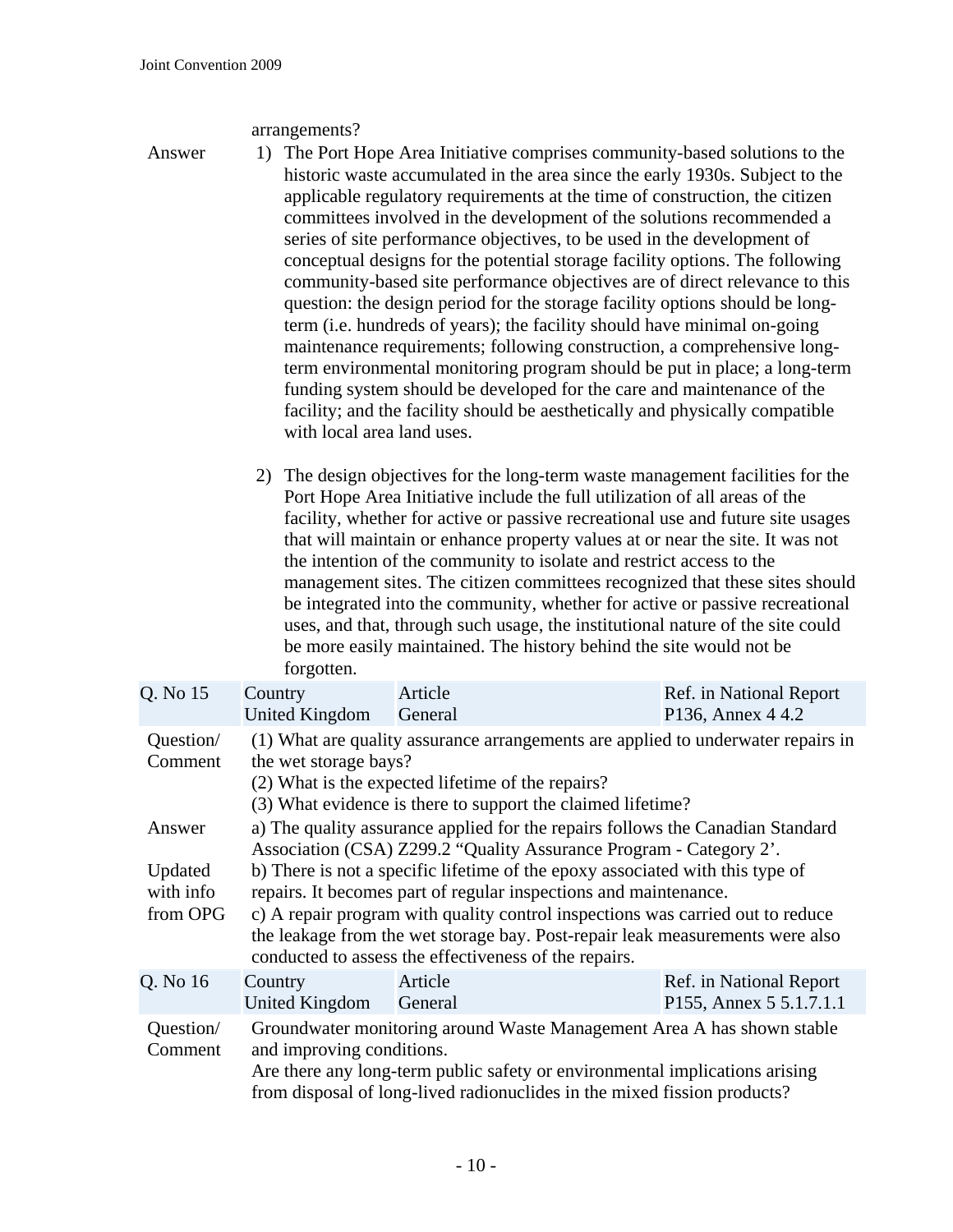arrangements?

Answer

1) The Port Hope Area Initiative comprises community-based solutions to the historic waste accumulated in the area since the early 1930s. Subject to the applicable regulatory requirements at the time of construction, the citizen committees involved in the development of the solutions recommended a series of site performance objectives, to be used in the development of conceptual designs for the potential storage facility options. The following community-based site performance objectives are of direct relevance to this question: the design period for the storage facility options should be long-term (i.e. hundreds of years); the facility should have minimal on-going maintenance requirements; following construction, a comprehensive long-term environmental monitoring program should be put in place; a long-term funding system should be developed for the care and maintenance of the facility; and the facility should be aesthetically and physically compatible with local area land uses.

2) The design objectives for the long-term waste management facilities for the Port Hope Area Initiative include the full utilization of all areas of the facility, whether for active or passive recreational use and future site usages that will maintain or enhance property values at or near the site. It was not the intention of the community to isolate and restrict access to the management sites. The citizen committees recognized that these sites should be integrated into the community, whether for active or passive recreational uses, and that, through such usage, the institutional nature of the site could be more easily maintained. The history behind the site would not be forgotten.

| Q. No 15 | Country<br>United Kingdom | Article<br>General | Ref. in National Report<br>P136, Annex 4 4.2 |
|---|---|---|---|
| Question/ Comment | (1) What are quality assurance arrangements are applied to underwater repairs in the wet storage bays?<br>(2) What is the expected lifetime of the repairs?<br>(3) What evidence is there to support the claimed lifetime? | | |
| Answer<br><br>Updated with info from OPG | a) The quality assurance applied for the repairs follows the Canadian Standard Association (CSA) Z299.2 “Quality Assurance Program - Category 2’.<br>b) There is not a specific lifetime of the epoxy associated with this type of repairs. It becomes part of regular inspections and maintenance.<br>c) A repair program with quality control inspections was carried out to reduce the leakage from the wet storage bay. Post-repair leak measurements were also conducted to assess the effectiveness of the repairs. | | |

| Q. No 16 | Country<br>United Kingdom | Article<br>General | Ref. in National Report<br>P155, Annex 5 5.1.7.1.1 |
|---|---|---|---|
| Question/ Comment | Groundwater monitoring around Waste Management Area A has shown stable and improving conditions.<br>Are there any long-term public safety or environmental implications arising from disposal of long-lived radionuclides in the mixed fission products? | | |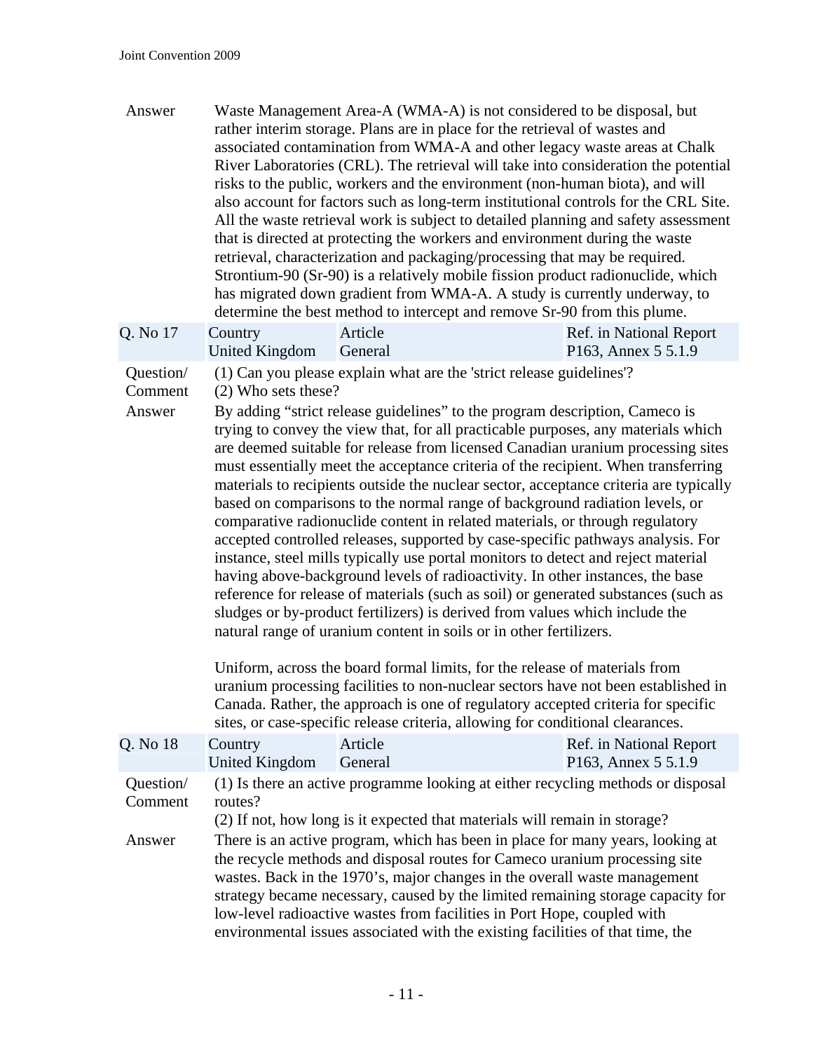| | | | |
|---|---|---|---|
| Answer | Waste Management Area-A (WMA-A) is not considered to be disposal, but rather interim storage. Plans are in place for the retrieval of wastes and associated contamination from WMA-A and other legacy waste areas at Chalk River Laboratories (CRL). The retrieval will take into consideration the potential risks to the public, workers and the environment (non-human biota), and will also account for factors such as long-term institutional controls for the CRL Site. All the waste retrieval work is subject to detailed planning and safety assessment that is directed at protecting the workers and environment during the waste retrieval, characterization and packaging/processing that may be required. Strontium-90 (Sr-90) is a relatively mobile fission product radionuclide, which has migrated down gradient from WMA-A. A study is currently underway, to determine the best method to intercept and remove Sr-90 from this plume. | | |

| Q. No 17 | Country<br>United Kingdom | Article<br>General | Ref. in National Report<br>P163, Annex 5 5.1.9 |
|---|---|---|---|
| Question/ Comment | (1) Can you please explain what are the 'strict release guidelines'?<br>(2) Who sets these? | | |
| Answer | By adding “strict release guidelines” to the program description, Cameco is trying to convey the view that, for all practicable purposes, any materials which are deemed suitable for release from licensed Canadian uranium processing sites must essentially meet the acceptance criteria of the recipient. When transferring materials to recipients outside the nuclear sector, acceptance criteria are typically based on comparisons to the normal range of background radiation levels, or comparative radionuclide content in related materials, or through regulatory accepted controlled releases, supported by case-specific pathways analysis. For instance, steel mills typically use portal monitors to detect and reject material having above-background levels of radioactivity. In other instances, the base reference for release of materials (such as soil) or generated substances (such as sludges or by-product fertilizers) is derived from values which include the natural range of uranium content in soils or in other fertilizers.<br><br>Uniform, across the board formal limits, for the release of materials from uranium processing facilities to non-nuclear sectors have not been established in Canada. Rather, the approach is one of regulatory accepted criteria for specific sites, or case-specific release criteria, allowing for conditional clearances. | | |

| Q. No 18 | Country<br>United Kingdom | Article<br>General | Ref. in National Report<br>P163, Annex 5 5.1.9 |
|---|---|---|---|
| Question/ Comment | (1) Is there an active programme looking at either recycling methods or disposal routes?<br>(2) If not, how long is it expected that materials will remain in storage? | | |
| Answer | There is an active program, which has been in place for many years, looking at the recycle methods and disposal routes for Cameco uranium processing site wastes. Back in the 1970’s, major changes in the overall waste management strategy became necessary, caused by the limited remaining storage capacity for low-level radioactive wastes from facilities in Port Hope, coupled with environmental issues associated with the existing facilities of that time, the | | |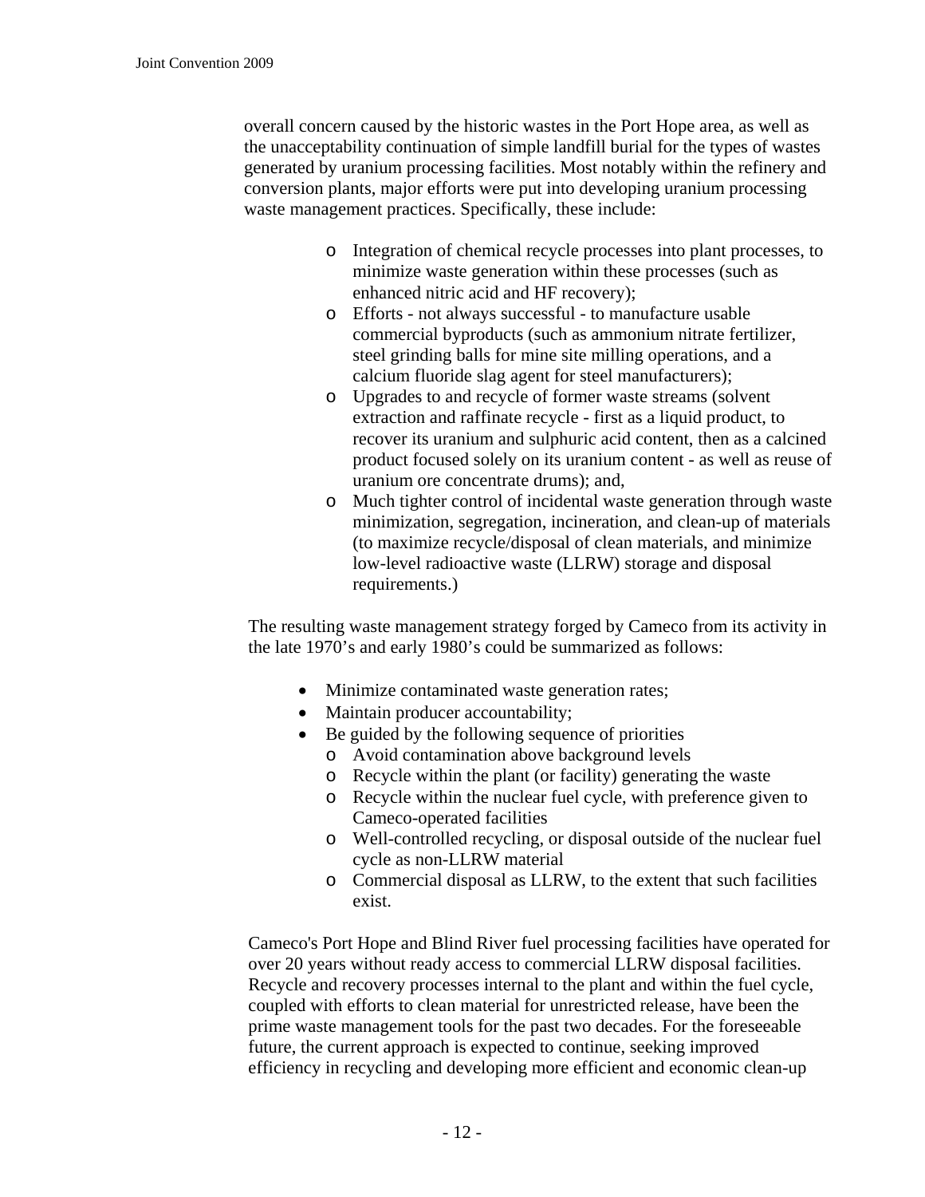overall concern caused by the historic wastes in the Port Hope area, as well as the unacceptability continuation of simple landfill burial for the types of wastes generated by uranium processing facilities. Most notably within the refinery and conversion plants, major efforts were put into developing uranium processing waste management practices. Specifically, these include:

- Integration of chemical recycle processes into plant processes, to minimize waste generation within these processes (such as enhanced nitric acid and HF recovery);
- Efforts - not always successful - to manufacture usable commercial byproducts (such as ammonium nitrate fertilizer, steel grinding balls for mine site milling operations, and a calcium fluoride slag agent for steel manufacturers);
- Upgrades to and recycle of former waste streams (solvent extraction and raffinate recycle - first as a liquid product, to recover its uranium and sulphuric acid content, then as a calcined product focused solely on its uranium content - as well as reuse of uranium ore concentrate drums); and,
- Much tighter control of incidental waste generation through waste minimization, segregation, incineration, and clean-up of materials (to maximize recycle/disposal of clean materials, and minimize low-level radioactive waste (LLRW) storage and disposal requirements.)

The resulting waste management strategy forged by Cameco from its activity in the late 1970's and early 1980's could be summarized as follows:

- Minimize contaminated waste generation rates;
- Maintain producer accountability;
- Be guided by the following sequence of priorities
  - Avoid contamination above background levels
  - Recycle within the plant (or facility) generating the waste
  - Recycle within the nuclear fuel cycle, with preference given to Cameco-operated facilities
  - Well-controlled recycling, or disposal outside of the nuclear fuel cycle as non-LLRW material
  - Commercial disposal as LLRW, to the extent that such facilities exist.

Cameco's Port Hope and Blind River fuel processing facilities have operated for over 20 years without ready access to commercial LLRW disposal facilities. Recycle and recovery processes internal to the plant and within the fuel cycle, coupled with efforts to clean material for unrestricted release, have been the prime waste management tools for the past two decades. For the foreseeable future, the current approach is expected to continue, seeking improved efficiency in recycling and developing more efficient and economic clean-up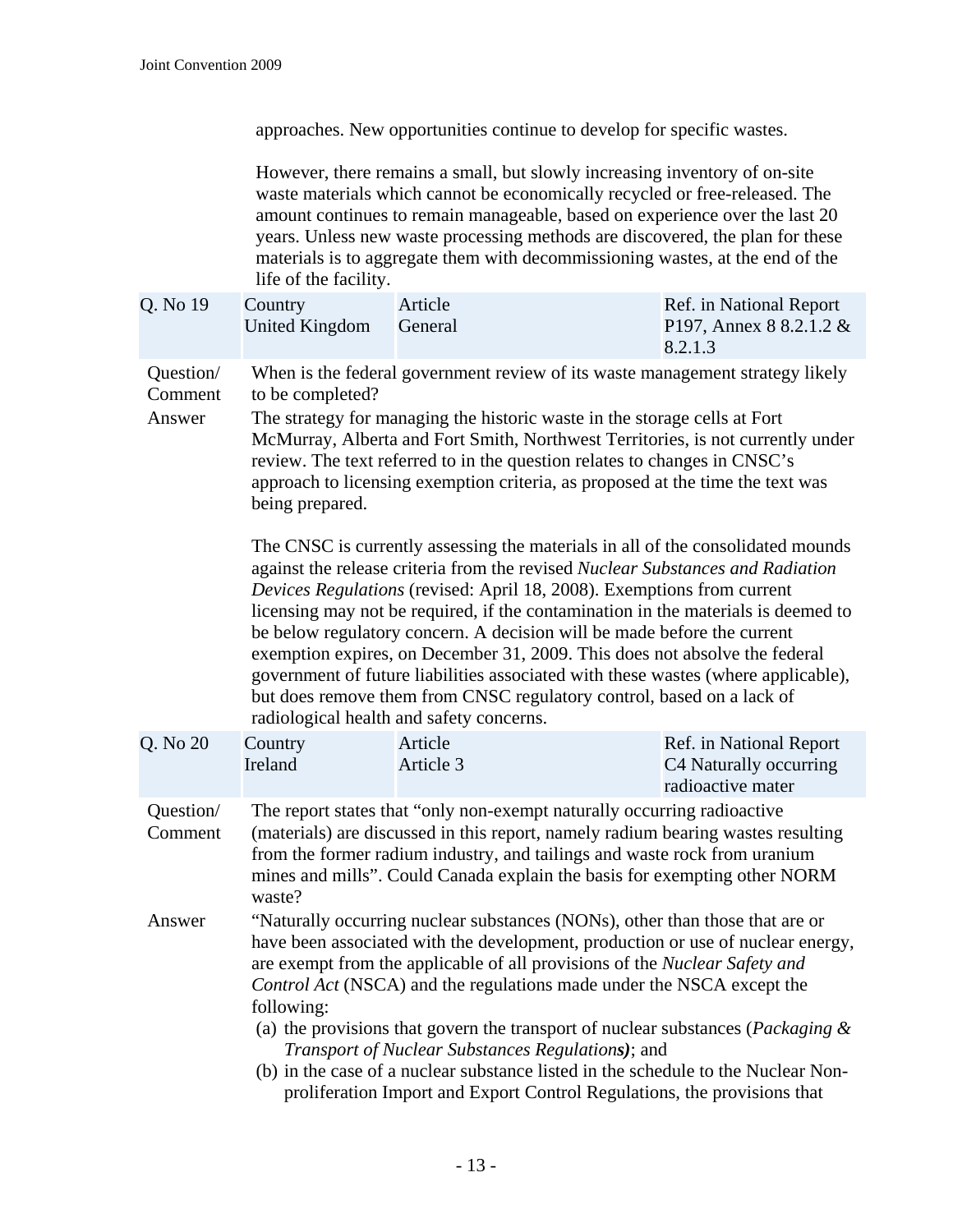approaches. New opportunities continue to develop for specific wastes.

However, there remains a small, but slowly increasing inventory of on-site waste materials which cannot be economically recycled or free-released. The amount continues to remain manageable, based on experience over the last 20 years. Unless new waste processing methods are discovered, the plan for these materials is to aggregate them with decommissioning wastes, at the end of the life of the facility.

| Q. No 19 | Country<br>United Kingdom | Article<br>General | Ref. in National Report<br>P197, Annex 8 8.2.1.2 & 8.2.1.3 |
|---|---|---|---|

**Question/ Comment**

When is the federal government review of its waste management strategy likely to be completed?

**Answer**

The strategy for managing the historic waste in the storage cells at Fort McMurray, Alberta and Fort Smith, Northwest Territories, is not currently under review. The text referred to in the question relates to changes in CNSC's approach to licensing exemption criteria, as proposed at the time the text was being prepared.

The CNSC is currently assessing the materials in all of the consolidated mounds against the release criteria from the revised *Nuclear Substances and Radiation Devices Regulations* (revised: April 18, 2008). Exemptions from current licensing may not be required, if the contamination in the materials is deemed to be below regulatory concern. A decision will be made before the current exemption expires, on December 31, 2009. This does not absolve the federal government of future liabilities associated with these wastes (where applicable), but does remove them from CNSC regulatory control, based on a lack of radiological health and safety concerns.

| Q. No 20 | Country<br>Ireland | Article<br>Article 3 | Ref. in National Report<br>C4 Naturally occurring radioactive mater |
|---|---|---|---|

**Question/ Comment**

The report states that "only non-exempt naturally occurring radioactive (materials) are discussed in this report, namely radium bearing wastes resulting from the former radium industry, and tailings and waste rock from uranium mines and mills". Could Canada explain the basis for exempting other NORM waste?

**Answer**

"Naturally occurring nuclear substances (NONs), other than those that are or have been associated with the development, production or use of nuclear energy, are exempt from the applicable of all provisions of the *Nuclear Safety and Control Act* (NSCA) and the regulations made under the NSCA except the following:

(a) the provisions that govern the transport of nuclear substances (*Packaging & Transport of Nuclear Substances Regulations)*; and
(b) in the case of a nuclear substance listed in the schedule to the Nuclear Non-proliferation Import and Export Control Regulations, the provisions that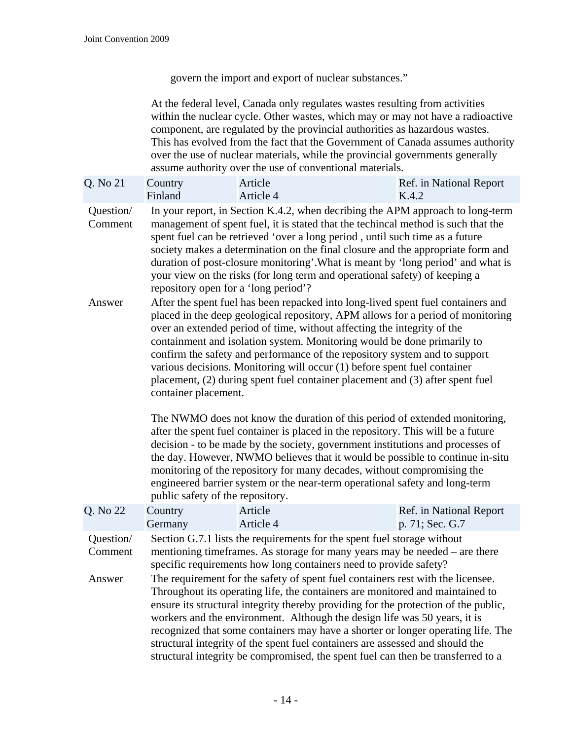govern the import and export of nuclear substances."

At the federal level, Canada only regulates wastes resulting from activities within the nuclear cycle. Other wastes, which may or may not have a radioactive component, are regulated by the provincial authorities as hazardous wastes. This has evolved from the fact that the Government of Canada assumes authority over the use of nuclear materials, while the provincial governments generally assume authority over the use of conventional materials.

| Q. No 21 | Country Finland | Article Article 4 | Ref. in National Report K.4.2 |
|---|---|---|---|

**Question/ Comment**

In your report, in Section K.4.2, when decribing the APM approach to long-term management of spent fuel, it is stated that the techincal method is such that the spent fuel can be retrieved 'over a long period , until such time as a future society makes a determination on the final closure and the appropriate form and duration of post-closure monitoring'.What is meant by 'long period' and what is your view on the risks (for long term and operational safety) of keeping a repository open for a 'long period'?

**Answer**

After the spent fuel has been repacked into long-lived spent fuel containers and placed in the deep geological repository, APM allows for a period of monitoring over an extended period of time, without affecting the integrity of the containment and isolation system. Monitoring would be done primarily to confirm the safety and performance of the repository system and to support various decisions. Monitoring will occur (1) before spent fuel container placement, (2) during spent fuel container placement and (3) after spent fuel container placement.

The NWMO does not know the duration of this period of extended monitoring, after the spent fuel container is placed in the repository. This will be a future decision - to be made by the society, government institutions and processes of the day. However, NWMO believes that it would be possible to continue in-situ monitoring of the repository for many decades, without compromising the engineered barrier system or the near-term operational safety and long-term public safety of the repository.

| Q. No 22 | Country Germany | Article Article 4 | Ref. in National Report p. 71; Sec. G.7 |
|---|---|---|---|

**Question/ Comment**

Section G.7.1 lists the requirements for the spent fuel storage without mentioning timeframes. As storage for many years may be needed – are there specific requirements how long containers need to provide safety?

**Answer**

The requirement for the safety of spent fuel containers rest with the licensee. Throughout its operating life, the containers are monitored and maintained to ensure its structural integrity thereby providing for the protection of the public, workers and the environment. Although the design life was 50 years, it is recognized that some containers may have a shorter or longer operating life. The structural integrity of the spent fuel containers are assessed and should the structural integrity be compromised, the spent fuel can then be transferred to a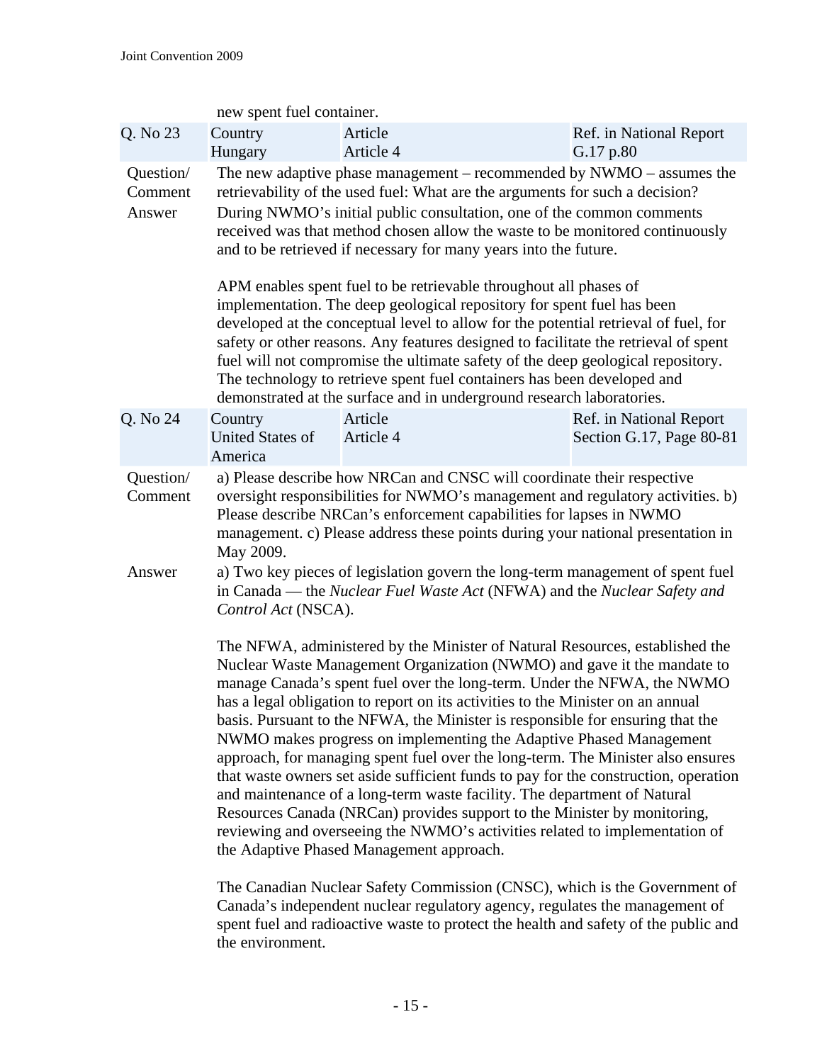new spent fuel container.

| Q. No 23 | Country Hungary | Article Article 4 | Ref. in National Report G.17 p.80 |
|---|---|---|---|

Question/ Comment

The new adaptive phase management – recommended by NWMO – assumes the retrievability of the used fuel: What are the arguments for such a decision?

Answer

During NWMO's initial public consultation, one of the common comments received was that method chosen allow the waste to be monitored continuously and to be retrieved if necessary for many years into the future.

APM enables spent fuel to be retrievable throughout all phases of implementation. The deep geological repository for spent fuel has been developed at the conceptual level to allow for the potential retrieval of fuel, for safety or other reasons. Any features designed to facilitate the retrieval of spent fuel will not compromise the ultimate safety of the deep geological repository. The technology to retrieve spent fuel containers has been developed and demonstrated at the surface and in underground research laboratories.

| Q. No 24 | Country United States of America | Article Article 4 | Ref. in National Report Section G.17, Page 80-81 |
|---|---|---|---|

Question/ Comment

a) Please describe how NRCan and CNSC will coordinate their respective oversight responsibilities for NWMO's management and regulatory activities. b) Please describe NRCan's enforcement capabilities for lapses in NWMO management. c) Please address these points during your national presentation in May 2009.

Answer

a) Two key pieces of legislation govern the long-term management of spent fuel in Canada — the *Nuclear Fuel Waste Act* (NFWA) and the *Nuclear Safety and Control Act* (NSCA).

The NFWA, administered by the Minister of Natural Resources, established the Nuclear Waste Management Organization (NWMO) and gave it the mandate to manage Canada's spent fuel over the long-term. Under the NFWA, the NWMO has a legal obligation to report on its activities to the Minister on an annual basis. Pursuant to the NFWA, the Minister is responsible for ensuring that the NWMO makes progress on implementing the Adaptive Phased Management approach, for managing spent fuel over the long-term. The Minister also ensures that waste owners set aside sufficient funds to pay for the construction, operation and maintenance of a long-term waste facility. The department of Natural Resources Canada (NRCan) provides support to the Minister by monitoring, reviewing and overseeing the NWMO's activities related to implementation of the Adaptive Phased Management approach.

The Canadian Nuclear Safety Commission (CNSC), which is the Government of Canada's independent nuclear regulatory agency, regulates the management of spent fuel and radioactive waste to protect the health and safety of the public and the environment.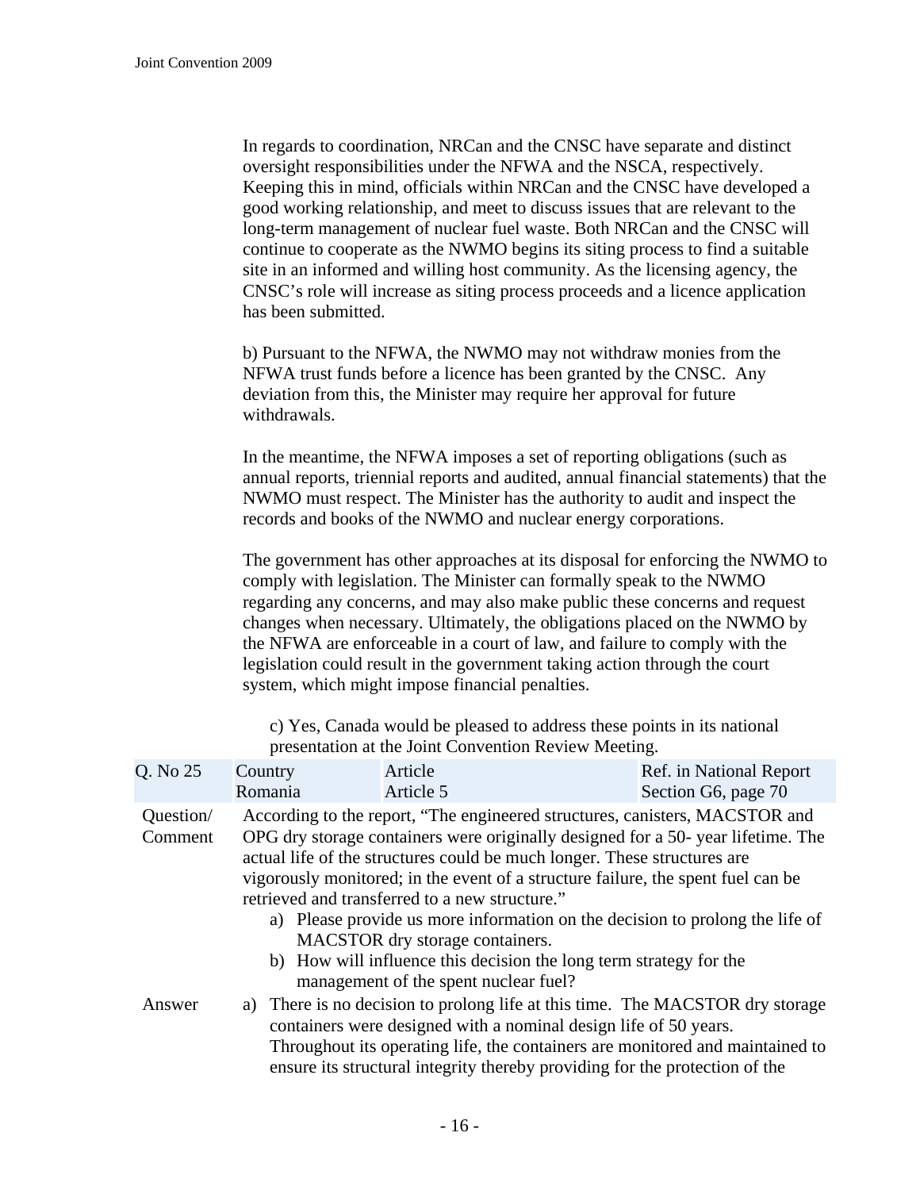In regards to coordination, NRCan and the CNSC have separate and distinct oversight responsibilities under the NFWA and the NSCA, respectively. Keeping this in mind, officials within NRCan and the CNSC have developed a good working relationship, and meet to discuss issues that are relevant to the long-term management of nuclear fuel waste. Both NRCan and the CNSC will continue to cooperate as the NWMO begins its siting process to find a suitable site in an informed and willing host community. As the licensing agency, the CNSC's role will increase as siting process proceeds and a licence application has been submitted.

b) Pursuant to the NFWA, the NWMO may not withdraw monies from the NFWA trust funds before a licence has been granted by the CNSC. Any deviation from this, the Minister may require her approval for future withdrawals.

In the meantime, the NFWA imposes a set of reporting obligations (such as annual reports, triennial reports and audited, annual financial statements) that the NWMO must respect. The Minister has the authority to audit and inspect the records and books of the NWMO and nuclear energy corporations.

The government has other approaches at its disposal for enforcing the NWMO to comply with legislation. The Minister can formally speak to the NWMO regarding any concerns, and may also make public these concerns and request changes when necessary. Ultimately, the obligations placed on the NWMO by the NFWA are enforceable in a court of law, and failure to comply with the legislation could result in the government taking action through the court system, which might impose financial penalties.

c) Yes, Canada would be pleased to address these points in its national presentation at the Joint Convention Review Meeting.

| Q. No 25 | Country<br>Romania | Article<br>Article 5 | Ref. in National Report<br>Section G6, page 70 |
|---|---|---|---|

**Question/ Comment**

According to the report, "The engineered structures, canisters, MACSTOR and OPG dry storage containers were originally designed for a 50- year lifetime. The actual life of the structures could be much longer. These structures are vigorously monitored; in the event of a structure failure, the spent fuel can be retrieved and transferred to a new structure."

a) Please provide us more information on the decision to prolong the life of MACSTOR dry storage containers.
b) How will influence this decision the long term strategy for the management of the spent nuclear fuel?

**Answer**

a) There is no decision to prolong life at this time. The MACSTOR dry storage containers were designed with a nominal design life of 50 years. Throughout its operating life, the containers are monitored and maintained to ensure its structural integrity thereby providing for the protection of the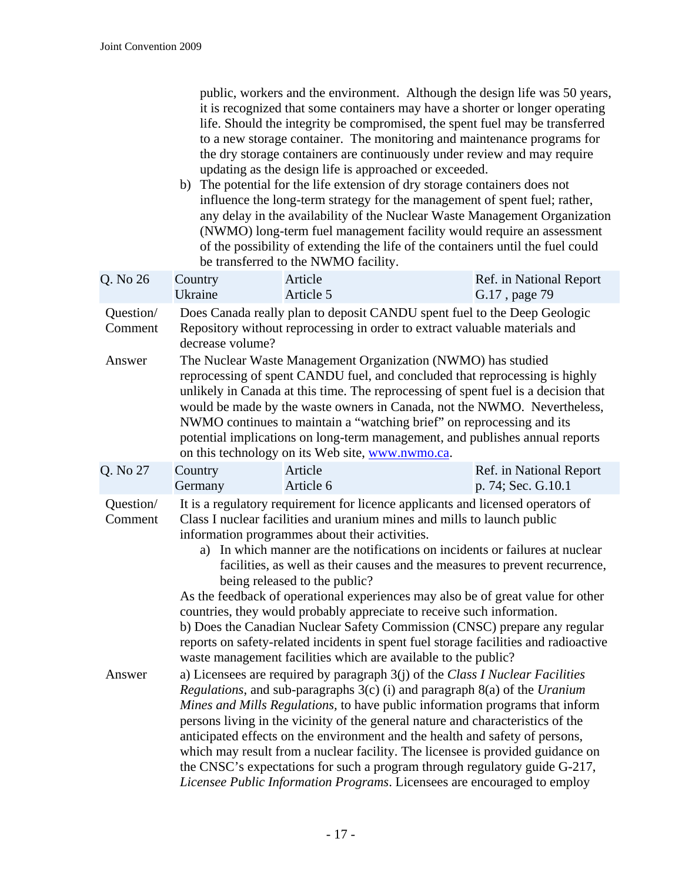public, workers and the environment. Although the design life was 50 years, it is recognized that some containers may have a shorter or longer operating life. Should the integrity be compromised, the spent fuel may be transferred to a new storage container. The monitoring and maintenance programs for the dry storage containers are continuously under review and may require updating as the design life is approached or exceeded.

b) The potential for the life extension of dry storage containers does not influence the long-term strategy for the management of spent fuel; rather, any delay in the availability of the Nuclear Waste Management Organization (NWMO) long-term fuel management facility would require an assessment of the possibility of extending the life of the containers until the fuel could be transferred to the NWMO facility.

| Q. No 26 | Country | Article | Ref. in National Report |
|---|---|---|---|
| | Ukraine | Article 5 | G.17 , page 79 |

**Question/ Comment**

Does Canada really plan to deposit CANDU spent fuel to the Deep Geologic Repository without reprocessing in order to extract valuable materials and decrease volume?

**Answer**

The Nuclear Waste Management Organization (NWMO) has studied reprocessing of spent CANDU fuel, and concluded that reprocessing is highly unlikely in Canada at this time. The reprocessing of spent fuel is a decision that would be made by the waste owners in Canada, not the NWMO. Nevertheless, NWMO continues to maintain a "watching brief" on reprocessing and its potential implications on long-term management, and publishes annual reports on this technology on its Web site, www.nwmo.ca.

| Q. No 27 | Country | Article | Ref. in National Report |
|---|---|---|---|
| | Germany | Article 6 | p. 74; Sec. G.10.1 |

**Question/ Comment**

It is a regulatory requirement for licence applicants and licensed operators of Class I nuclear facilities and uranium mines and mills to launch public information programmes about their activities.

a) In which manner are the notifications on incidents or failures at nuclear facilities, as well as their causes and the measures to prevent recurrence, being released to the public?

As the feedback of operational experiences may also be of great value for other countries, they would probably appreciate to receive such information.

b) Does the Canadian Nuclear Safety Commission (CNSC) prepare any regular reports on safety-related incidents in spent fuel storage facilities and radioactive waste management facilities which are available to the public?

**Answer**

a) Licensees are required by paragraph 3(j) of the *Class I Nuclear Facilities Regulations*, and sub-paragraphs 3(c) (i) and paragraph 8(a) of the *Uranium Mines and Mills Regulations*, to have public information programs that inform persons living in the vicinity of the general nature and characteristics of the anticipated effects on the environment and the health and safety of persons, which may result from a nuclear facility. The licensee is provided guidance on the CNSC's expectations for such a program through regulatory guide G-217, *Licensee Public Information Programs*. Licensees are encouraged to employ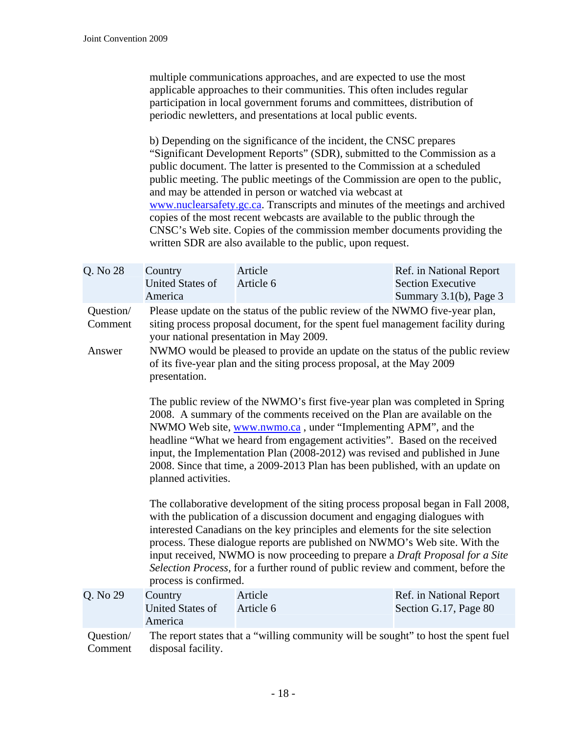multiple communications approaches, and are expected to use the most applicable approaches to their communities. This often includes regular participation in local government forums and committees, distribution of periodic newsletters, and presentations at local public events.

b) Depending on the significance of the incident, the CNSC prepares "Significant Development Reports" (SDR), submitted to the Commission as a public document. The latter is presented to the Commission at a scheduled public meeting. The public meetings of the Commission are open to the public, and may be attended in person or watched via webcast at www.nuclearsafety.gc.ca. Transcripts and minutes of the meetings and archived copies of the most recent webcasts are available to the public through the CNSC's Web site. Copies of the commission member documents providing the written SDR are also available to the public, upon request.

| Q. No 28 | Country | Article | Ref. in National Report |
|---|---|---|---|
| | United States of America | Article 6 | Section Executive Summary 3.1(b), Page 3 |

**Question/ Comment**

Please update on the status of the public review of the NWMO five-year plan, siting process proposal document, for the spent fuel management facility during your national presentation in May 2009.

**Answer**

NWMO would be pleased to provide an update on the status of the public review of its five-year plan and the siting process proposal, at the May 2009 presentation.

The public review of the NWMO's first five-year plan was completed in Spring 2008. A summary of the comments received on the Plan are available on the NWMO Web site, www.nwmo.ca , under "Implementing APM", and the headline "What we heard from engagement activities". Based on the received input, the Implementation Plan (2008-2012) was revised and published in June 2008. Since that time, a 2009-2013 Plan has been published, with an update on planned activities.

The collaborative development of the siting process proposal began in Fall 2008, with the publication of a discussion document and engaging dialogues with interested Canadians on the key principles and elements for the site selection process. These dialogue reports are published on NWMO's Web site. With the input received, NWMO is now proceeding to prepare a *Draft Proposal for a Site Selection Process*, for a further round of public review and comment, before the process is confirmed.

| Q. No 29 | Country | Article | Ref. in National Report |
|---|---|---|---|
| | United States of America | Article 6 | Section G.17, Page 80 |

**Question/ Comment**

The report states that a "willing community will be sought" to host the spent fuel disposal facility.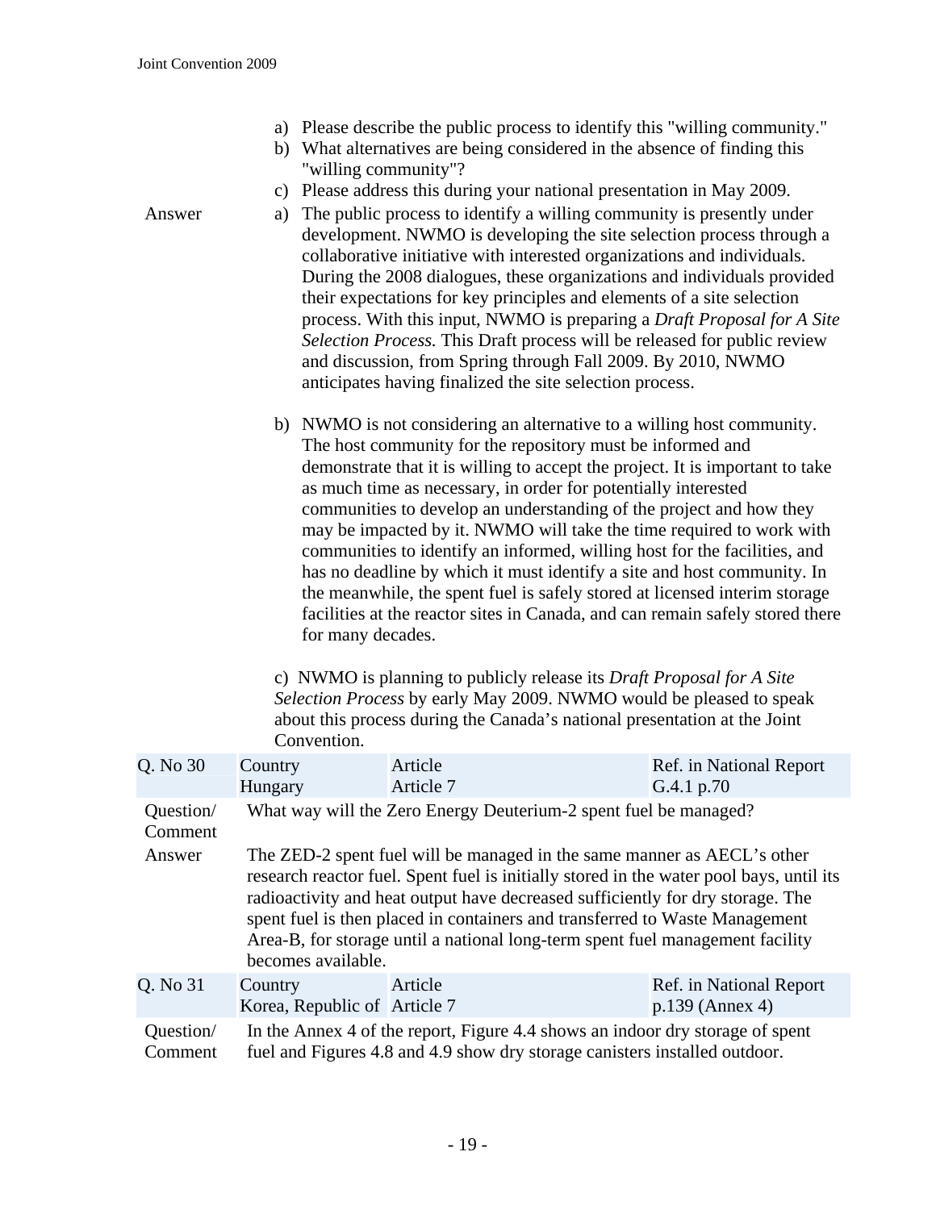a) Please describe the public process to identify this "willing community."
b) What alternatives are being considered in the absence of finding this "willing community"?
c) Please address this during your national presentation in May 2009.

Answer

a) The public process to identify a willing community is presently under development. NWMO is developing the site selection process through a collaborative initiative with interested organizations and individuals. During the 2008 dialogues, these organizations and individuals provided their expectations for key principles and elements of a site selection process. With this input, NWMO is preparing a *Draft Proposal for A Site Selection Process.* This Draft process will be released for public review and discussion, from Spring through Fall 2009. By 2010, NWMO anticipates having finalized the site selection process.

b) NWMO is not considering an alternative to a willing host community. The host community for the repository must be informed and demonstrate that it is willing to accept the project. It is important to take as much time as necessary, in order for potentially interested communities to develop an understanding of the project and how they may be impacted by it. NWMO will take the time required to work with communities to identify an informed, willing host for the facilities, and has no deadline by which it must identify a site and host community. In the meanwhile, the spent fuel is safely stored at licensed interim storage facilities at the reactor sites in Canada, and can remain safely stored there for many decades.

c) NWMO is planning to publicly release its *Draft Proposal for A Site Selection Process* by early May 2009. NWMO would be pleased to speak about this process during the Canada's national presentation at the Joint Convention.

| Q. No 30 | Country<br>Hungary | Article<br>Article 7 | Ref. in National Report<br>G.4.1 p.70 |
|---|---|---|---|
| Question/<br>Comment | What way will the Zero Energy Deuterium-2 spent fuel be managed? | | |
| Answer | The ZED-2 spent fuel will be managed in the same manner as AECL's other research reactor fuel. Spent fuel is initially stored in the water pool bays, until its radioactivity and heat output have decreased sufficiently for dry storage. The spent fuel is then placed in containers and transferred to Waste Management Area-B, for storage until a national long-term spent fuel management facility becomes available. | | |

| Q. No 31 | Country<br>Korea, Republic of | Article<br>Article 7 | Ref. in National Report<br>p.139 (Annex 4) |
|---|---|---|---|
| Question/<br>Comment | In the Annex 4 of the report, Figure 4.4 shows an indoor dry storage of spent fuel and Figures 4.8 and 4.9 show dry storage canisters installed outdoor. | | |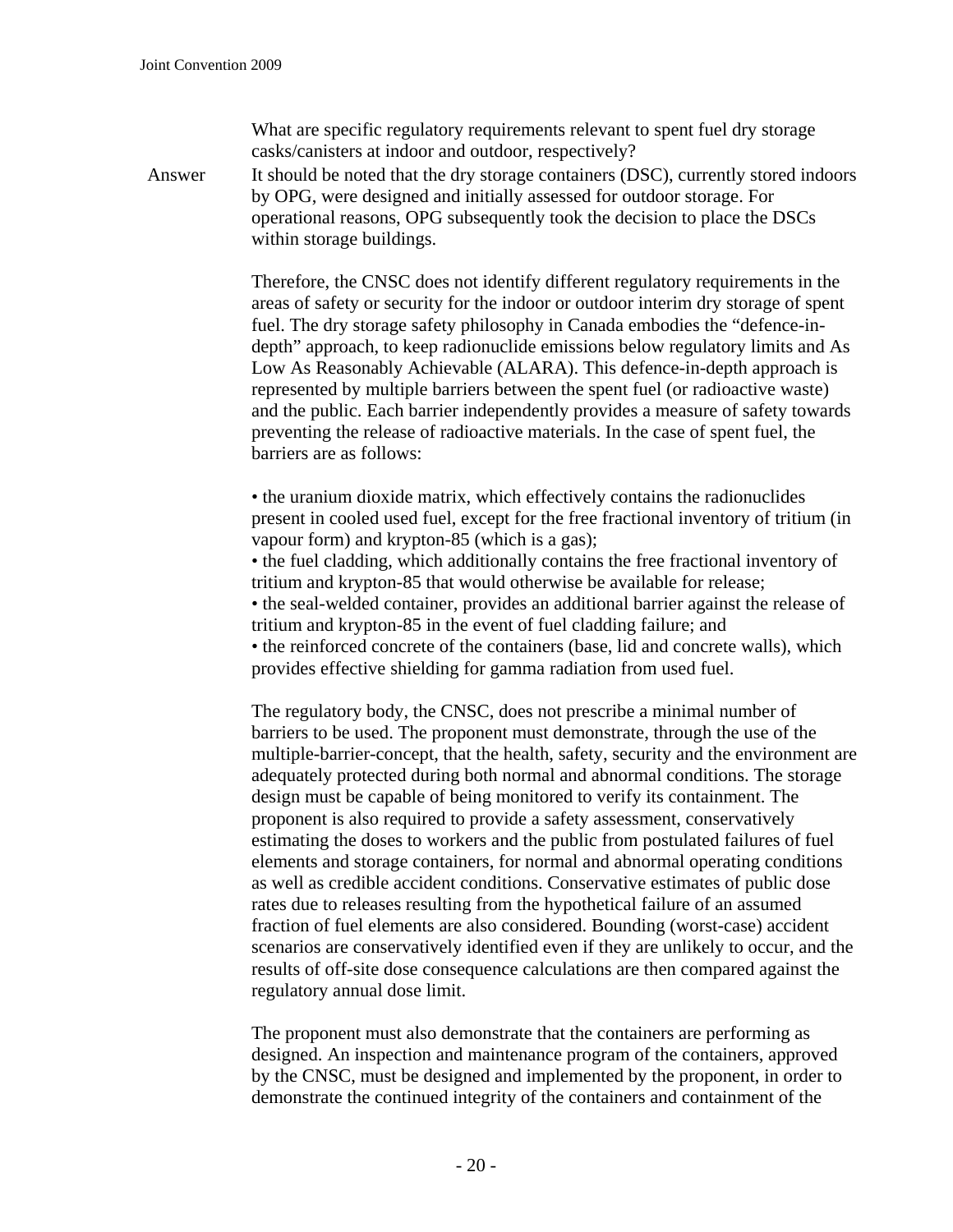What are specific regulatory requirements relevant to spent fuel dry storage casks/canisters at indoor and outdoor, respectively?

Answer It should be noted that the dry storage containers (DSC), currently stored indoors by OPG, were designed and initially assessed for outdoor storage. For operational reasons, OPG subsequently took the decision to place the DSCs within storage buildings.

Therefore, the CNSC does not identify different regulatory requirements in the areas of safety or security for the indoor or outdoor interim dry storage of spent fuel. The dry storage safety philosophy in Canada embodies the "defence-in-depth" approach, to keep radionuclide emissions below regulatory limits and As Low As Reasonably Achievable (ALARA). This defence-in-depth approach is represented by multiple barriers between the spent fuel (or radioactive waste) and the public. Each barrier independently provides a measure of safety towards preventing the release of radioactive materials. In the case of spent fuel, the barriers are as follows:

- the uranium dioxide matrix, which effectively contains the radionuclides present in cooled used fuel, except for the free fractional inventory of tritium (in vapour form) and krypton-85 (which is a gas);
- the fuel cladding, which additionally contains the free fractional inventory of tritium and krypton-85 that would otherwise be available for release;
- the seal-welded container, provides an additional barrier against the release of tritium and krypton-85 in the event of fuel cladding failure; and
- the reinforced concrete of the containers (base, lid and concrete walls), which provides effective shielding for gamma radiation from used fuel.

The regulatory body, the CNSC, does not prescribe a minimal number of barriers to be used. The proponent must demonstrate, through the use of the multiple-barrier-concept, that the health, safety, security and the environment are adequately protected during both normal and abnormal conditions. The storage design must be capable of being monitored to verify its containment. The proponent is also required to provide a safety assessment, conservatively estimating the doses to workers and the public from postulated failures of fuel elements and storage containers, for normal and abnormal operating conditions as well as credible accident conditions. Conservative estimates of public dose rates due to releases resulting from the hypothetical failure of an assumed fraction of fuel elements are also considered. Bounding (worst-case) accident scenarios are conservatively identified even if they are unlikely to occur, and the results of off-site dose consequence calculations are then compared against the regulatory annual dose limit.

The proponent must also demonstrate that the containers are performing as designed. An inspection and maintenance program of the containers, approved by the CNSC, must be designed and implemented by the proponent, in order to demonstrate the continued integrity of the containers and containment of the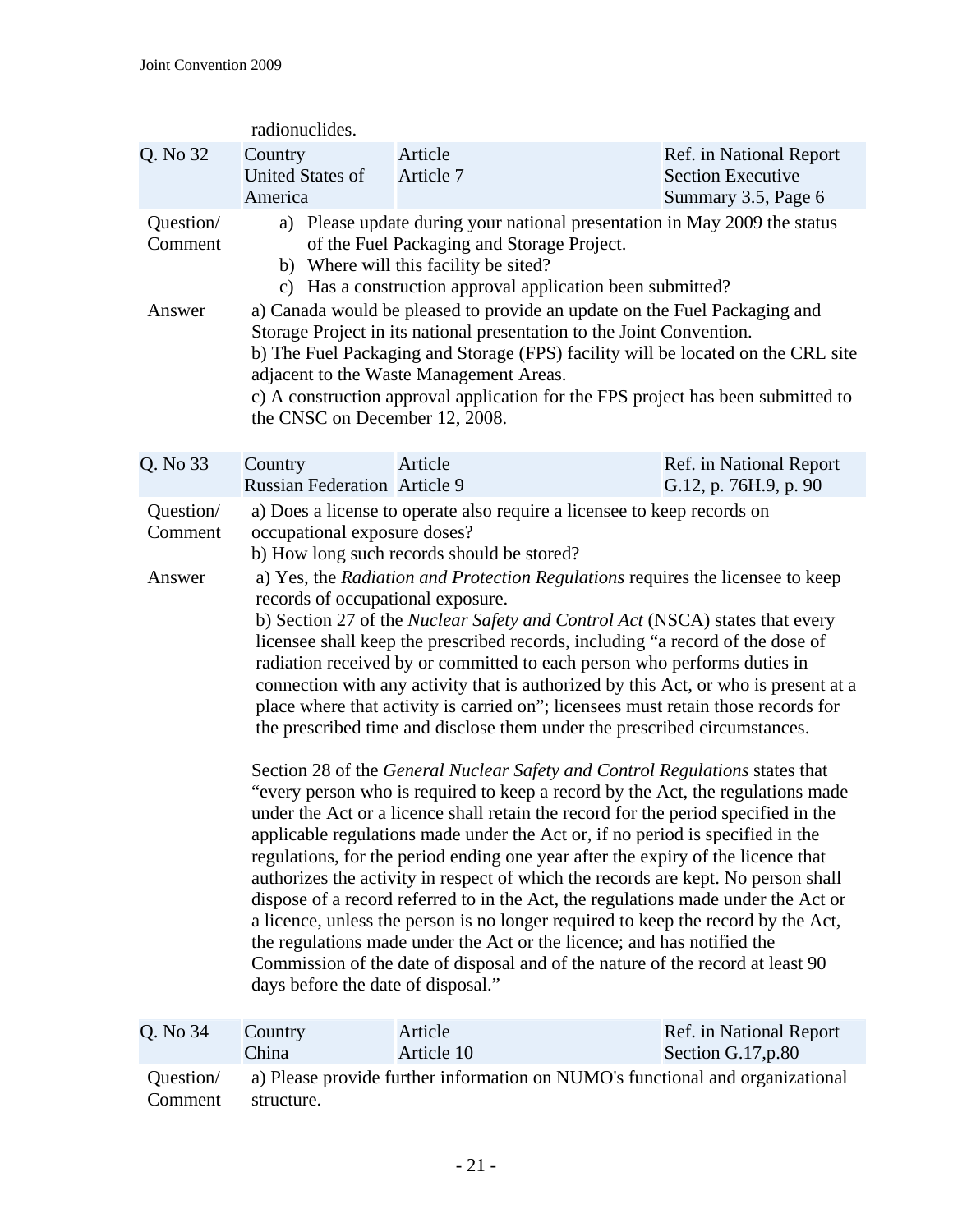radionuclides.

| Q. No 32 | Country<br>United States of America | Article<br>Article 7 | Ref. in National Report<br>Section Executive Summary 3.5, Page 6 |
|---|---|---|---|

Question/ Comment

a) Please update during your national presentation in May 2009 the status of the Fuel Packaging and Storage Project.
b) Where will this facility be sited?
c) Has a construction approval application been submitted?

Answer

a) Canada would be pleased to provide an update on the Fuel Packaging and Storage Project in its national presentation to the Joint Convention.
b) The Fuel Packaging and Storage (FPS) facility will be located on the CRL site adjacent to the Waste Management Areas.
c) A construction approval application for the FPS project has been submitted to the CNSC on December 12, 2008.

| Q. No 33 | Country<br>Russian Federation | Article<br>Article 9 | Ref. in National Report<br>G.12, p. 76H.9, p. 90 |
|---|---|---|---|

Question/ Comment

a) Does a license to operate also require a licensee to keep records on occupational exposure doses?
b) How long such records should be stored?

Answer

a) Yes, the *Radiation and Protection Regulations* requires the licensee to keep records of occupational exposure.
b) Section 27 of the *Nuclear Safety and Control Act* (NSCA) states that every licensee shall keep the prescribed records, including "a record of the dose of radiation received by or committed to each person who performs duties in connection with any activity that is authorized by this Act, or who is present at a place where that activity is carried on"; licensees must retain those records for the prescribed time and disclose them under the prescribed circumstances.

Section 28 of the *General Nuclear Safety and Control Regulations* states that "every person who is required to keep a record by the Act, the regulations made under the Act or a licence shall retain the record for the period specified in the applicable regulations made under the Act or, if no period is specified in the regulations, for the period ending one year after the expiry of the licence that authorizes the activity in respect of which the records are kept. No person shall dispose of a record referred to in the Act, the regulations made under the Act or a licence, unless the person is no longer required to keep the record by the Act, the regulations made under the Act or the licence; and has notified the Commission of the date of disposal and of the nature of the record at least 90 days before the date of disposal."

| Q. No 34 | Country<br>China | Article<br>Article 10 | Ref. in National Report<br>Section G.17,p.80 |
|---|---|---|---|

Question/ Comment

a) Please provide further information on NUMO's functional and organizational structure.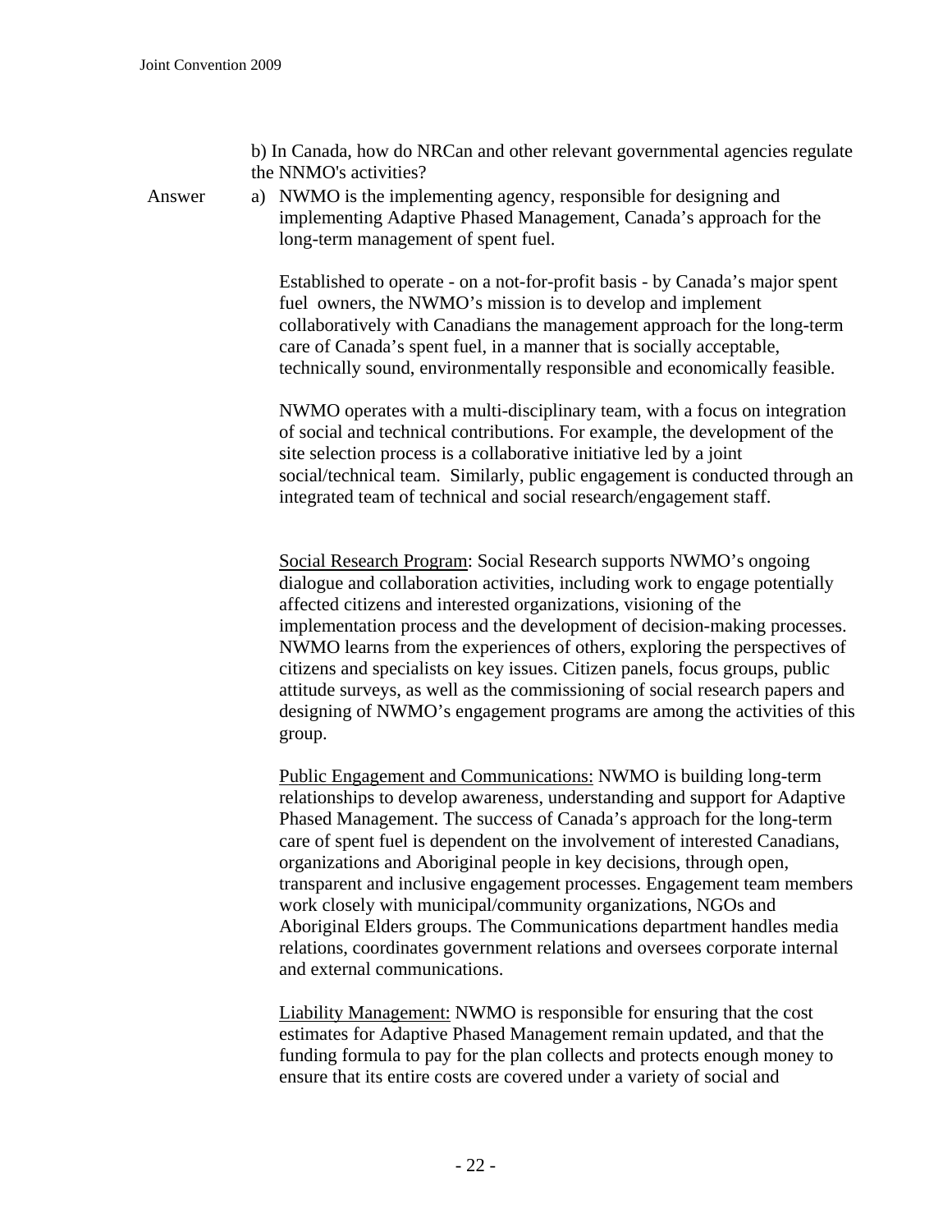b) In Canada, how do NRCan and other relevant governmental agencies regulate the NNMO's activities?

Answer

a) NWMO is the implementing agency, responsible for designing and implementing Adaptive Phased Management, Canada's approach for the long-term management of spent fuel.

Established to operate - on a not-for-profit basis - by Canada's major spent fuel owners, the NWMO's mission is to develop and implement collaboratively with Canadians the management approach for the long-term care of Canada's spent fuel, in a manner that is socially acceptable, technically sound, environmentally responsible and economically feasible.

NWMO operates with a multi-disciplinary team, with a focus on integration of social and technical contributions. For example, the development of the site selection process is a collaborative initiative led by a joint social/technical team. Similarly, public engagement is conducted through an integrated team of technical and social research/engagement staff.

<u>Social Research Program</u>: Social Research supports NWMO's ongoing dialogue and collaboration activities, including work to engage potentially affected citizens and interested organizations, visioning of the implementation process and the development of decision-making processes. NWMO learns from the experiences of others, exploring the perspectives of citizens and specialists on key issues. Citizen panels, focus groups, public attitude surveys, as well as the commissioning of social research papers and designing of NWMO's engagement programs are among the activities of this group.

<u>Public Engagement and Communications:</u> NWMO is building long-term relationships to develop awareness, understanding and support for Adaptive Phased Management. The success of Canada's approach for the long-term care of spent fuel is dependent on the involvement of interested Canadians, organizations and Aboriginal people in key decisions, through open, transparent and inclusive engagement processes. Engagement team members work closely with municipal/community organizations, NGOs and Aboriginal Elders groups. The Communications department handles media relations, coordinates government relations and oversees corporate internal and external communications.

<u>Liability Management:</u> NWMO is responsible for ensuring that the cost estimates for Adaptive Phased Management remain updated, and that the funding formula to pay for the plan collects and protects enough money to ensure that its entire costs are covered under a variety of social and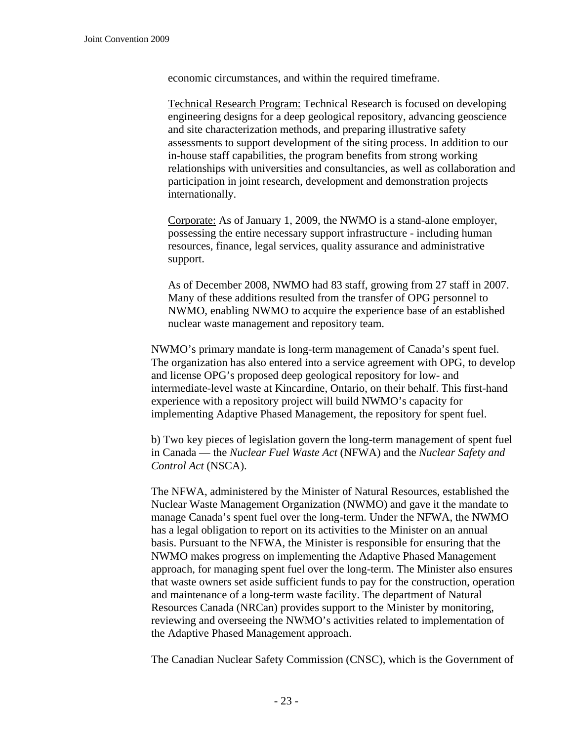economic circumstances, and within the required timeframe.

Technical Research Program: Technical Research is focused on developing engineering designs for a deep geological repository, advancing geoscience and site characterization methods, and preparing illustrative safety assessments to support development of the siting process. In addition to our in-house staff capabilities, the program benefits from strong working relationships with universities and consultancies, as well as collaboration and participation in joint research, development and demonstration projects internationally.

Corporate: As of January 1, 2009, the NWMO is a stand-alone employer, possessing the entire necessary support infrastructure - including human resources, finance, legal services, quality assurance and administrative support.

As of December 2008, NWMO had 83 staff, growing from 27 staff in 2007. Many of these additions resulted from the transfer of OPG personnel to NWMO, enabling NWMO to acquire the experience base of an established nuclear waste management and repository team.

NWMO's primary mandate is long-term management of Canada's spent fuel. The organization has also entered into a service agreement with OPG, to develop and license OPG's proposed deep geological repository for low- and intermediate-level waste at Kincardine, Ontario, on their behalf. This first-hand experience with a repository project will build NWMO's capacity for implementing Adaptive Phased Management, the repository for spent fuel.

b) Two key pieces of legislation govern the long-term management of spent fuel in Canada — the *Nuclear Fuel Waste Act* (NFWA) and the *Nuclear Safety and Control Act* (NSCA).

The NFWA, administered by the Minister of Natural Resources, established the Nuclear Waste Management Organization (NWMO) and gave it the mandate to manage Canada's spent fuel over the long-term. Under the NFWA, the NWMO has a legal obligation to report on its activities to the Minister on an annual basis. Pursuant to the NFWA, the Minister is responsible for ensuring that the NWMO makes progress on implementing the Adaptive Phased Management approach, for managing spent fuel over the long-term. The Minister also ensures that waste owners set aside sufficient funds to pay for the construction, operation and maintenance of a long-term waste facility. The department of Natural Resources Canada (NRCan) provides support to the Minister by monitoring, reviewing and overseeing the NWMO's activities related to implementation of the Adaptive Phased Management approach.

The Canadian Nuclear Safety Commission (CNSC), which is the Government of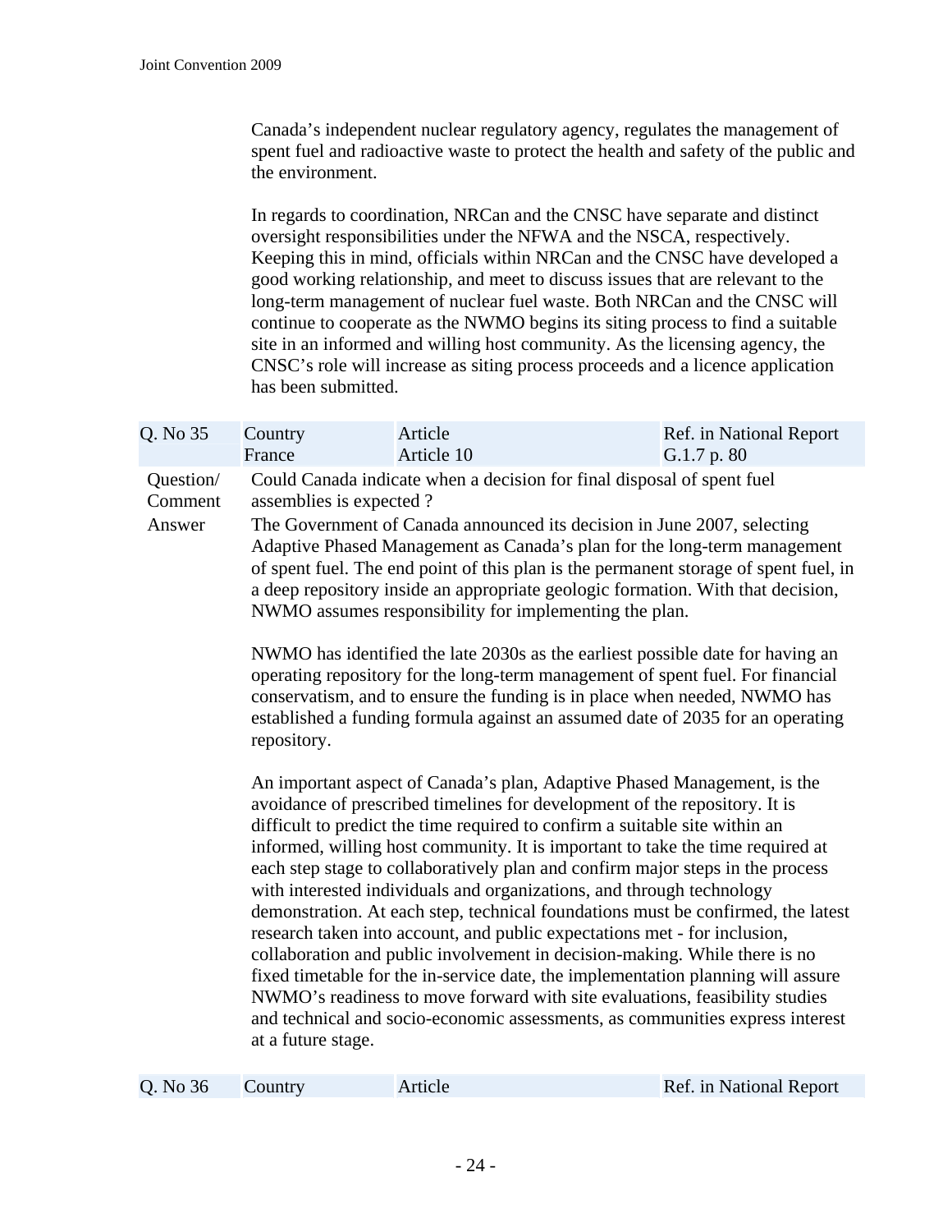Canada's independent nuclear regulatory agency, regulates the management of spent fuel and radioactive waste to protect the health and safety of the public and the environment.

In regards to coordination, NRCan and the CNSC have separate and distinct oversight responsibilities under the NFWA and the NSCA, respectively. Keeping this in mind, officials within NRCan and the CNSC have developed a good working relationship, and meet to discuss issues that are relevant to the long-term management of nuclear fuel waste. Both NRCan and the CNSC will continue to cooperate as the NWMO begins its siting process to find a suitable site in an informed and willing host community. As the licensing agency, the CNSC's role will increase as siting process proceeds and a licence application has been submitted.

| Q. No 35 | Country<br>France | Article<br>Article 10 | Ref. in National Report<br>G.1.7 p. 80 |
|---|---|---|---|

Question/Comment: Could Canada indicate when a decision for final disposal of spent fuel assemblies is expected ?

Answer: The Government of Canada announced its decision in June 2007, selecting Adaptive Phased Management as Canada's plan for the long-term management of spent fuel. The end point of this plan is the permanent storage of spent fuel, in a deep repository inside an appropriate geologic formation. With that decision, NWMO assumes responsibility for implementing the plan.

NWMO has identified the late 2030s as the earliest possible date for having an operating repository for the long-term management of spent fuel. For financial conservatism, and to ensure the funding is in place when needed, NWMO has established a funding formula against an assumed date of 2035 for an operating repository.

An important aspect of Canada's plan, Adaptive Phased Management, is the avoidance of prescribed timelines for development of the repository. It is difficult to predict the time required to confirm a suitable site within an informed, willing host community. It is important to take the time required at each step stage to collaboratively plan and confirm major steps in the process with interested individuals and organizations, and through technology demonstration. At each step, technical foundations must be confirmed, the latest research taken into account, and public expectations met - for inclusion, collaboration and public involvement in decision-making. While there is no fixed timetable for the in-service date, the implementation planning will assure NWMO's readiness to move forward with site evaluations, feasibility studies and technical and socio-economic assessments, as communities express interest at a future stage.

| Q. No 36 | Country | Article | Ref. in National Report |
|---|---|---|---|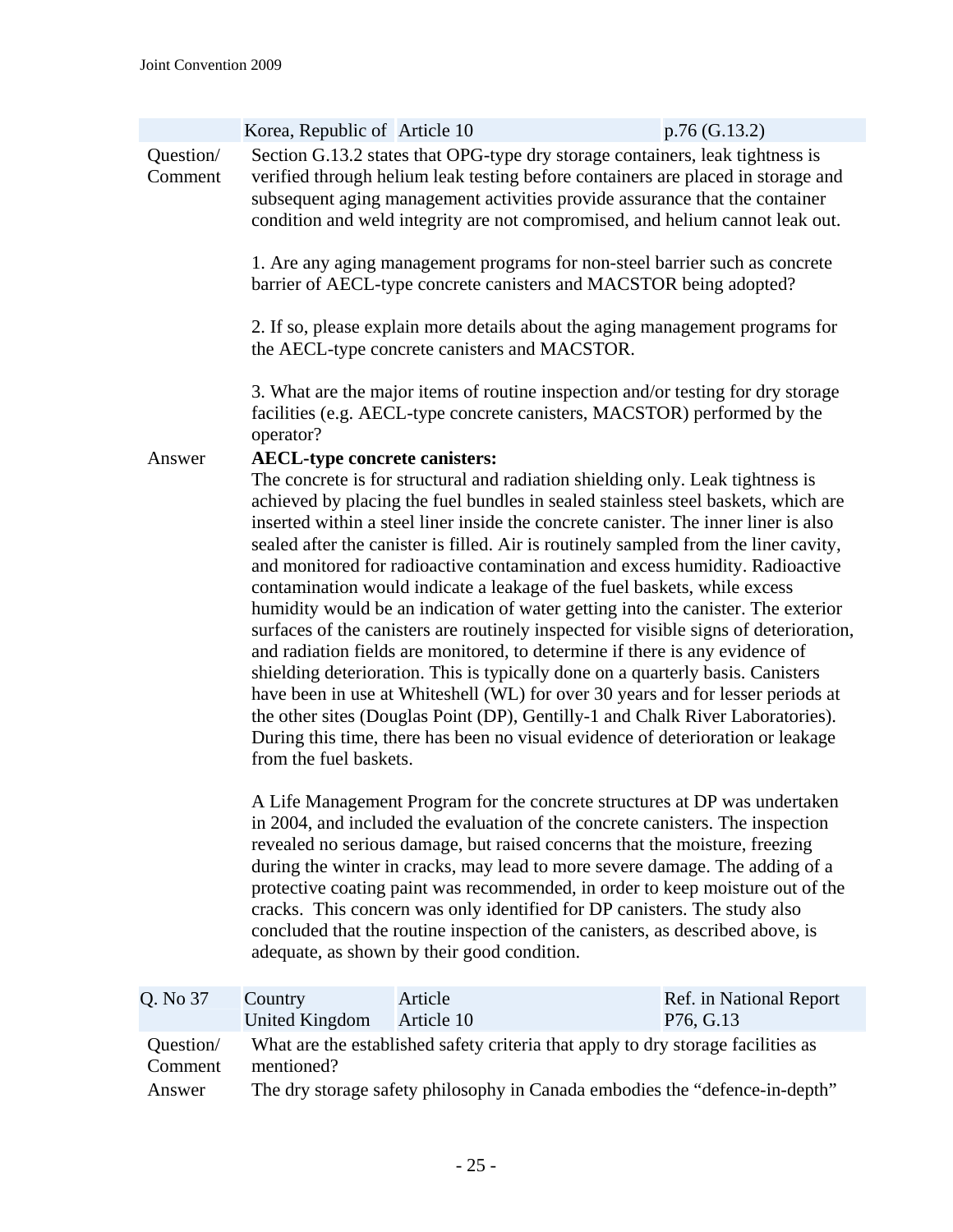| | Korea, Republic of | Article 10 | p.76 (G.13.2) |
|---|---|---|---|

Question/ Comment

Section G.13.2 states that OPG-type dry storage containers, leak tightness is verified through helium leak testing before containers are placed in storage and subsequent aging management activities provide assurance that the container condition and weld integrity are not compromised, and helium cannot leak out.

1. Are any aging management programs for non-steel barrier such as concrete barrier of AECL-type concrete canisters and MACSTOR being adopted?

2. If so, please explain more details about the aging management programs for the AECL-type concrete canisters and MACSTOR.

3. What are the major items of routine inspection and/or testing for dry storage facilities (e.g. AECL-type concrete canisters, MACSTOR) performed by the operator?

Answer

**AECL-type concrete canisters:**

The concrete is for structural and radiation shielding only. Leak tightness is achieved by placing the fuel bundles in sealed stainless steel baskets, which are inserted within a steel liner inside the concrete canister. The inner liner is also sealed after the canister is filled. Air is routinely sampled from the liner cavity, and monitored for radioactive contamination and excess humidity. Radioactive contamination would indicate a leakage of the fuel baskets, while excess humidity would be an indication of water getting into the canister. The exterior surfaces of the canisters are routinely inspected for visible signs of deterioration, and radiation fields are monitored, to determine if there is any evidence of shielding deterioration. This is typically done on a quarterly basis. Canisters have been in use at Whiteshell (WL) for over 30 years and for lesser periods at the other sites (Douglas Point (DP), Gentilly-1 and Chalk River Laboratories). During this time, there has been no visual evidence of deterioration or leakage from the fuel baskets.

A Life Management Program for the concrete structures at DP was undertaken in 2004, and included the evaluation of the concrete canisters. The inspection revealed no serious damage, but raised concerns that the moisture, freezing during the winter in cracks, may lead to more severe damage. The adding of a protective coating paint was recommended, in order to keep moisture out of the cracks. This concern was only identified for DP canisters. The study also concluded that the routine inspection of the canisters, as described above, is adequate, as shown by their good condition.

| Q. No 37 | Country<br>United Kingdom | Article<br>Article 10 | Ref. in National Report<br>P76, G.13 |
|---|---|---|---|

Question/ Comment

What are the established safety criteria that apply to dry storage facilities as mentioned?

Answer

The dry storage safety philosophy in Canada embodies the “defence-in-depth”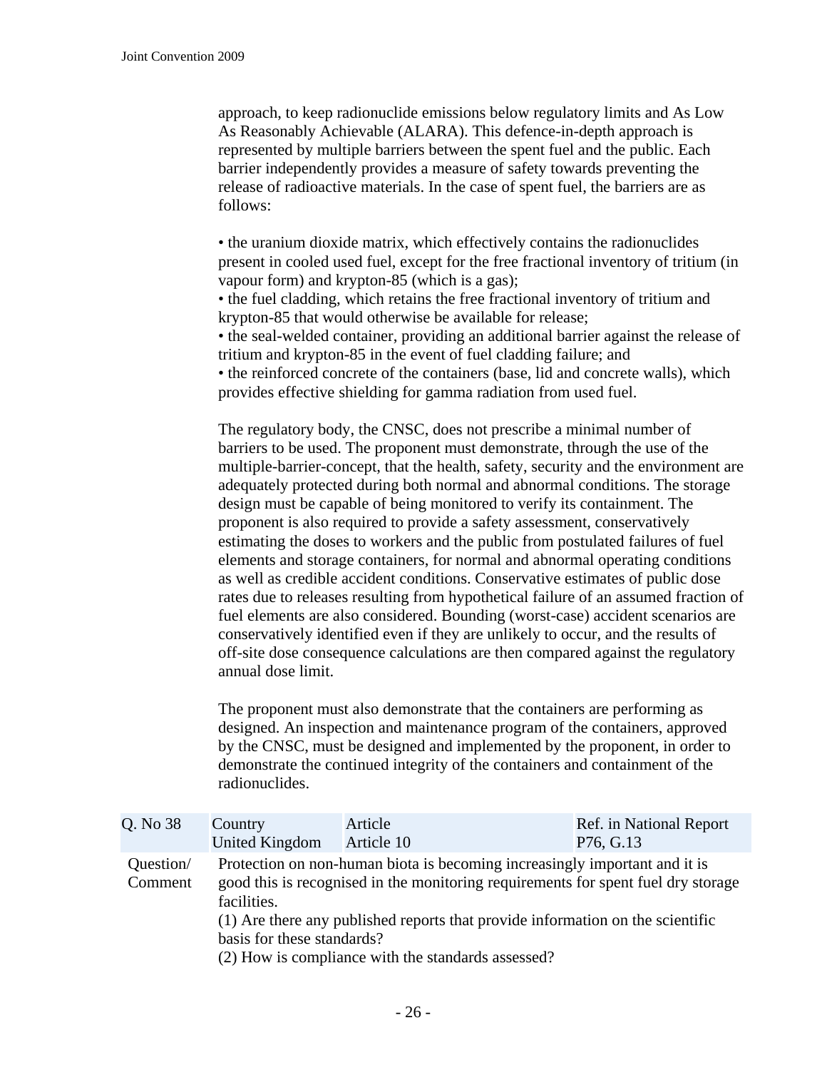approach, to keep radionuclide emissions below regulatory limits and As Low As Reasonably Achievable (ALARA). This defence-in-depth approach is represented by multiple barriers between the spent fuel and the public. Each barrier independently provides a measure of safety towards preventing the release of radioactive materials. In the case of spent fuel, the barriers are as follows:

- the uranium dioxide matrix, which effectively contains the radionuclides present in cooled used fuel, except for the free fractional inventory of tritium (in vapour form) and krypton-85 (which is a gas);
- the fuel cladding, which retains the free fractional inventory of tritium and krypton-85 that would otherwise be available for release;
- the seal-welded container, providing an additional barrier against the release of tritium and krypton-85 in the event of fuel cladding failure; and
- the reinforced concrete of the containers (base, lid and concrete walls), which provides effective shielding for gamma radiation from used fuel.

The regulatory body, the CNSC, does not prescribe a minimal number of barriers to be used. The proponent must demonstrate, through the use of the multiple-barrier-concept, that the health, safety, security and the environment are adequately protected during both normal and abnormal conditions. The storage design must be capable of being monitored to verify its containment. The proponent is also required to provide a safety assessment, conservatively estimating the doses to workers and the public from postulated failures of fuel elements and storage containers, for normal and abnormal operating conditions as well as credible accident conditions. Conservative estimates of public dose rates due to releases resulting from hypothetical failure of an assumed fraction of fuel elements are also considered. Bounding (worst-case) accident scenarios are conservatively identified even if they are unlikely to occur, and the results of off-site dose consequence calculations are then compared against the regulatory annual dose limit.

The proponent must also demonstrate that the containers are performing as designed. An inspection and maintenance program of the containers, approved by the CNSC, must be designed and implemented by the proponent, in order to demonstrate the continued integrity of the containers and containment of the radionuclides.

| Q. No 38 | Country<br>United Kingdom | Article<br>Article 10 | Ref. in National Report<br>P76, G.13 |
|---|---|---|---|
| Question/<br>Comment | Protection on non-human biota is becoming increasingly important and it is good this is recognised in the monitoring requirements for spent fuel dry storage facilities.<br>(1) Are there any published reports that provide information on the scientific basis for these standards?<br>(2) How is compliance with the standards assessed? | | |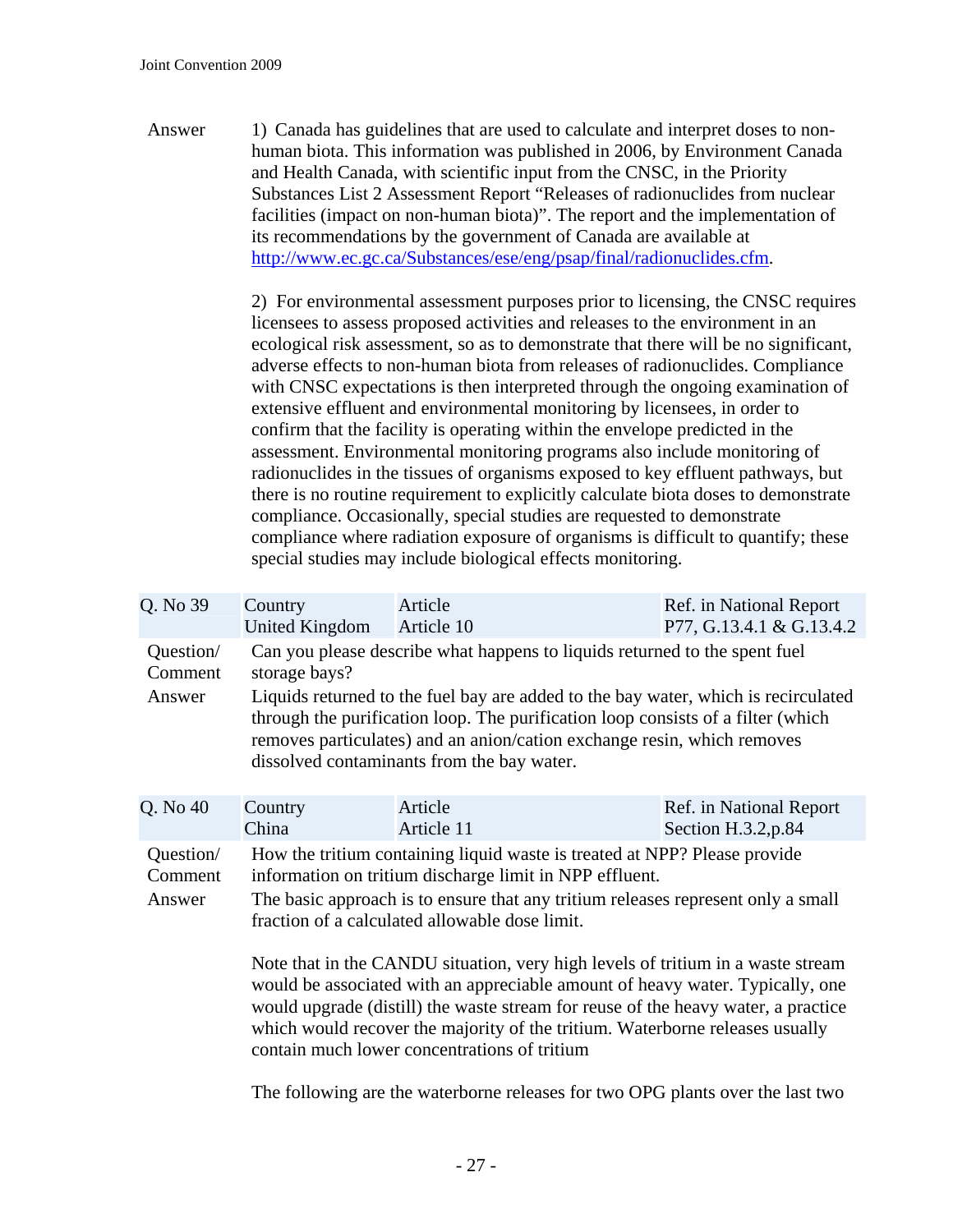Answer

1) Canada has guidelines that are used to calculate and interpret doses to non-human biota. This information was published in 2006, by Environment Canada and Health Canada, with scientific input from the CNSC, in the Priority Substances List 2 Assessment Report "Releases of radionuclides from nuclear facilities (impact on non-human biota)". The report and the implementation of its recommendations by the government of Canada are available at http://www.ec.gc.ca/Substances/ese/eng/psap/final/radionuclides.cfm.

2) For environmental assessment purposes prior to licensing, the CNSC requires licensees to assess proposed activities and releases to the environment in an ecological risk assessment, so as to demonstrate that there will be no significant, adverse effects to non-human biota from releases of radionuclides. Compliance with CNSC expectations is then interpreted through the ongoing examination of extensive effluent and environmental monitoring by licensees, in order to confirm that the facility is operating within the envelope predicted in the assessment. Environmental monitoring programs also include monitoring of radionuclides in the tissues of organisms exposed to key effluent pathways, but there is no routine requirement to explicitly calculate biota doses to demonstrate compliance. Occasionally, special studies are requested to demonstrate compliance where radiation exposure of organisms is difficult to quantify; these special studies may include biological effects monitoring.

| Q. No 39 | Country<br>United Kingdom | Article<br>Article 10 | Ref. in National Report<br>P77, G.13.4.1 & G.13.4.2 |
|---|---|---|---|

Question/ Comment: Can you please describe what happens to liquids returned to the spent fuel storage bays?

Answer: Liquids returned to the fuel bay are added to the bay water, which is recirculated through the purification loop. The purification loop consists of a filter (which removes particulates) and an anion/cation exchange resin, which removes dissolved contaminants from the bay water.

| Q. No 40 | Country<br>China | Article<br>Article 11 | Ref. in National Report<br>Section H.3.2,p.84 |
|---|---|---|---|

Question/ Comment: How the tritium containing liquid waste is treated at NPP? Please provide information on tritium discharge limit in NPP effluent.

Answer: The basic approach is to ensure that any tritium releases represent only a small fraction of a calculated allowable dose limit.

Note that in the CANDU situation, very high levels of tritium in a waste stream would be associated with an appreciable amount of heavy water. Typically, one would upgrade (distill) the waste stream for reuse of the heavy water, a practice which would recover the majority of the tritium. Waterborne releases usually contain much lower concentrations of tritium

The following are the waterborne releases for two OPG plants over the last two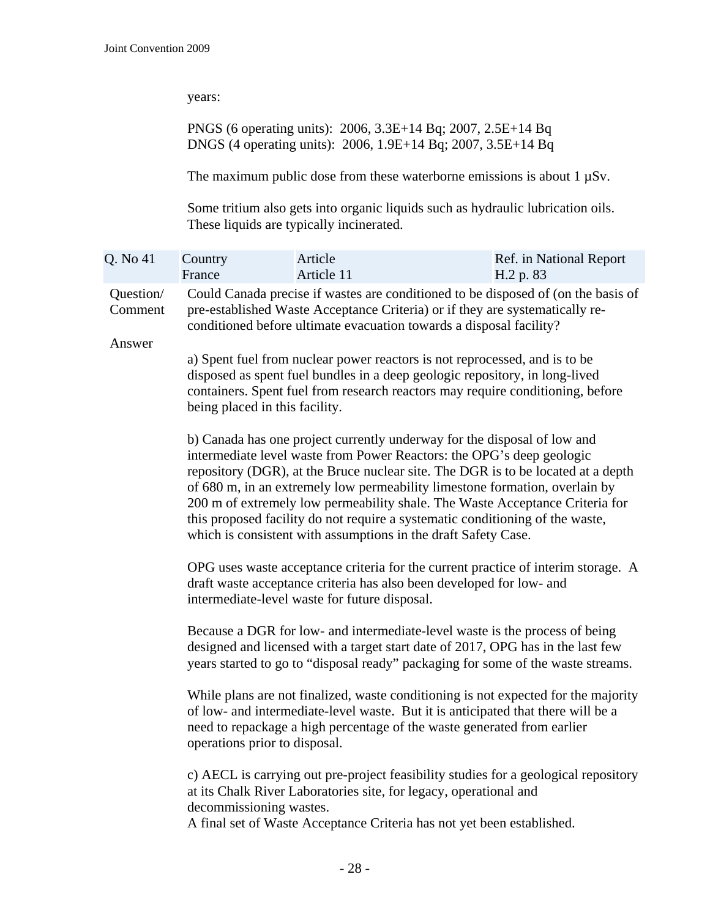years:

PNGS (6 operating units): 2006, 3.3E+14 Bq; 2007, 2.5E+14 Bq
DNGS (4 operating units): 2006, 1.9E+14 Bq; 2007, 3.5E+14 Bq

The maximum public dose from these waterborne emissions is about 1 µSv.

Some tritium also gets into organic liquids such as hydraulic lubrication oils. These liquids are typically incinerated.

| Q. No 41 | Country<br>France | Article<br>Article 11 | Ref. in National Report<br>H.2 p. 83 |
|---|---|---|---|

**Question/ Comment**

Could Canada precise if wastes are conditioned to be disposed of (on the basis of pre-established Waste Acceptance Criteria) or if they are systematically re-conditioned before ultimate evacuation towards a disposal facility?

**Answer**

a) Spent fuel from nuclear power reactors is not reprocessed, and is to be disposed as spent fuel bundles in a deep geologic repository, in long-lived containers. Spent fuel from research reactors may require conditioning, before being placed in this facility.

b) Canada has one project currently underway for the disposal of low and intermediate level waste from Power Reactors: the OPG's deep geologic repository (DGR), at the Bruce nuclear site. The DGR is to be located at a depth of 680 m, in an extremely low permeability limestone formation, overlain by 200 m of extremely low permeability shale. The Waste Acceptance Criteria for this proposed facility do not require a systematic conditioning of the waste, which is consistent with assumptions in the draft Safety Case.

OPG uses waste acceptance criteria for the current practice of interim storage. A draft waste acceptance criteria has also been developed for low- and intermediate-level waste for future disposal.

Because a DGR for low- and intermediate-level waste is the process of being designed and licensed with a target start date of 2017, OPG has in the last few years started to go to "disposal ready" packaging for some of the waste streams.

While plans are not finalized, waste conditioning is not expected for the majority of low- and intermediate-level waste. But it is anticipated that there will be a need to repackage a high percentage of the waste generated from earlier operations prior to disposal.

c) AECL is carrying out pre-project feasibility studies for a geological repository at its Chalk River Laboratories site, for legacy, operational and decommissioning wastes.
A final set of Waste Acceptance Criteria has not yet been established.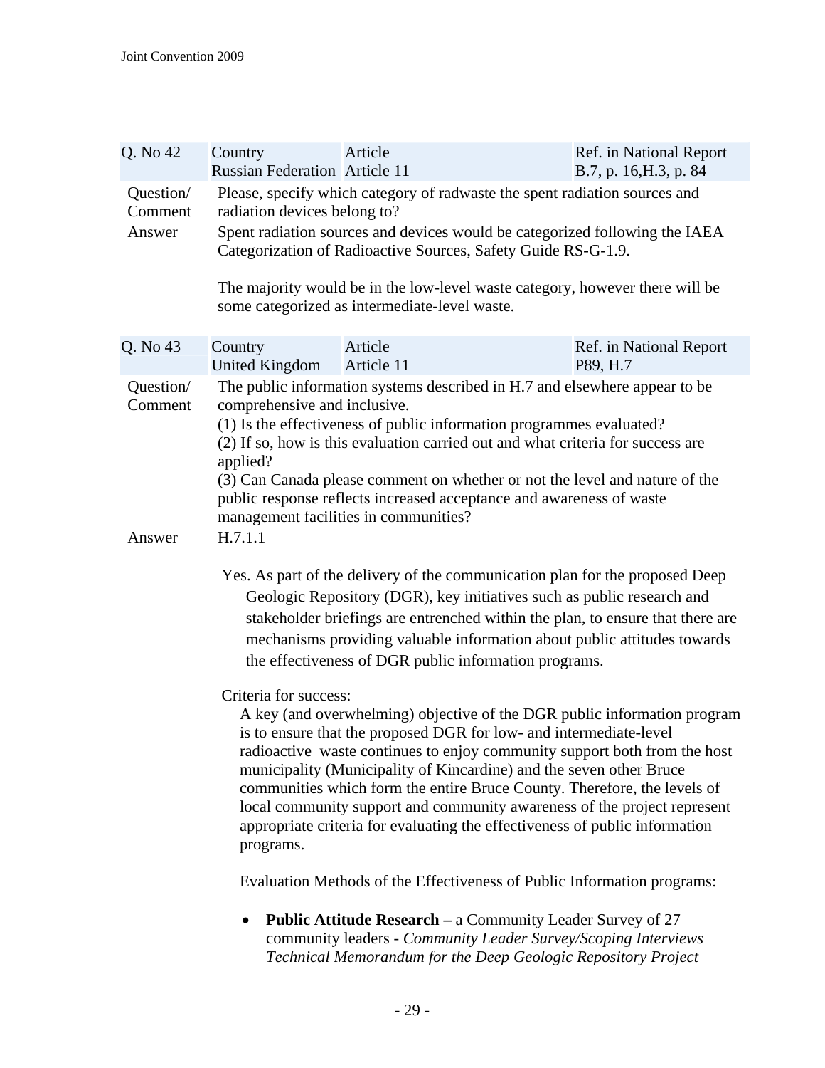| Q. No 42 | Country | Article | Ref. in National Report |
|---|---|---|---|
| | Russian Federation | Article 11 | B.7, p. 16,H.3, p. 84 |

Question/ Comment: Please, specify which category of radwaste the spent radiation sources and radiation devices belong to?

Answer: Spent radiation sources and devices would be categorized following the IAEA Categorization of Radioactive Sources, Safety Guide RS-G-1.9.

The majority would be in the low-level waste category, however there will be some categorized as intermediate-level waste.

| Q. No 43 | Country | Article | Ref. in National Report |
|---|---|---|---|
| | United Kingdom | Article 11 | P89, H.7 |

Question/ Comment: The public information systems described in H.7 and elsewhere appear to be comprehensive and inclusive.
(1) Is the effectiveness of public information programmes evaluated?
(2) If so, how is this evaluation carried out and what criteria for success are applied?
(3) Can Canada please comment on whether or not the level and nature of the public response reflects increased acceptance and awareness of waste management facilities in communities?

Answer: H.7.1.1

Yes. As part of the delivery of the communication plan for the proposed Deep Geologic Repository (DGR), key initiatives such as public research and stakeholder briefings are entrenched within the plan, to ensure that there are mechanisms providing valuable information about public attitudes towards the effectiveness of DGR public information programs.

Criteria for success:

A key (and overwhelming) objective of the DGR public information program is to ensure that the proposed DGR for low- and intermediate-level radioactive waste continues to enjoy community support both from the host municipality (Municipality of Kincardine) and the seven other Bruce communities which form the entire Bruce County. Therefore, the levels of local community support and community awareness of the project represent appropriate criteria for evaluating the effectiveness of public information programs.

Evaluation Methods of the Effectiveness of Public Information programs:

- **Public Attitude Research –** a Community Leader Survey of 27 community leaders - *Community Leader Survey/Scoping Interviews Technical Memorandum for the Deep Geologic Repository Project*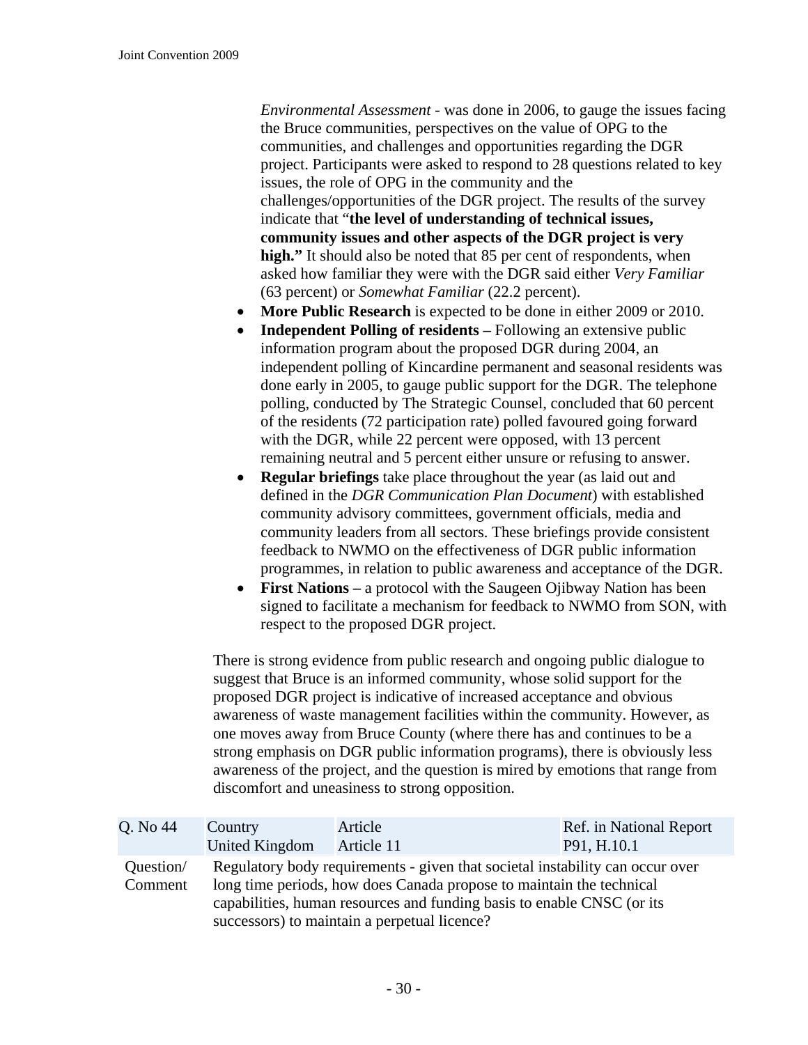*Environmental Assessment* - was done in 2006, to gauge the issues facing the Bruce communities, perspectives on the value of OPG to the communities, and challenges and opportunities regarding the DGR project. Participants were asked to respond to 28 questions related to key issues, the role of OPG in the community and the challenges/opportunities of the DGR project. The results of the survey indicate that "**the level of understanding of technical issues, community issues and other aspects of the DGR project is very high."** It should also be noted that 85 per cent of respondents, when asked how familiar they were with the DGR said either *Very Familiar* (63 percent) or *Somewhat Familiar* (22.2 percent).

- **More Public Research** is expected to be done in either 2009 or 2010.
- **Independent Polling of residents –** Following an extensive public information program about the proposed DGR during 2004, an independent polling of Kincardine permanent and seasonal residents was done early in 2005, to gauge public support for the DGR. The telephone polling, conducted by The Strategic Counsel, concluded that 60 percent of the residents (72 participation rate) polled favoured going forward with the DGR, while 22 percent were opposed, with 13 percent remaining neutral and 5 percent either unsure or refusing to answer.
- **Regular briefings** take place throughout the year (as laid out and defined in the *DGR Communication Plan Document*) with established community advisory committees, government officials, media and community leaders from all sectors. These briefings provide consistent feedback to NWMO on the effectiveness of DGR public information programmes, in relation to public awareness and acceptance of the DGR.
- **First Nations –** a protocol with the Saugeen Ojibway Nation has been signed to facilitate a mechanism for feedback to NWMO from SON, with respect to the proposed DGR project.

There is strong evidence from public research and ongoing public dialogue to suggest that Bruce is an informed community, whose solid support for the proposed DGR project is indicative of increased acceptance and obvious awareness of waste management facilities within the community. However, as one moves away from Bruce County (where there has and continues to be a strong emphasis on DGR public information programs), there is obviously less awareness of the project, and the question is mired by emotions that range from discomfort and uneasiness to strong opposition.

| Q. No 44 | Country<br>United Kingdom | Article<br>Article 11 | Ref. in National Report<br>P91, H.10.1 |
|---|---|---|---|
| Question/ Comment | Regulatory body requirements - given that societal instability can occur over long time periods, how does Canada propose to maintain the technical capabilities, human resources and funding basis to enable CNSC (or its successors) to maintain a perpetual licence? | | |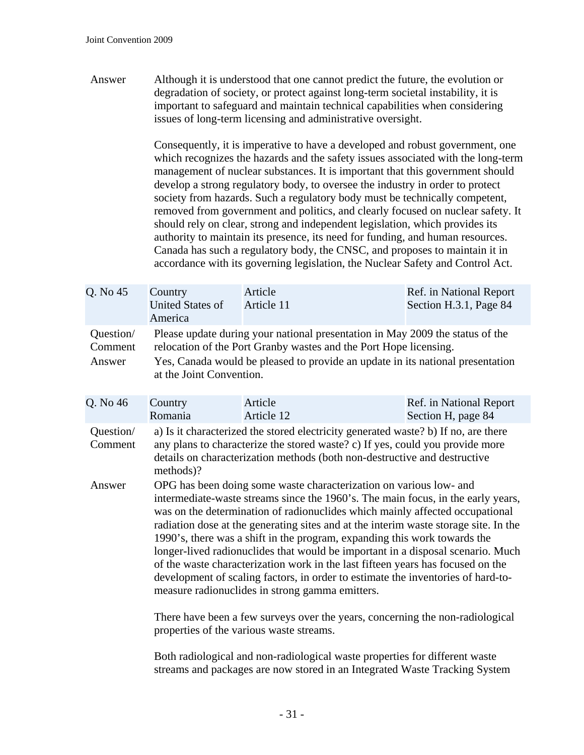Answer Although it is understood that one cannot predict the future, the evolution or degradation of society, or protect against long-term societal instability, it is important to safeguard and maintain technical capabilities when considering issues of long-term licensing and administrative oversight.

Consequently, it is imperative to have a developed and robust government, one which recognizes the hazards and the safety issues associated with the long-term management of nuclear substances. It is important that this government should develop a strong regulatory body, to oversee the industry in order to protect society from hazards. Such a regulatory body must be technically competent, removed from government and politics, and clearly focused on nuclear safety. It should rely on clear, strong and independent legislation, which provides its authority to maintain its presence, its need for funding, and human resources. Canada has such a regulatory body, the CNSC, and proposes to maintain it in accordance with its governing legislation, the Nuclear Safety and Control Act.

| Q. No 45 | Country<br>United States of America | Article<br>Article 11 | Ref. in National Report<br>Section H.3.1, Page 84 |
|---|---|---|---|

Question/ Comment: Please update during your national presentation in May 2009 the status of the relocation of the Port Granby wastes and the Port Hope licensing.

Answer: Yes, Canada would be pleased to provide an update in its national presentation at the Joint Convention.

| Q. No 46 | Country<br>Romania | Article<br>Article 12 | Ref. in National Report<br>Section H, page 84 |
|---|---|---|---|

Question/ Comment: a) Is it characterized the stored electricity generated waste? b) If no, are there any plans to characterize the stored waste? c) If yes, could you provide more details on characterization methods (both non-destructive and destructive methods)?

Answer: OPG has been doing some waste characterization on various low- and intermediate-waste streams since the 1960's. The main focus, in the early years, was on the determination of radionuclides which mainly affected occupational radiation dose at the generating sites and at the interim waste storage site. In the 1990's, there was a shift in the program, expanding this work towards the longer-lived radionuclides that would be important in a disposal scenario. Much of the waste characterization work in the last fifteen years has focused on the development of scaling factors, in order to estimate the inventories of hard-to-measure radionuclides in strong gamma emitters.

There have been a few surveys over the years, concerning the non-radiological properties of the various waste streams.

Both radiological and non-radiological waste properties for different waste streams and packages are now stored in an Integrated Waste Tracking System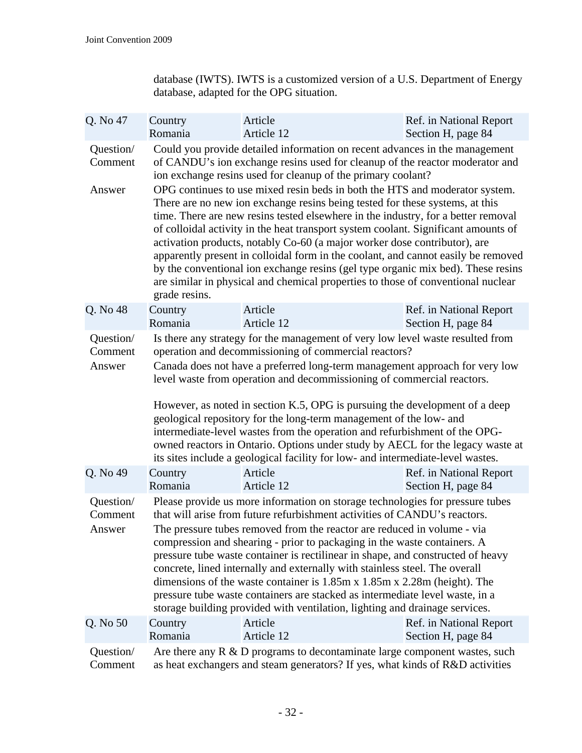database (IWTS). IWTS is a customized version of a U.S. Department of Energy database, adapted for the OPG situation.

| Q. No 47 | Country<br>Romania | Article<br>Article 12 | Ref. in National Report<br>Section H, page 84 |
|---|---|---|---|

**Question/ Comment**

Could you provide detailed information on recent advances in the management of CANDU's ion exchange resins used for cleanup of the reactor moderator and ion exchange resins used for cleanup of the primary coolant?

**Answer**

OPG continues to use mixed resin beds in both the HTS and moderator system. There are no new ion exchange resins being tested for these systems, at this time. There are new resins tested elsewhere in the industry, for a better removal of colloidal activity in the heat transport system coolant. Significant amounts of activation products, notably Co-60 (a major worker dose contributor), are apparently present in colloidal form in the coolant, and cannot easily be removed by the conventional ion exchange resins (gel type organic mix bed). These resins are similar in physical and chemical properties to those of conventional nuclear grade resins.

| Q. No 48 | Country<br>Romania | Article<br>Article 12 | Ref. in National Report<br>Section H, page 84 |
|---|---|---|---|

**Question/ Comment**

Is there any strategy for the management of very low level waste resulted from operation and decommissioning of commercial reactors?

**Answer**

Canada does not have a preferred long-term management approach for very low level waste from operation and decommissioning of commercial reactors.

However, as noted in section K.5, OPG is pursuing the development of a deep geological repository for the long-term management of the low- and intermediate-level wastes from the operation and refurbishment of the OPG-owned reactors in Ontario. Options under study by AECL for the legacy waste at its sites include a geological facility for low- and intermediate-level wastes.

| Q. No 49 | Country<br>Romania | Article<br>Article 12 | Ref. in National Report<br>Section H, page 84 |
|---|---|---|---|

**Question/ Comment**

Please provide us more information on storage technologies for pressure tubes that will arise from future refurbishment activities of CANDU's reactors.

**Answer**

The pressure tubes removed from the reactor are reduced in volume - via compression and shearing - prior to packaging in the waste containers. A pressure tube waste container is rectilinear in shape, and constructed of heavy concrete, lined internally and externally with stainless steel. The overall dimensions of the waste container is 1.85m x 1.85m x 2.28m (height). The pressure tube waste containers are stacked as intermediate level waste, in a storage building provided with ventilation, lighting and drainage services.

| Q. No 50 | Country<br>Romania | Article<br>Article 12 | Ref. in National Report<br>Section H, page 84 |
|---|---|---|---|

**Question/ Comment**

Are there any R & D programs to decontaminate large component wastes, such as heat exchangers and steam generators? If yes, what kinds of R&D activities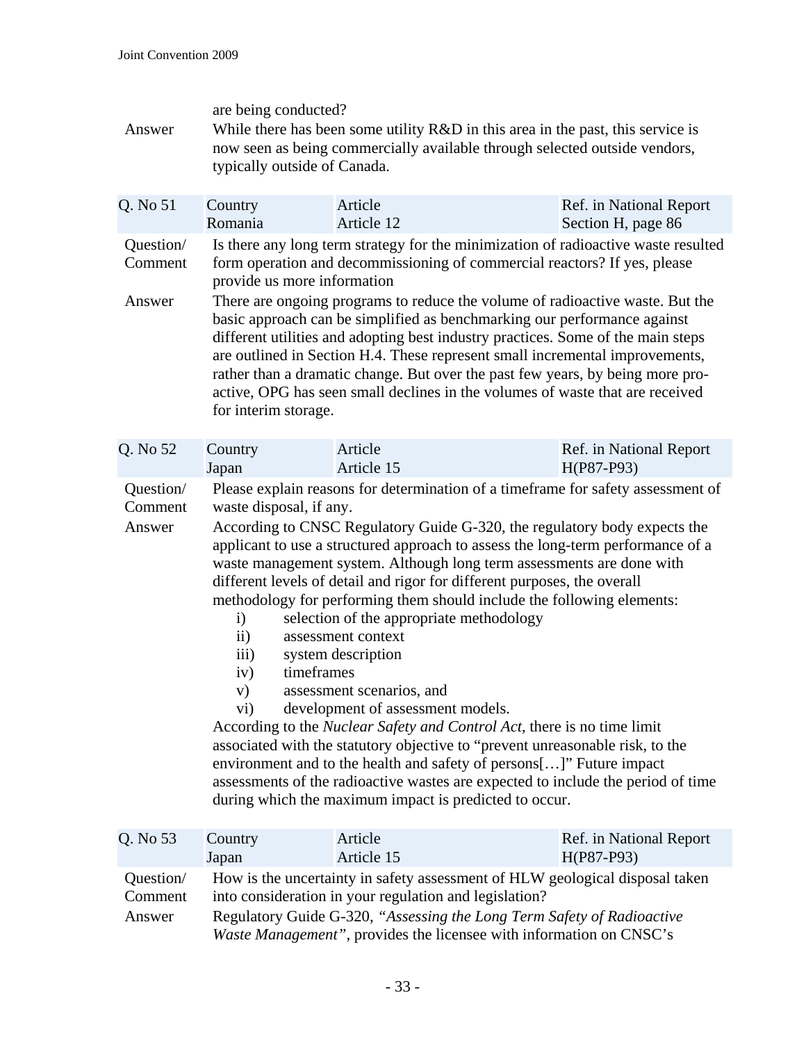are being conducted?

Answer: While there has been some utility R&D in this area in the past, this service is now seen as being commercially available through selected outside vendors, typically outside of Canada.

| Q. No 51 | Country | Article | Ref. in National Report |
|---|---|---|---|
| | Romania | Article 12 | Section H, page 86 |

Question/ Comment: Is there any long term strategy for the minimization of radioactive waste resulted form operation and decommissioning of commercial reactors? If yes, please provide us more information

Answer: There are ongoing programs to reduce the volume of radioactive waste. But the basic approach can be simplified as benchmarking our performance against different utilities and adopting best industry practices. Some of the main steps are outlined in Section H.4. These represent small incremental improvements, rather than a dramatic change. But over the past few years, by being more pro-active, OPG has seen small declines in the volumes of waste that are received for interim storage.

| Q. No 52 | Country | Article | Ref. in National Report |
|---|---|---|---|
| | Japan | Article 15 | H(P87-P93) |

Question/ Comment: Please explain reasons for determination of a timeframe for safety assessment of waste disposal, if any.

Answer: According to CNSC Regulatory Guide G-320, the regulatory body expects the applicant to use a structured approach to assess the long-term performance of a waste management system. Although long term assessments are done with different levels of detail and rigor for different purposes, the overall methodology for performing them should include the following elements:

i) selection of the appropriate methodology
ii) assessment context
iii) system description
iv) timeframes
v) assessment scenarios, and
vi) development of assessment models.

According to the *Nuclear Safety and Control Act*, there is no time limit associated with the statutory objective to "prevent unreasonable risk, to the environment and to the health and safety of persons[…]" Future impact assessments of the radioactive wastes are expected to include the period of time during which the maximum impact is predicted to occur.

| Q. No 53 | Country | Article | Ref. in National Report |
|---|---|---|---|
| | Japan | Article 15 | H(P87-P93) |

Question/ Comment: How is the uncertainty in safety assessment of HLW geological disposal taken into consideration in your regulation and legislation?

Answer: Regulatory Guide G-320, *"Assessing the Long Term Safety of Radioactive Waste Management"*, provides the licensee with information on CNSC's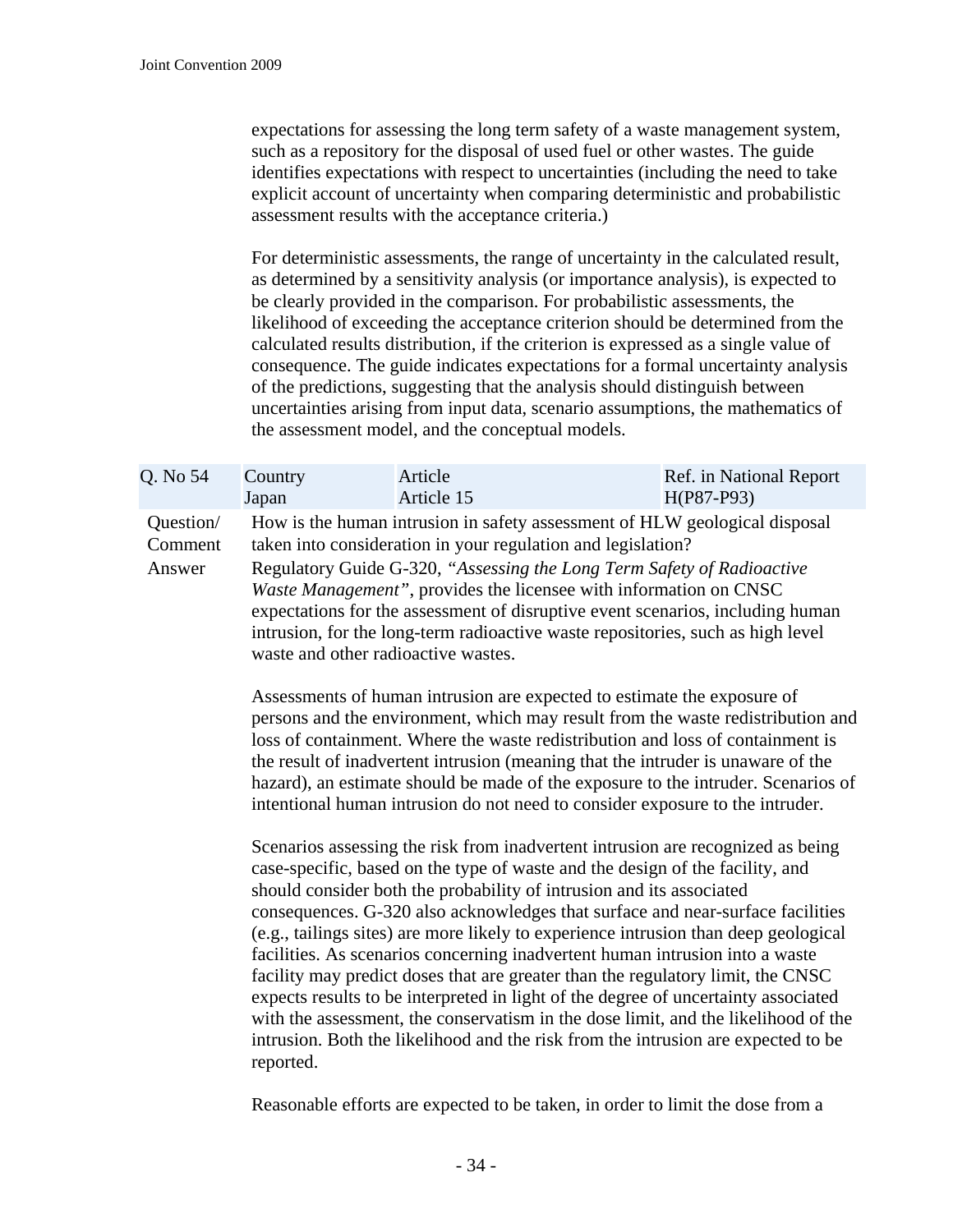expectations for assessing the long term safety of a waste management system, such as a repository for the disposal of used fuel or other wastes. The guide identifies expectations with respect to uncertainties (including the need to take explicit account of uncertainty when comparing deterministic and probabilistic assessment results with the acceptance criteria.)

For deterministic assessments, the range of uncertainty in the calculated result, as determined by a sensitivity analysis (or importance analysis), is expected to be clearly provided in the comparison. For probabilistic assessments, the likelihood of exceeding the acceptance criterion should be determined from the calculated results distribution, if the criterion is expressed as a single value of consequence. The guide indicates expectations for a formal uncertainty analysis of the predictions, suggesting that the analysis should distinguish between uncertainties arising from input data, scenario assumptions, the mathematics of the assessment model, and the conceptual models.

| Q. No 54 | Country<br>Japan | Article<br>Article 15 | Ref. in National Report<br>H(P87-P93) |
|---|---|---|---|

Question/Comment: How is the human intrusion in safety assessment of HLW geological disposal taken into consideration in your regulation and legislation?

Answer: Regulatory Guide G-320, *"Assessing the Long Term Safety of Radioactive Waste Management"*, provides the licensee with information on CNSC expectations for the assessment of disruptive event scenarios, including human intrusion, for the long-term radioactive waste repositories, such as high level waste and other radioactive wastes.

Assessments of human intrusion are expected to estimate the exposure of persons and the environment, which may result from the waste redistribution and loss of containment. Where the waste redistribution and loss of containment is the result of inadvertent intrusion (meaning that the intruder is unaware of the hazard), an estimate should be made of the exposure to the intruder. Scenarios of intentional human intrusion do not need to consider exposure to the intruder.

Scenarios assessing the risk from inadvertent intrusion are recognized as being case-specific, based on the type of waste and the design of the facility, and should consider both the probability of intrusion and its associated consequences. G-320 also acknowledges that surface and near-surface facilities (e.g., tailings sites) are more likely to experience intrusion than deep geological facilities. As scenarios concerning inadvertent human intrusion into a waste facility may predict doses that are greater than the regulatory limit, the CNSC expects results to be interpreted in light of the degree of uncertainty associated with the assessment, the conservatism in the dose limit, and the likelihood of the intrusion. Both the likelihood and the risk from the intrusion are expected to be reported.

Reasonable efforts are expected to be taken, in order to limit the dose from a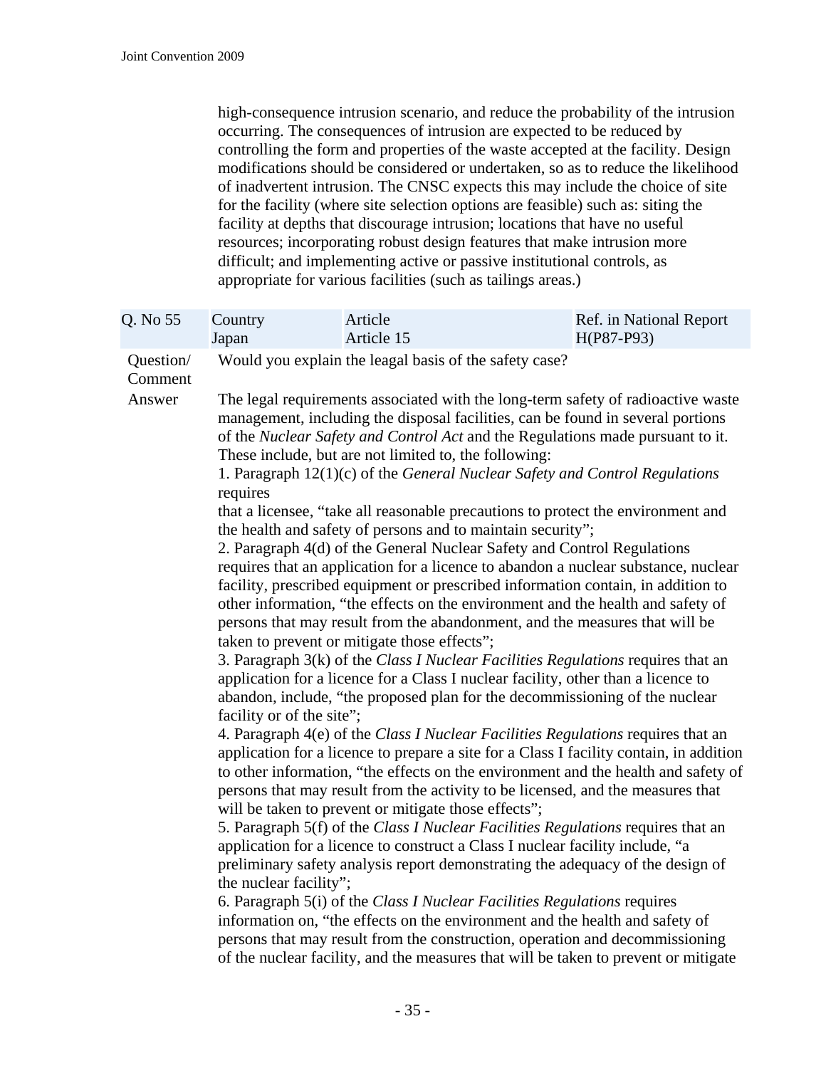high-consequence intrusion scenario, and reduce the probability of the intrusion occurring. The consequences of intrusion are expected to be reduced by controlling the form and properties of the waste accepted at the facility. Design modifications should be considered or undertaken, so as to reduce the likelihood of inadvertent intrusion. The CNSC expects this may include the choice of site for the facility (where site selection options are feasible) such as: siting the facility at depths that discourage intrusion; locations that have no useful resources; incorporating robust design features that make intrusion more difficult; and implementing active or passive institutional controls, as appropriate for various facilities (such as tailings areas.)

| Q. No 55 | Country Japan | Article Article 15 | Ref. in National Report H(P87-P93) |
|---|---|---|---|

**Question/ Comment**

Would you explain the leagal basis of the safety case?

**Answer**

The legal requirements associated with the long-term safety of radioactive waste management, including the disposal facilities, can be found in several portions of the *Nuclear Safety and Control Act* and the Regulations made pursuant to it. These include, but are not limited to, the following:

1. Paragraph 12(1)(c) of the *General Nuclear Safety and Control Regulations* requires that a licensee, "take all reasonable precautions to protect the environment and the health and safety of persons and to maintain security";
2. Paragraph 4(d) of the General Nuclear Safety and Control Regulations requires that an application for a licence to abandon a nuclear substance, nuclear facility, prescribed equipment or prescribed information contain, in addition to other information, "the effects on the environment and the health and safety of persons that may result from the abandonment, and the measures that will be taken to prevent or mitigate those effects";
3. Paragraph 3(k) of the *Class I Nuclear Facilities Regulations* requires that an application for a licence for a Class I nuclear facility, other than a licence to abandon, include, "the proposed plan for the decommissioning of the nuclear facility or of the site";
4. Paragraph 4(e) of the *Class I Nuclear Facilities Regulations* requires that an application for a licence to prepare a site for a Class I facility contain, in addition to other information, "the effects on the environment and the health and safety of persons that may result from the activity to be licensed, and the measures that will be taken to prevent or mitigate those effects";
5. Paragraph 5(f) of the *Class I Nuclear Facilities Regulations* requires that an application for a licence to construct a Class I nuclear facility include, "a preliminary safety analysis report demonstrating the adequacy of the design of the nuclear facility";
6. Paragraph 5(i) of the *Class I Nuclear Facilities Regulations* requires information on, "the effects on the environment and the health and safety of persons that may result from the construction, operation and decommissioning of the nuclear facility, and the measures that will be taken to prevent or mitigate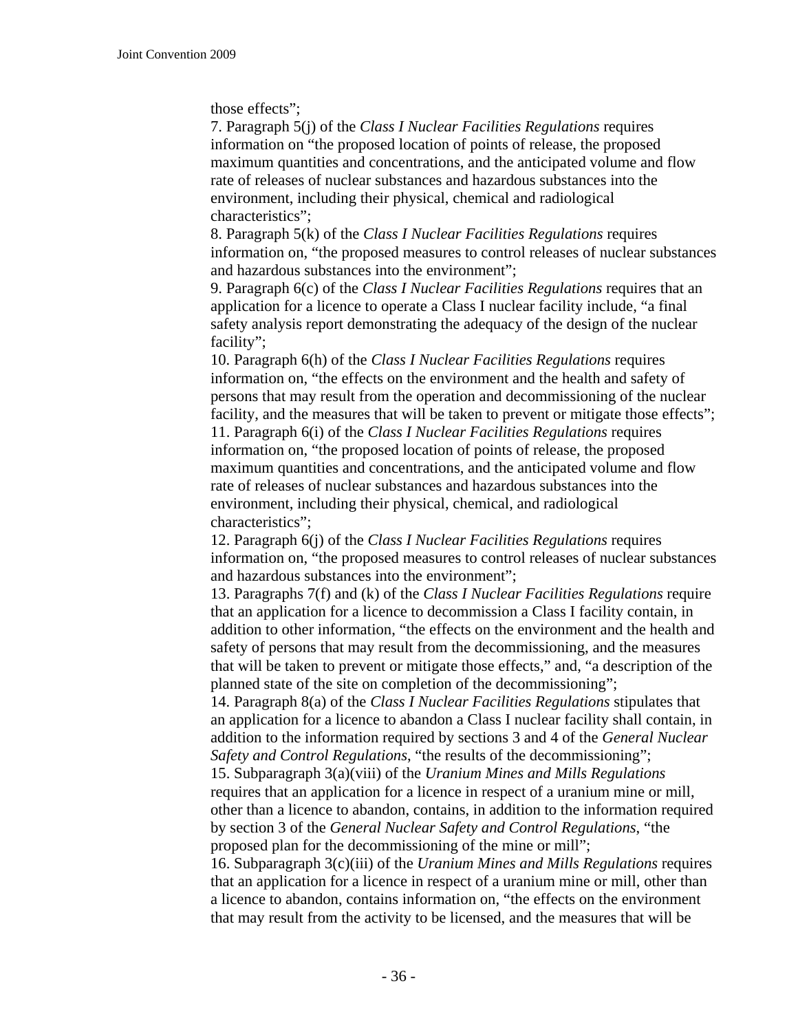those effects";

7. Paragraph 5(j) of the *Class I Nuclear Facilities Regulations* requires information on "the proposed location of points of release, the proposed maximum quantities and concentrations, and the anticipated volume and flow rate of releases of nuclear substances and hazardous substances into the environment, including their physical, chemical and radiological characteristics";

8. Paragraph 5(k) of the *Class I Nuclear Facilities Regulations* requires information on, "the proposed measures to control releases of nuclear substances and hazardous substances into the environment";

9. Paragraph 6(c) of the *Class I Nuclear Facilities Regulations* requires that an application for a licence to operate a Class I nuclear facility include, "a final safety analysis report demonstrating the adequacy of the design of the nuclear facility";

10. Paragraph 6(h) of the *Class I Nuclear Facilities Regulations* requires information on, "the effects on the environment and the health and safety of persons that may result from the operation and decommissioning of the nuclear facility, and the measures that will be taken to prevent or mitigate those effects";

11. Paragraph 6(i) of the *Class I Nuclear Facilities Regulations* requires information on, "the proposed location of points of release, the proposed maximum quantities and concentrations, and the anticipated volume and flow rate of releases of nuclear substances and hazardous substances into the environment, including their physical, chemical, and radiological characteristics";

12. Paragraph 6(j) of the *Class I Nuclear Facilities Regulations* requires information on, "the proposed measures to control releases of nuclear substances and hazardous substances into the environment";

13. Paragraphs 7(f) and (k) of the *Class I Nuclear Facilities Regulations* require that an application for a licence to decommission a Class I facility contain, in addition to other information, "the effects on the environment and the health and safety of persons that may result from the decommissioning, and the measures that will be taken to prevent or mitigate those effects," and, "a description of the planned state of the site on completion of the decommissioning";

14. Paragraph 8(a) of the *Class I Nuclear Facilities Regulations* stipulates that an application for a licence to abandon a Class I nuclear facility shall contain, in addition to the information required by sections 3 and 4 of the *General Nuclear Safety and Control Regulations*, "the results of the decommissioning";

15. Subparagraph 3(a)(viii) of the *Uranium Mines and Mills Regulations* requires that an application for a licence in respect of a uranium mine or mill, other than a licence to abandon, contains, in addition to the information required by section 3 of the *General Nuclear Safety and Control Regulations*, "the proposed plan for the decommissioning of the mine or mill";

16. Subparagraph 3(c)(iii) of the *Uranium Mines and Mills Regulations* requires that an application for a licence in respect of a uranium mine or mill, other than a licence to abandon, contains information on, "the effects on the environment that may result from the activity to be licensed, and the measures that will be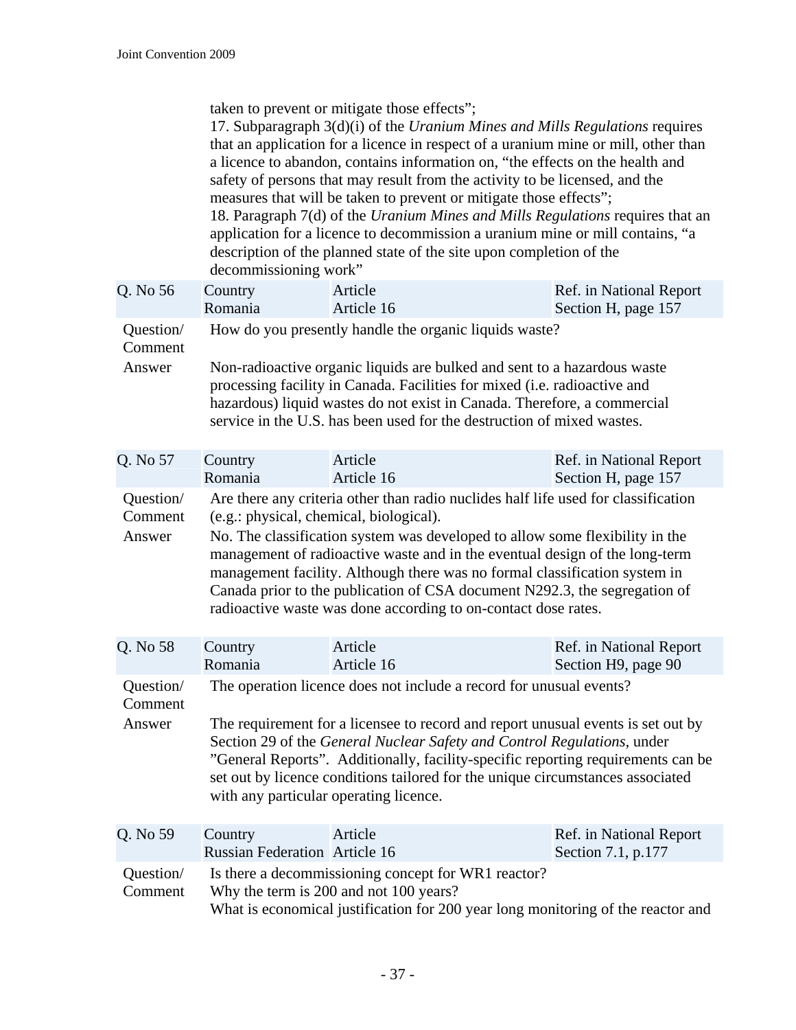taken to prevent or mitigate those effects";
17. Subparagraph 3(d)(i) of the *Uranium Mines and Mills Regulations* requires that an application for a licence in respect of a uranium mine or mill, other than a licence to abandon, contains information on, "the effects on the health and safety of persons that may result from the activity to be licensed, and the measures that will be taken to prevent or mitigate those effects";
18. Paragraph 7(d) of the *Uranium Mines and Mills Regulations* requires that an application for a licence to decommission a uranium mine or mill contains, "a description of the planned state of the site upon completion of the decommissioning work"

| Q. No 56 | Country<br>Romania | Article<br>Article 16 | Ref. in National Report<br>Section H, page 157 |
|---|---|---|---|
| Question/ Comment | How do you presently handle the organic liquids waste? | | |
| Answer | Non-radioactive organic liquids are bulked and sent to a hazardous waste processing facility in Canada. Facilities for mixed (i.e. radioactive and hazardous) liquid wastes do not exist in Canada. Therefore, a commercial service in the U.S. has been used for the destruction of mixed wastes. | | |

| Q. No 57 | Country<br>Romania | Article<br>Article 16 | Ref. in National Report<br>Section H, page 157 |
|---|---|---|---|
| Question/ Comment | Are there any criteria other than radio nuclides half life used for classification (e.g.: physical, chemical, biological). | | |
| Answer | No. The classification system was developed to allow some flexibility in the management of radioactive waste and in the eventual design of the long-term management facility. Although there was no formal classification system in Canada prior to the publication of CSA document N292.3, the segregation of radioactive waste was done according to on-contact dose rates. | | |

| Q. No 58 | Country<br>Romania | Article<br>Article 16 | Ref. in National Report<br>Section H9, page 90 |
|---|---|---|---|
| Question/ Comment | The operation licence does not include a record for unusual events? | | |
| Answer | The requirement for a licensee to record and report unusual events is set out by Section 29 of the *General Nuclear Safety and Control Regulations*, under "General Reports". Additionally, facility-specific reporting requirements can be set out by licence conditions tailored for the unique circumstances associated with any particular operating licence. | | |

| Q. No 59 | Country<br>Russian Federation | Article<br>Article 16 | Ref. in National Report<br>Section 7.1, p.177 |
|---|---|---|---|
| Question/ Comment | Is there a decommissioning concept for WR1 reactor?<br>Why the term is 200 and not 100 years?<br>What is economical justification for 200 year long monitoring of the reactor and | | |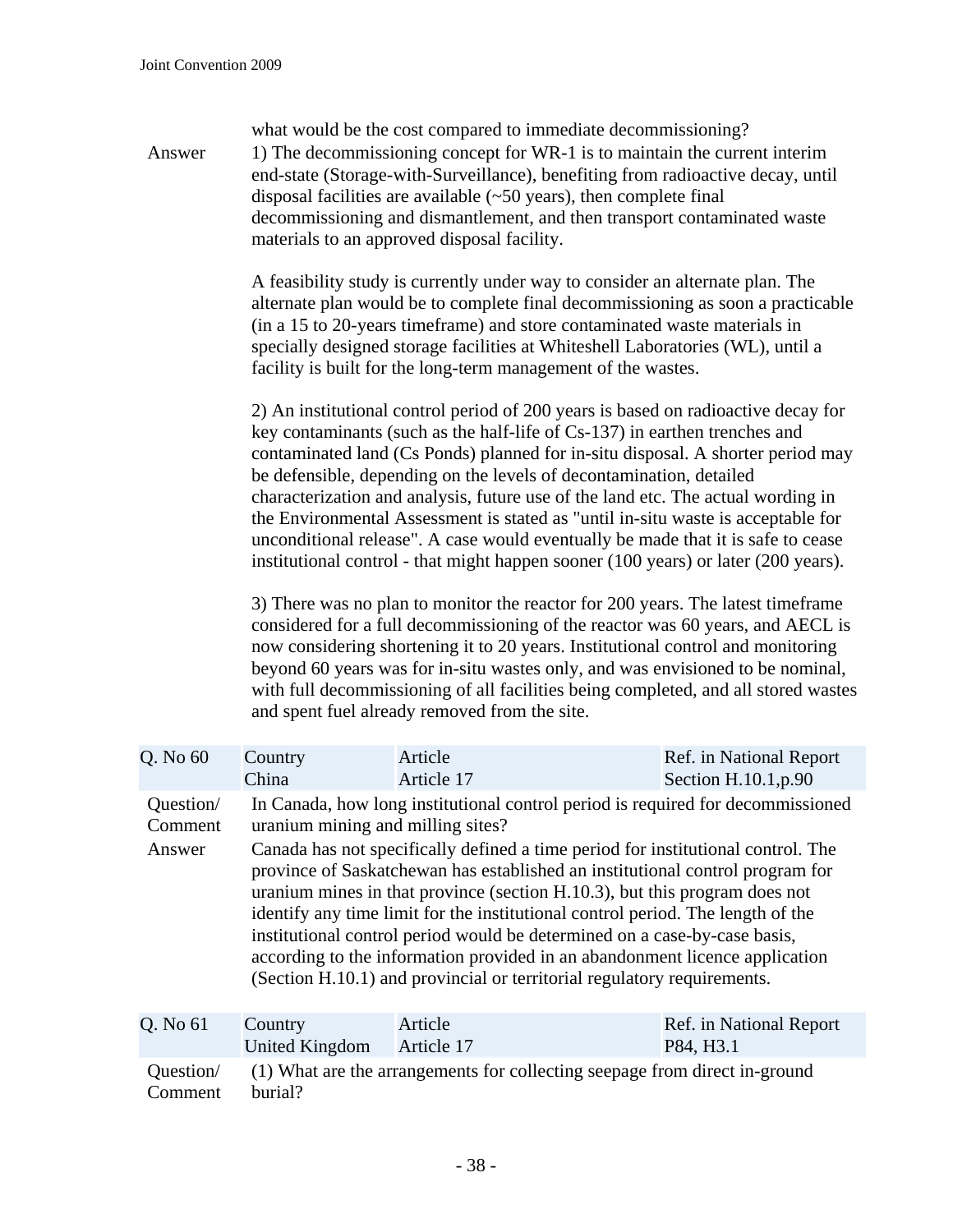what would be the cost compared to immediate decommissioning?

| Answer | 1) The decommissioning concept for WR-1 is to maintain the current interim end-state (Storage-with-Surveillance), benefiting from radioactive decay, until disposal facilities are available (~50 years), then complete final decommissioning and dismantlement, and then transport contaminated waste materials to an approved disposal facility.<br><br>A feasibility study is currently under way to consider an alternate plan. The alternate plan would be to complete final decommissioning as soon a practicable (in a 15 to 20-years timeframe) and store contaminated waste materials in specially designed storage facilities at Whiteshell Laboratories (WL), until a facility is built for the long-term management of the wastes.<br><br>2) An institutional control period of 200 years is based on radioactive decay for key contaminants (such as the half-life of Cs-137) in earthen trenches and contaminated land (Cs Ponds) planned for in-situ disposal. A shorter period may be defensible, depending on the levels of decontamination, detailed characterization and analysis, future use of the land etc. The actual wording in the Environmental Assessment is stated as "until in-situ waste is acceptable for unconditional release". A case would eventually be made that it is safe to cease institutional control - that might happen sooner (100 years) or later (200 years).<br><br>3) There was no plan to monitor the reactor for 200 years. The latest timeframe considered for a full decommissioning of the reactor was 60 years, and AECL is now considering shortening it to 20 years. Institutional control and monitoring beyond 60 years was for in-situ wastes only, and was envisioned to be nominal, with full decommissioning of all facilities being completed, and all stored wastes and spent fuel already removed from the site. |
|---|---|

| Q. No 60 | Country<br>China | Article<br>Article 17 | Ref. in National Report<br>Section H.10.1,p.90 |
|---|---|---|---|
| Question/ Comment | In Canada, how long institutional control period is required for decommissioned uranium mining and milling sites? | | |
| Answer | Canada has not specifically defined a time period for institutional control. The province of Saskatchewan has established an institutional control program for uranium mines in that province (section H.10.3), but this program does not identify any time limit for the institutional control period. The length of the institutional control period would be determined on a case-by-case basis, according to the information provided in an abandonment licence application (Section H.10.1) and provincial or territorial regulatory requirements. | | |

| Q. No 61 | Country<br>United Kingdom | Article<br>Article 17 | Ref. in National Report<br>P84, H3.1 |
|---|---|---|---|
| Question/ Comment | (1) What are the arrangements for collecting seepage from direct in-ground burial? | | |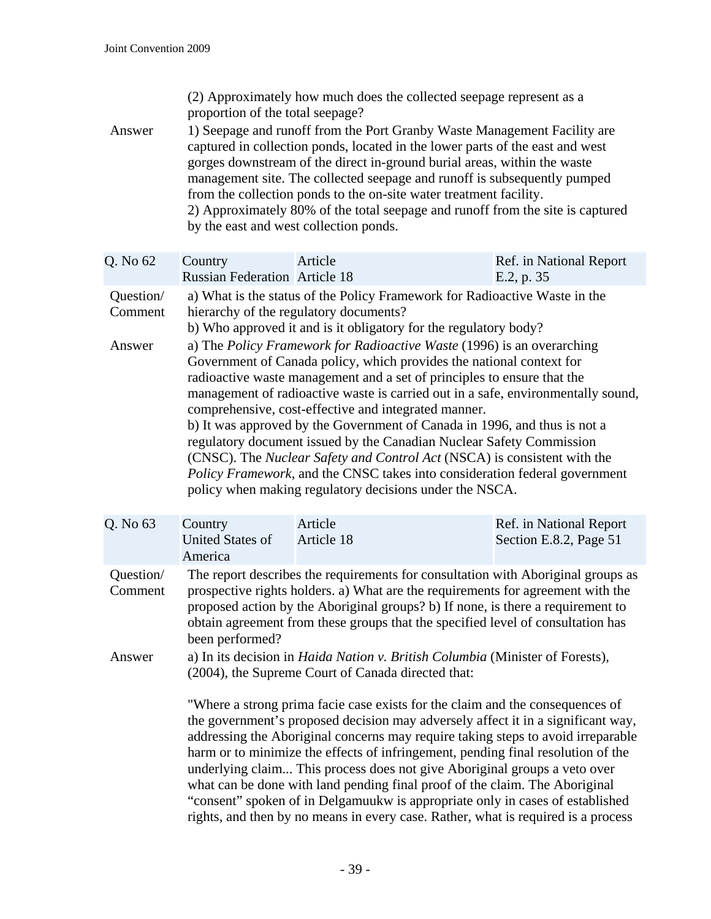(2) Approximately how much does the collected seepage represent as a proportion of the total seepage?

Answer

1) Seepage and runoff from the Port Granby Waste Management Facility are captured in collection ponds, located in the lower parts of the east and west gorges downstream of the direct in-ground burial areas, within the waste management site. The collected seepage and runoff is subsequently pumped from the collection ponds to the on-site water treatment facility.
2) Approximately 80% of the total seepage and runoff from the site is captured by the east and west collection ponds.

| Q. No 62 | Country | Article | Ref. in National Report |
|---|---|---|---|
| | Russian Federation | Article 18 | E.2, p. 35 |

Question/ Comment

a) What is the status of the Policy Framework for Radioactive Waste in the hierarchy of the regulatory documents?
b) Who approved it and is it obligatory for the regulatory body?

Answer

a) The *Policy Framework for Radioactive Waste* (1996) is an overarching Government of Canada policy, which provides the national context for radioactive waste management and a set of principles to ensure that the management of radioactive waste is carried out in a safe, environmentally sound, comprehensive, cost-effective and integrated manner.
b) It was approved by the Government of Canada in 1996, and thus is not a regulatory document issued by the Canadian Nuclear Safety Commission (CNSC). The *Nuclear Safety and Control Act* (NSCA) is consistent with the *Policy Framework*, and the CNSC takes into consideration federal government policy when making regulatory decisions under the NSCA.

| Q. No 63 | Country | Article | Ref. in National Report |
|---|---|---|---|
| | United States of America | Article 18 | Section E.8.2, Page 51 |

Question/ Comment

The report describes the requirements for consultation with Aboriginal groups as prospective rights holders. a) What are the requirements for agreement with the proposed action by the Aboriginal groups? b) If none, is there a requirement to obtain agreement from these groups that the specified level of consultation has been performed?

Answer

a) In its decision in *Haida Nation v. British Columbia* (Minister of Forests), (2004), the Supreme Court of Canada directed that:

"Where a strong prima facie case exists for the claim and the consequences of the government's proposed decision may adversely affect it in a significant way, addressing the Aboriginal concerns may require taking steps to avoid irreparable harm or to minimize the effects of infringement, pending final resolution of the underlying claim... This process does not give Aboriginal groups a veto over what can be done with land pending final proof of the claim. The Aboriginal "consent" spoken of in Delgamuukw is appropriate only in cases of established rights, and then by no means in every case. Rather, what is required is a process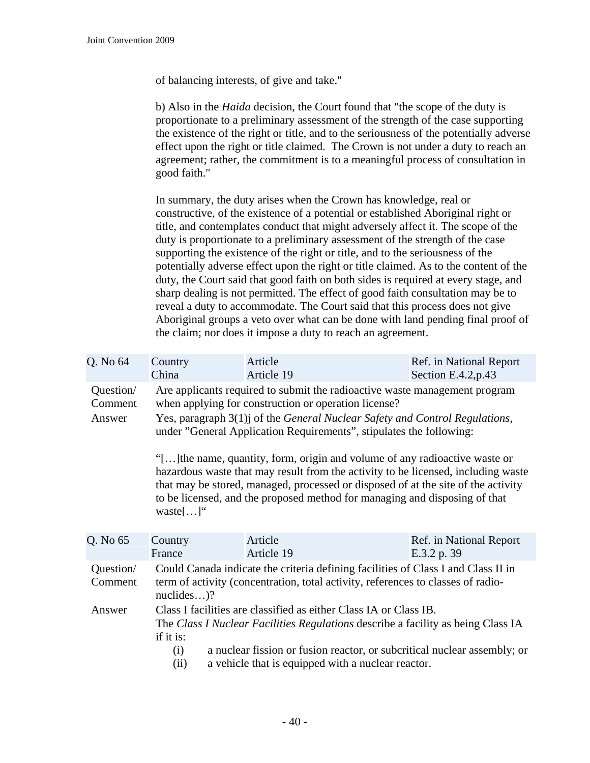of balancing interests, of give and take."

b) Also in the *Haida* decision, the Court found that "the scope of the duty is proportionate to a preliminary assessment of the strength of the case supporting the existence of the right or title, and to the seriousness of the potentially adverse effect upon the right or title claimed. The Crown is not under a duty to reach an agreement; rather, the commitment is to a meaningful process of consultation in good faith."

In summary, the duty arises when the Crown has knowledge, real or constructive, of the existence of a potential or established Aboriginal right or title, and contemplates conduct that might adversely affect it. The scope of the duty is proportionate to a preliminary assessment of the strength of the case supporting the existence of the right or title, and to the seriousness of the potentially adverse effect upon the right or title claimed. As to the content of the duty, the Court said that good faith on both sides is required at every stage, and sharp dealing is not permitted. The effect of good faith consultation may be to reveal a duty to accommodate. The Court said that this process does not give Aboriginal groups a veto over what can be done with land pending final proof of the claim; nor does it impose a duty to reach an agreement.

| Q. No 64 | Country<br>China | Article<br>Article 19 | Ref. in National Report<br>Section E.4.2,p.43 |
|---|---|---|---|

Question/ Comment: Are applicants required to submit the radioactive waste management program when applying for construction or operation license?

Answer: Yes, paragraph 3(1)j of the *General Nuclear Safety and Control Regulations*, under "General Application Requirements", stipulates the following:

"[…]the name, quantity, form, origin and volume of any radioactive waste or hazardous waste that may result from the activity to be licensed, including waste that may be stored, managed, processed or disposed of at the site of the activity to be licensed, and the proposed method for managing and disposing of that waste[…]"

| Q. No 65 | Country<br>France | Article<br>Article 19 | Ref. in National Report<br>E.3.2 p. 39 |
|---|---|---|---|

Question/ Comment: Could Canada indicate the criteria defining facilities of Class I and Class II in term of activity (concentration, total activity, references to classes of radio-nuclides…)?

Answer: Class I facilities are classified as either Class IA or Class IB.
The *Class I Nuclear Facilities Regulations* describe a facility as being Class IA if it is:

(i) a nuclear fission or fusion reactor, or subcritical nuclear assembly; or
(ii) a vehicle that is equipped with a nuclear reactor.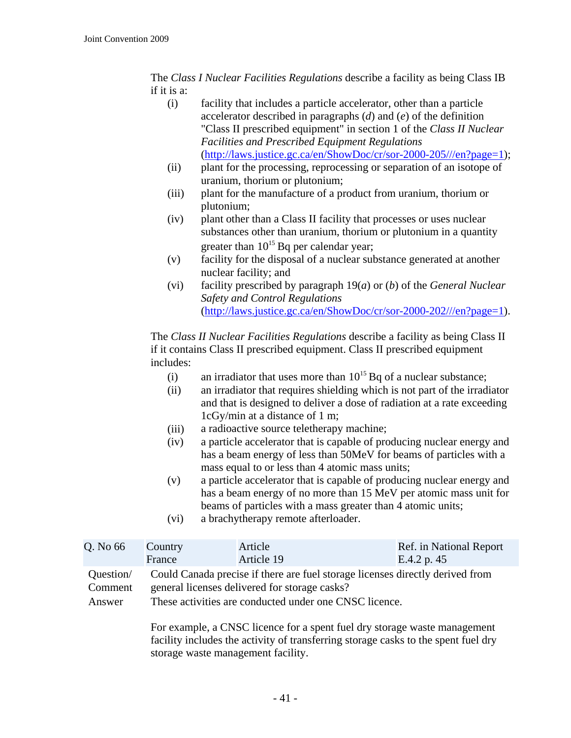The *Class I Nuclear Facilities Regulations* describe a facility as being Class IB if it is a:

(i) facility that includes a particle accelerator, other than a particle accelerator described in paragraphs (*d*) and (*e*) of the definition "Class II prescribed equipment" in section 1 of the *Class II Nuclear Facilities and Prescribed Equipment Regulations* (http://laws.justice.gc.ca/en/ShowDoc/cr/sor-2000-205///en?page=1);

(ii) plant for the processing, reprocessing or separation of an isotope of uranium, thorium or plutonium;

(iii) plant for the manufacture of a product from uranium, thorium or plutonium;

(iv) plant other than a Class II facility that processes or uses nuclear substances other than uranium, thorium or plutonium in a quantity greater than $10^{15}$ Bq per calendar year;

(v) facility for the disposal of a nuclear substance generated at another nuclear facility; and

(vi) facility prescribed by paragraph 19(*a*) or (*b*) of the *General Nuclear Safety and Control Regulations* (http://laws.justice.gc.ca/en/ShowDoc/cr/sor-2000-202///en?page=1).

The *Class II Nuclear Facilities Regulations* describe a facility as being Class II if it contains Class II prescribed equipment. Class II prescribed equipment includes:

(i) an irradiator that uses more than $10^{15}$ Bq of a nuclear substance;

(ii) an irradiator that requires shielding which is not part of the irradiator and that is designed to deliver a dose of radiation at a rate exceeding 1cGy/min at a distance of 1 m;

(iii) a radioactive source teletherapy machine;

(iv) a particle accelerator that is capable of producing nuclear energy and has a beam energy of less than 50MeV for beams of particles with a mass equal to or less than 4 atomic mass units;

(v) a particle accelerator that is capable of producing nuclear energy and has a beam energy of no more than 15 MeV per atomic mass unit for beams of particles with a mass greater than 4 atomic units;

(vi) a brachytherapy remote afterloader.

| Q. No 66 | Country France | Article Article 19 | Ref. in National Report E.4.2 p. 45 |
|---|---|---|---|

**Question/ Comment:** Could Canada precise if there are fuel storage licenses directly derived from general licenses delivered for storage casks?

**Answer:** These activities are conducted under one CNSC licence.

For example, a CNSC licence for a spent fuel dry storage waste management facility includes the activity of transferring storage casks to the spent fuel dry storage waste management facility.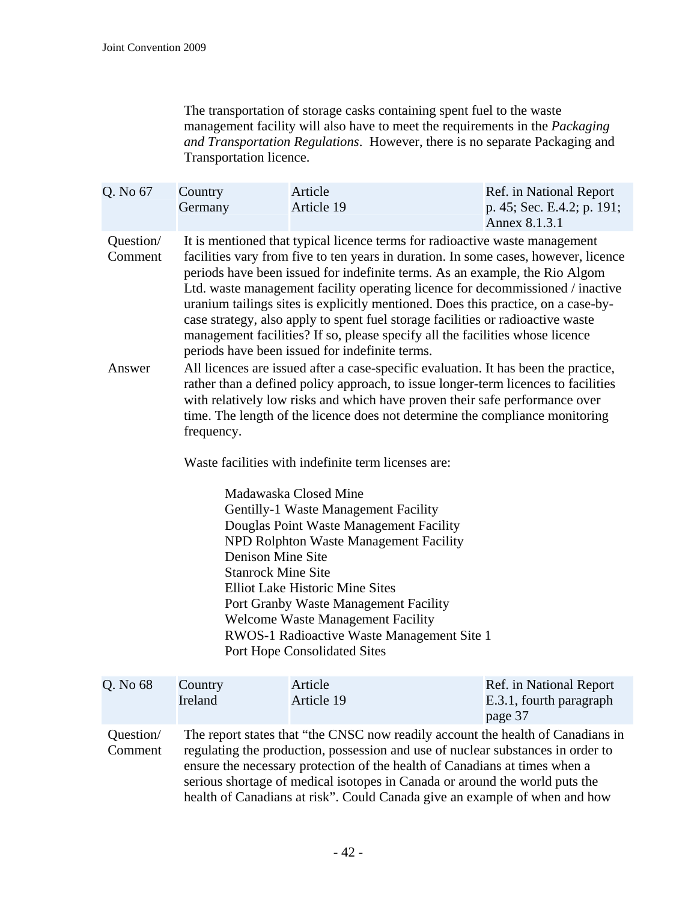The transportation of storage casks containing spent fuel to the waste management facility will also have to meet the requirements in the *Packaging and Transportation Regulations*. However, there is no separate Packaging and Transportation licence.

| Q. No 67 | Country<br>Germany | Article<br>Article 19 | Ref. in National Report<br>p. 45; Sec. E.4.2; p. 191; Annex 8.1.3.1 |
|---|---|---|---|

**Question/ Comment**

It is mentioned that typical licence terms for radioactive waste management facilities vary from five to ten years in duration. In some cases, however, licence periods have been issued for indefinite terms. As an example, the Rio Algom Ltd. waste management facility operating licence for decommissioned / inactive uranium tailings sites is explicitly mentioned. Does this practice, on a case-by-case strategy, also apply to spent fuel storage facilities or radioactive waste management facilities? If so, please specify all the facilities whose licence periods have been issued for indefinite terms.

**Answer**

All licences are issued after a case-specific evaluation. It has been the practice, rather than a defined policy approach, to issue longer-term licences to facilities with relatively low risks and which have proven their safe performance over time. The length of the licence does not determine the compliance monitoring frequency.

Waste facilities with indefinite term licenses are:

- Madawaska Closed Mine
- Gentilly-1 Waste Management Facility
- Douglas Point Waste Management Facility
- NPD Rolphton Waste Management Facility
- Denison Mine Site
- Stanrock Mine Site
- Elliot Lake Historic Mine Sites
- Port Granby Waste Management Facility
- Welcome Waste Management Facility
- RWOS-1 Radioactive Waste Management Site 1
- Port Hope Consolidated Sites

| Q. No 68 | Country<br>Ireland | Article<br>Article 19 | Ref. in National Report<br>E.3.1, fourth paragraph page 37 |
|---|---|---|---|

**Question/ Comment**

The report states that “the CNSC now readily account the health of Canadians in regulating the production, possession and use of nuclear substances in order to ensure the necessary protection of the health of Canadians at times when a serious shortage of medical isotopes in Canada or around the world puts the health of Canadians at risk”. Could Canada give an example of when and how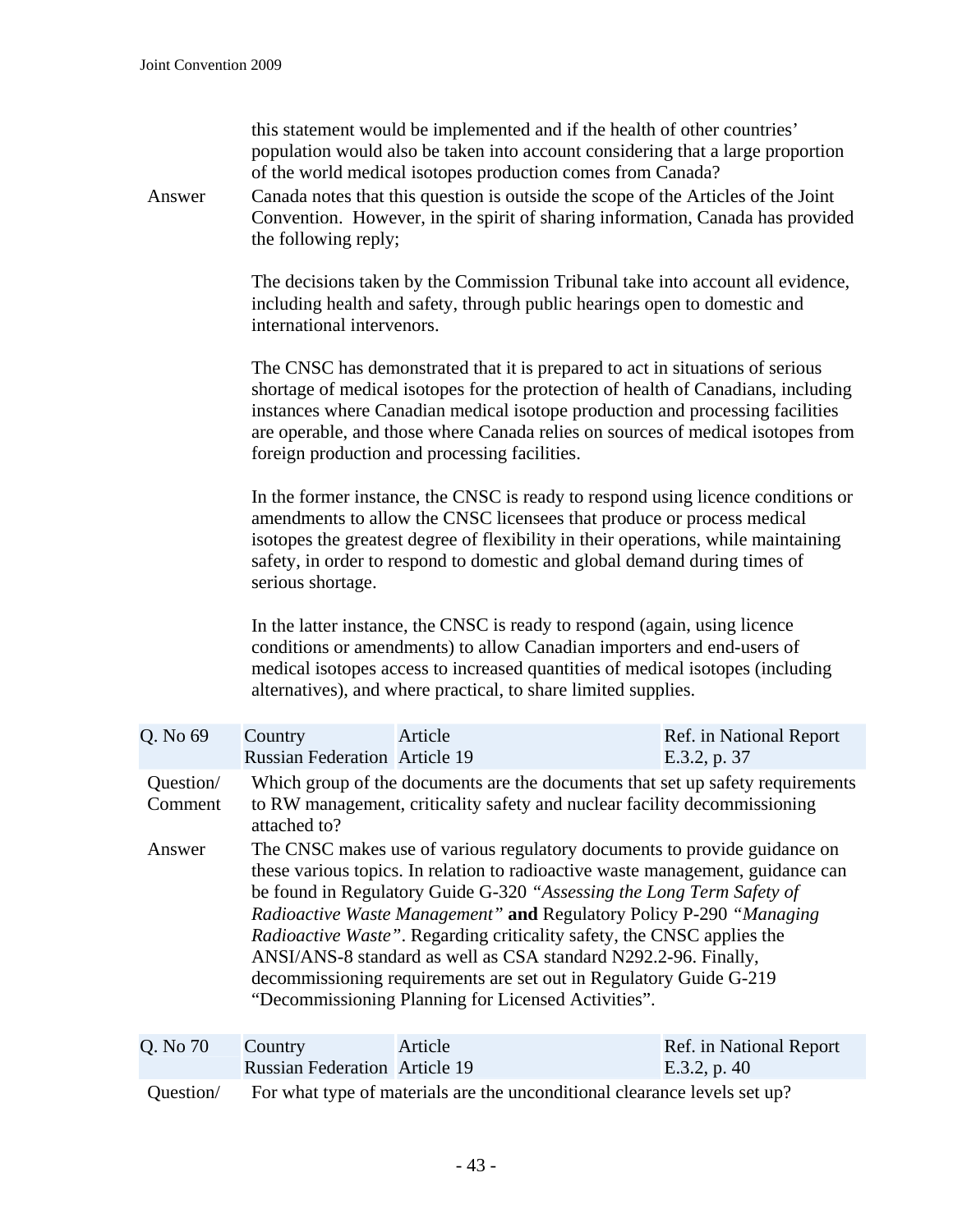this statement would be implemented and if the health of other countries' population would also be taken into account considering that a large proportion of the world medical isotopes production comes from Canada?

Answer

Canada notes that this question is outside the scope of the Articles of the Joint Convention. However, in the spirit of sharing information, Canada has provided the following reply;

The decisions taken by the Commission Tribunal take into account all evidence, including health and safety, through public hearings open to domestic and international intervenors.

The CNSC has demonstrated that it is prepared to act in situations of serious shortage of medical isotopes for the protection of health of Canadians, including instances where Canadian medical isotope production and processing facilities are operable, and those where Canada relies on sources of medical isotopes from foreign production and processing facilities.

In the former instance, the CNSC is ready to respond using licence conditions or amendments to allow the CNSC licensees that produce or process medical isotopes the greatest degree of flexibility in their operations, while maintaining safety, in order to respond to domestic and global demand during times of serious shortage.

In the latter instance, the CNSC is ready to respond (again, using licence conditions or amendments) to allow Canadian importers and end-users of medical isotopes access to increased quantities of medical isotopes (including alternatives), and where practical, to share limited supplies.

| Q. No 69 | Country | Article | Ref. in National Report |
|---|---|---|---|
| | Russian Federation | Article 19 | E.3.2, p. 37 |

Question/ Comment

Which group of the documents are the documents that set up safety requirements to RW management, criticality safety and nuclear facility decommissioning attached to?

Answer

The CNSC makes use of various regulatory documents to provide guidance on these various topics. In relation to radioactive waste management, guidance can be found in Regulatory Guide G-320 *"Assessing the Long Term Safety of Radioactive Waste Management"* **and** Regulatory Policy P-290 *"Managing Radioactive Waste"*. Regarding criticality safety, the CNSC applies the ANSI/ANS-8 standard as well as CSA standard N292.2-96. Finally, decommissioning requirements are set out in Regulatory Guide G-219 "Decommissioning Planning for Licensed Activities".

| Q. No 70 | Country | Article | Ref. in National Report |
|---|---|---|---|
| | Russian Federation | Article 19 | E.3.2, p. 40 |

Question/

For what type of materials are the unconditional clearance levels set up?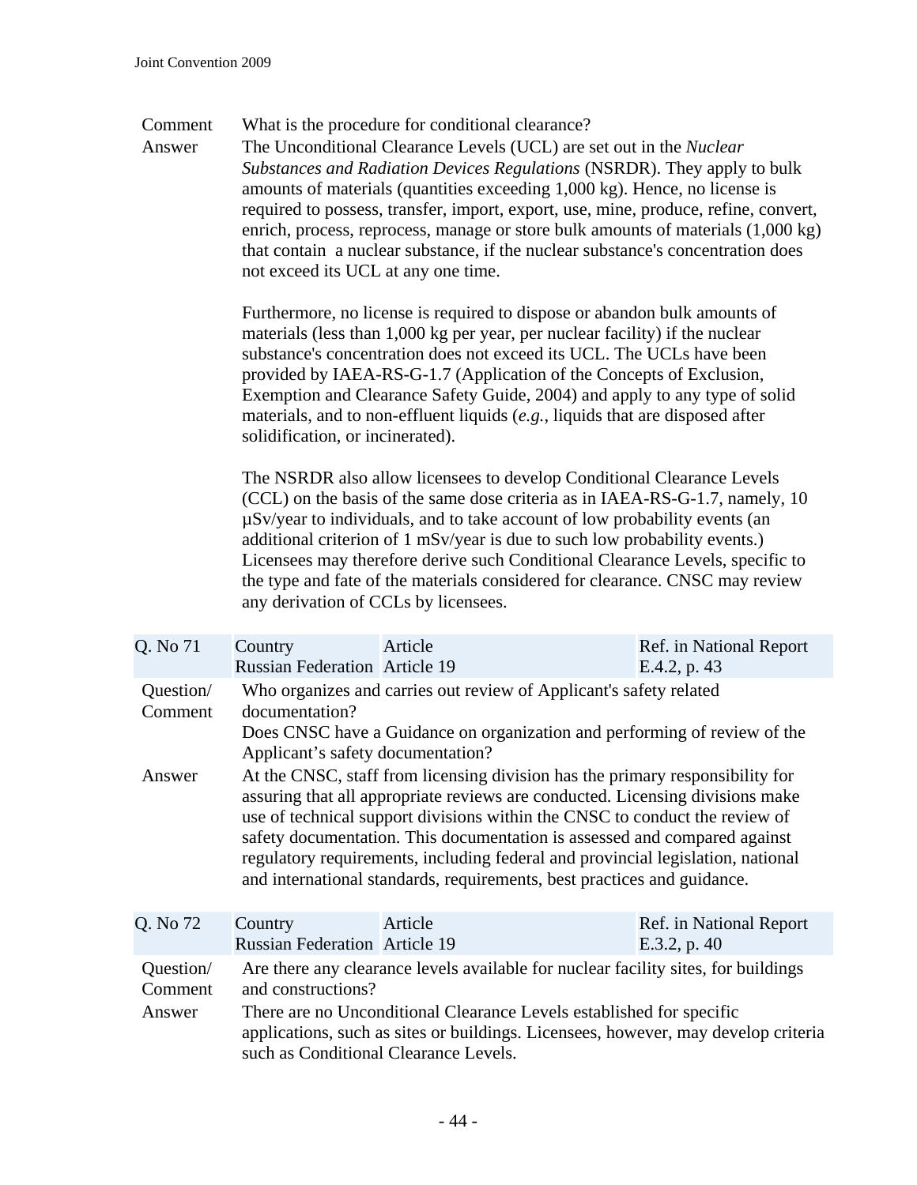Comment What is the procedure for conditional clearance?

Answer The Unconditional Clearance Levels (UCL) are set out in the *Nuclear Substances and Radiation Devices Regulations* (NSRDR). They apply to bulk amounts of materials (quantities exceeding 1,000 kg). Hence, no license is required to possess, transfer, import, export, use, mine, produce, refine, convert, enrich, process, reprocess, manage or store bulk amounts of materials (1,000 kg) that contain a nuclear substance, if the nuclear substance's concentration does not exceed its UCL at any one time.

Furthermore, no license is required to dispose or abandon bulk amounts of materials (less than 1,000 kg per year, per nuclear facility) if the nuclear substance's concentration does not exceed its UCL. The UCLs have been provided by IAEA-RS-G-1.7 (Application of the Concepts of Exclusion, Exemption and Clearance Safety Guide, 2004) and apply to any type of solid materials, and to non-effluent liquids (*e.g.*, liquids that are disposed after solidification, or incinerated).

The NSRDR also allow licensees to develop Conditional Clearance Levels (CCL) on the basis of the same dose criteria as in IAEA-RS-G-1.7, namely, 10 μSv/year to individuals, and to take account of low probability events (an additional criterion of 1 mSv/year is due to such low probability events.) Licensees may therefore derive such Conditional Clearance Levels, specific to the type and fate of the materials considered for clearance. CNSC may review any derivation of CCLs by licensees.

| Q. No 71 | Country<br>Russian Federation | Article<br>Article 19 | Ref. in National Report<br>E.4.2, p. 43 |
|---|---|---|---|

Question/ Comment Who organizes and carries out review of Applicant's safety related documentation?
Does CNSC have a Guidance on organization and performing of review of the Applicant's safety documentation?

Answer At the CNSC, staff from licensing division has the primary responsibility for assuring that all appropriate reviews are conducted. Licensing divisions make use of technical support divisions within the CNSC to conduct the review of safety documentation. This documentation is assessed and compared against regulatory requirements, including federal and provincial legislation, national and international standards, requirements, best practices and guidance.

| Q. No 72 | Country<br>Russian Federation | Article<br>Article 19 | Ref. in National Report<br>E.3.2, p. 40 |
|---|---|---|---|

Question/ Comment Are there any clearance levels available for nuclear facility sites, for buildings and constructions?

Answer There are no Unconditional Clearance Levels established for specific applications, such as sites or buildings. Licensees, however, may develop criteria such as Conditional Clearance Levels.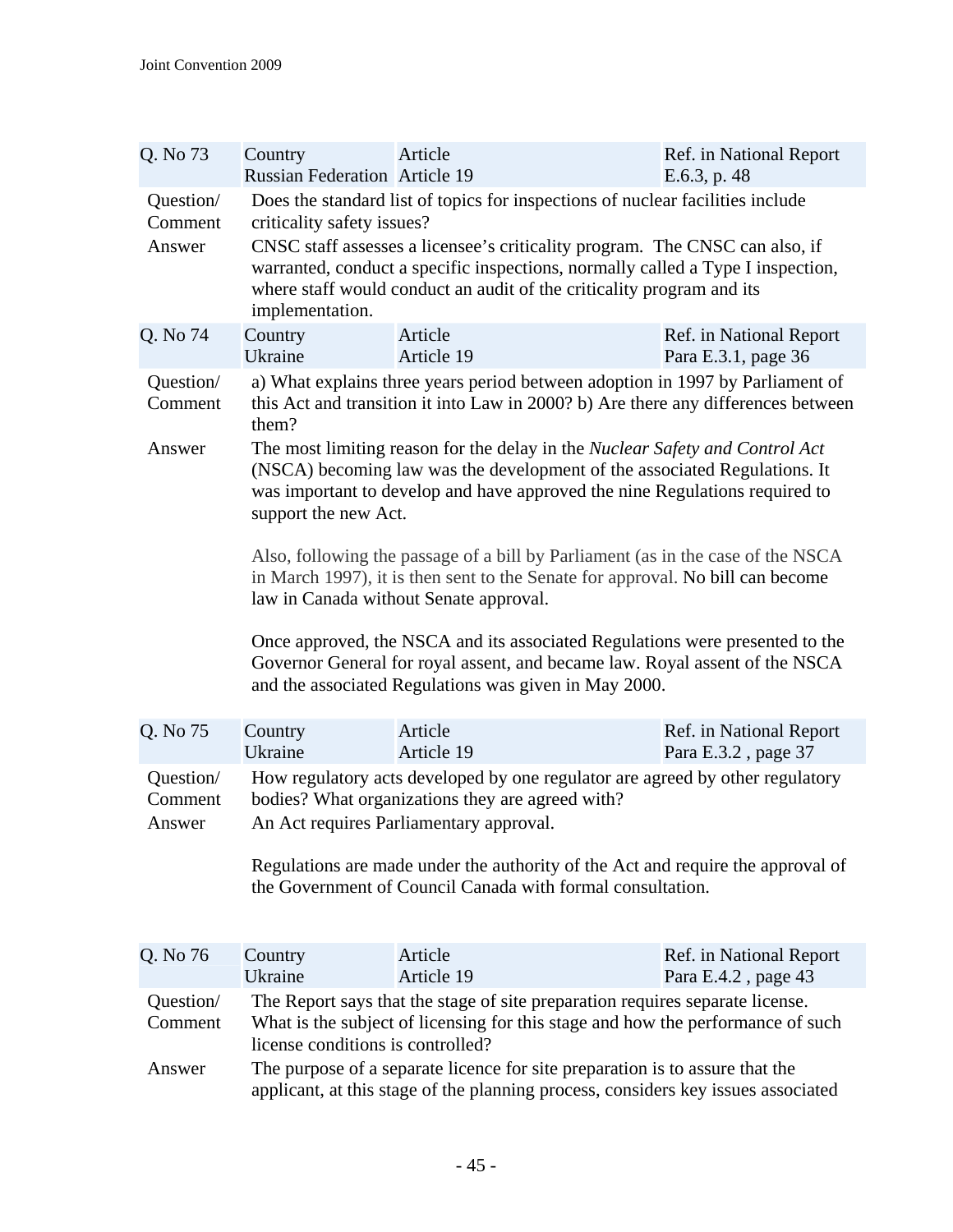| Q. No 73 | Country<br>Russian Federation | Article<br>Article 19 | Ref. in National Report<br>E.6.3, p. 48 |
|---|---|---|---|
| Question/ Comment | Does the standard list of topics for inspections of nuclear facilities include criticality safety issues? | | |
| Answer | CNSC staff assesses a licensee's criticality program. The CNSC can also, if warranted, conduct a specific inspections, normally called a Type I inspection, where staff would conduct an audit of the criticality program and its implementation. | | |

| Q. No 74 | Country<br>Ukraine | Article<br>Article 19 | Ref. in National Report<br>Para E.3.1, page 36 |
|---|---|---|---|
| Question/ Comment | a) What explains three years period between adoption in 1997 by Parliament of this Act and transition it into Law in 2000? b) Are there any differences between them? | | |
| Answer | The most limiting reason for the delay in the *Nuclear Safety and Control Act* (NSCA) becoming law was the development of the associated Regulations. It was important to develop and have approved the nine Regulations required to support the new Act.<br><br>Also, following the passage of a bill by Parliament (as in the case of the NSCA in March 1997), it is then sent to the Senate for approval. No bill can become law in Canada without Senate approval.<br><br>Once approved, the NSCA and its associated Regulations were presented to the Governor General for royal assent, and became law. Royal assent of the NSCA and the associated Regulations was given in May 2000. | | |

| Q. No 75 | Country<br>Ukraine | Article<br>Article 19 | Ref. in National Report<br>Para E.3.2 , page 37 |
|---|---|---|---|
| Question/ Comment | How regulatory acts developed by one regulator are agreed by other regulatory bodies? What organizations they are agreed with? | | |
| Answer | An Act requires Parliamentary approval.<br><br>Regulations are made under the authority of the Act and require the approval of the Government of Council Canada with formal consultation. | | |

| Q. No 76 | Country<br>Ukraine | Article<br>Article 19 | Ref. in National Report<br>Para E.4.2 , page 43 |
|---|---|---|---|
| Question/ Comment | The Report says that the stage of site preparation requires separate license. What is the subject of licensing for this stage and how the performance of such license conditions is controlled? | | |
| Answer | The purpose of a separate licence for site preparation is to assure that the applicant, at this stage of the planning process, considers key issues associated | | |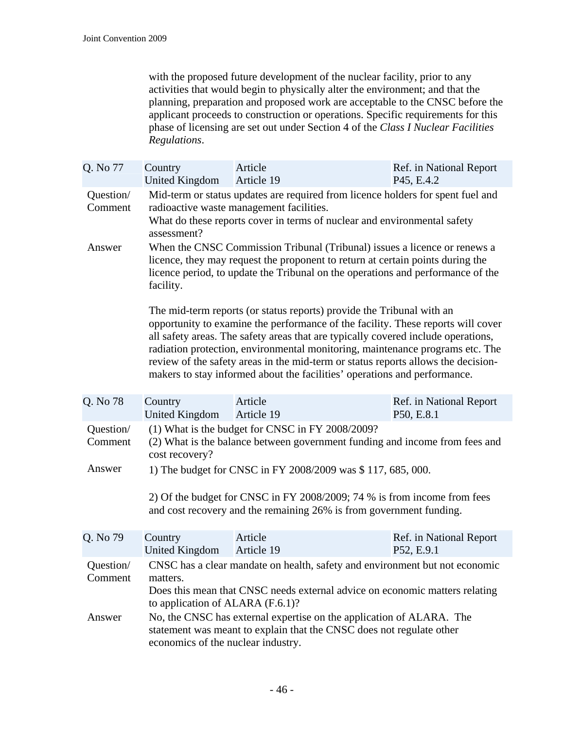with the proposed future development of the nuclear facility, prior to any activities that would begin to physically alter the environment; and that the planning, preparation and proposed work are acceptable to the CNSC before the applicant proceeds to construction or operations. Specific requirements for this phase of licensing are set out under Section 4 of the *Class I Nuclear Facilities Regulations*.

| Q. No 77 | Country<br>United Kingdom | Article<br>Article 19 | Ref. in National Report<br>P45, E.4.2 |
|---|---|---|---|

**Question/ Comment**

Mid-term or status updates are required from licence holders for spent fuel and radioactive waste management facilities.

What do these reports cover in terms of nuclear and environmental safety assessment?

**Answer**

When the CNSC Commission Tribunal (Tribunal) issues a licence or renews a licence, they may request the proponent to return at certain points during the licence period, to update the Tribunal on the operations and performance of the facility.

The mid-term reports (or status reports) provide the Tribunal with an opportunity to examine the performance of the facility. These reports will cover all safety areas. The safety areas that are typically covered include operations, radiation protection, environmental monitoring, maintenance programs etc. The review of the safety areas in the mid-term or status reports allows the decision-makers to stay informed about the facilities' operations and performance.

| Q. No 78 | Country<br>United Kingdom | Article<br>Article 19 | Ref. in National Report<br>P50, E.8.1 |
|---|---|---|---|

**Question/ Comment**

(1) What is the budget for CNSC in FY 2008/2009?

(2) What is the balance between government funding and income from fees and cost recovery?

**Answer**

1) The budget for CNSC in FY 2008/2009 was $ 117, 685, 000.

2) Of the budget for CNSC in FY 2008/2009; 74 % is from income from fees and cost recovery and the remaining 26% is from government funding.

| Q. No 79 | Country<br>United Kingdom | Article<br>Article 19 | Ref. in National Report<br>P52, E.9.1 |
|---|---|---|---|

**Question/ Comment**

CNSC has a clear mandate on health, safety and environment but not economic matters.

Does this mean that CNSC needs external advice on economic matters relating to application of ALARA (F.6.1)?

**Answer**

No, the CNSC has external expertise on the application of ALARA. The statement was meant to explain that the CNSC does not regulate other economics of the nuclear industry.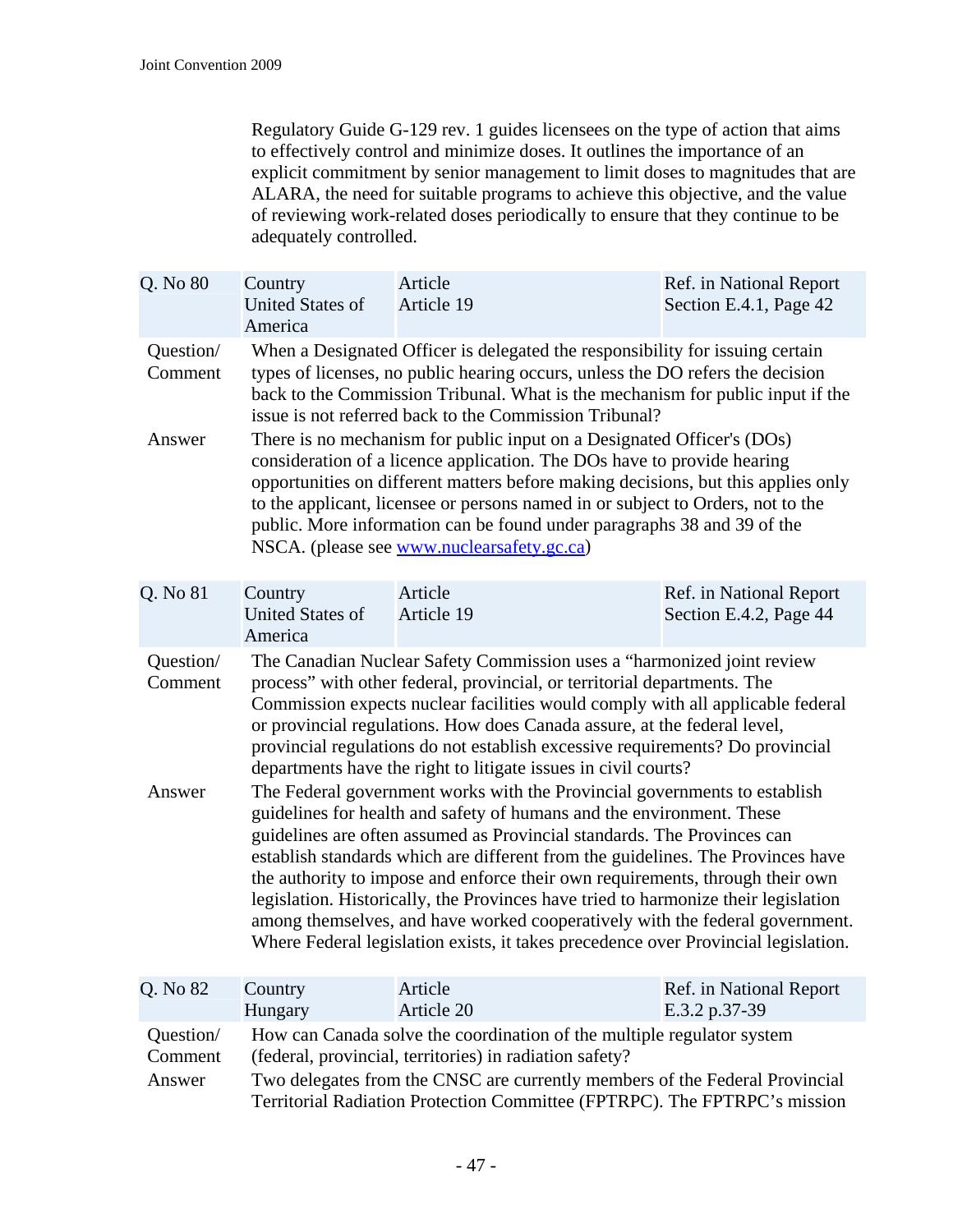Regulatory Guide G-129 rev. 1 guides licensees on the type of action that aims to effectively control and minimize doses. It outlines the importance of an explicit commitment by senior management to limit doses to magnitudes that are ALARA, the need for suitable programs to achieve this objective, and the value of reviewing work-related doses periodically to ensure that they continue to be adequately controlled.

| Q. No 80 | Country<br>United States of America | Article<br>Article 19 | Ref. in National Report<br>Section E.4.1, Page 42 |
|---|---|---|---|
| Question/ Comment | When a Designated Officer is delegated the responsibility for issuing certain types of licenses, no public hearing occurs, unless the DO refers the decision back to the Commission Tribunal. What is the mechanism for public input if the issue is not referred back to the Commission Tribunal? | | |
| Answer | There is no mechanism for public input on a Designated Officer's (DOs) consideration of a licence application. The DOs have to provide hearing opportunities on different matters before making decisions, but this applies only to the applicant, licensee or persons named in or subject to Orders, not to the public. More information can be found under paragraphs 38 and 39 of the NSCA. (please see www.nuclearsafety.gc.ca) | | |

| Q. No 81 | Country<br>United States of America | Article<br>Article 19 | Ref. in National Report<br>Section E.4.2, Page 44 |
|---|---|---|---|
| Question/ Comment | The Canadian Nuclear Safety Commission uses a "harmonized joint review process" with other federal, provincial, or territorial departments. The Commission expects nuclear facilities would comply with all applicable federal or provincial regulations. How does Canada assure, at the federal level, provincial regulations do not establish excessive requirements? Do provincial departments have the right to litigate issues in civil courts? | | |
| Answer | The Federal government works with the Provincial governments to establish guidelines for health and safety of humans and the environment. These guidelines are often assumed as Provincial standards. The Provinces can establish standards which are different from the guidelines. The Provinces have the authority to impose and enforce their own requirements, through their own legislation. Historically, the Provinces have tried to harmonize their legislation among themselves, and have worked cooperatively with the federal government. Where Federal legislation exists, it takes precedence over Provincial legislation. | | |

| Q. No 82 | Country<br>Hungary | Article<br>Article 20 | Ref. in National Report<br>E.3.2 p.37-39 |
|---|---|---|---|
| Question/ Comment | How can Canada solve the coordination of the multiple regulator system (federal, provincial, territories) in radiation safety? | | |
| Answer | Two delegates from the CNSC are currently members of the Federal Provincial Territorial Radiation Protection Committee (FPTRPC). The FPTRPC's mission | | |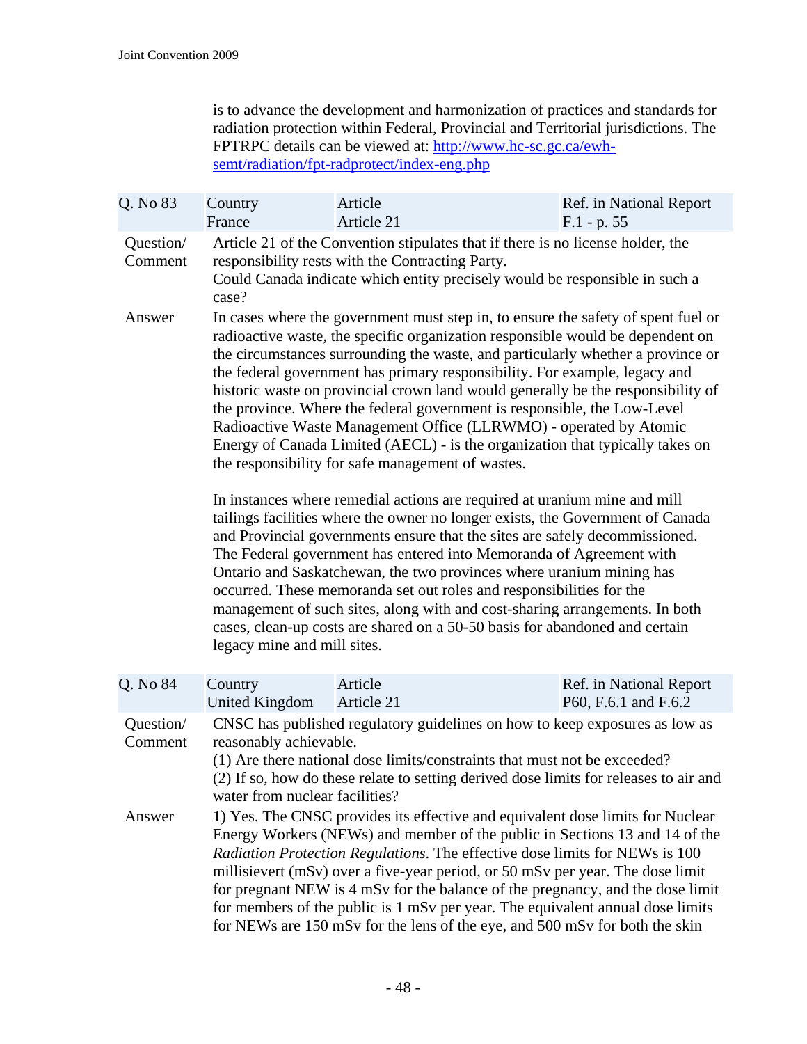is to advance the development and harmonization of practices and standards for radiation protection within Federal, Provincial and Territorial jurisdictions. The FPTRPC details can be viewed at: http://www.hc-sc.gc.ca/ewh-semt/radiation/fpt-radprotect/index-eng.php

| Q. No 83 | Country<br>France | Article<br>Article 21 | Ref. in National Report<br>F.1 - p. 55 |
|---|---|---|---|
| Question/ Comment | Article 21 of the Convention stipulates that if there is no license holder, the responsibility rests with the Contracting Party.<br>Could Canada indicate which entity precisely would be responsible in such a case? | | |
| Answer | In cases where the government must step in, to ensure the safety of spent fuel or radioactive waste, the specific organization responsible would be dependent on the circumstances surrounding the waste, and particularly whether a province or the federal government has primary responsibility. For example, legacy and historic waste on provincial crown land would generally be the responsibility of the province. Where the federal government is responsible, the Low-Level Radioactive Waste Management Office (LLRWMO) - operated by Atomic Energy of Canada Limited (AECL) - is the organization that typically takes on the responsibility for safe management of wastes.<br><br>In instances where remedial actions are required at uranium mine and mill tailings facilities where the owner no longer exists, the Government of Canada and Provincial governments ensure that the sites are safely decommissioned. The Federal government has entered into Memoranda of Agreement with Ontario and Saskatchewan, the two provinces where uranium mining has occurred. These memoranda set out roles and responsibilities for the management of such sites, along with cost-sharing arrangements. In both cases, clean-up costs are shared on a 50-50 basis for abandoned and certain legacy mine and mill sites. | | |

| Q. No 84 | Country<br>United Kingdom | Article<br>Article 21 | Ref. in National Report<br>P60, F.6.1 and F.6.2 |
|---|---|---|---|
| Question/ Comment | CNSC has published regulatory guidelines on how to keep exposures as low as reasonably achievable.<br>(1) Are there national dose limits/constraints that must not be exceeded?<br>(2) If so, how do these relate to setting derived dose limits for releases to air and water from nuclear facilities? | | |
| Answer | 1) Yes. The CNSC provides its effective and equivalent dose limits for Nuclear Energy Workers (NEWs) and member of the public in Sections 13 and 14 of the *Radiation Protection Regulations*. The effective dose limits for NEWs is 100 millisievert (mSv) over a five-year period, or 50 mSv per year. The dose limit for pregnant NEW is 4 mSv for the balance of the pregnancy, and the dose limit for members of the public is 1 mSv per year. The equivalent annual dose limits for NEWs are 150 mSv for the lens of the eye, and 500 mSv for both the skin | | |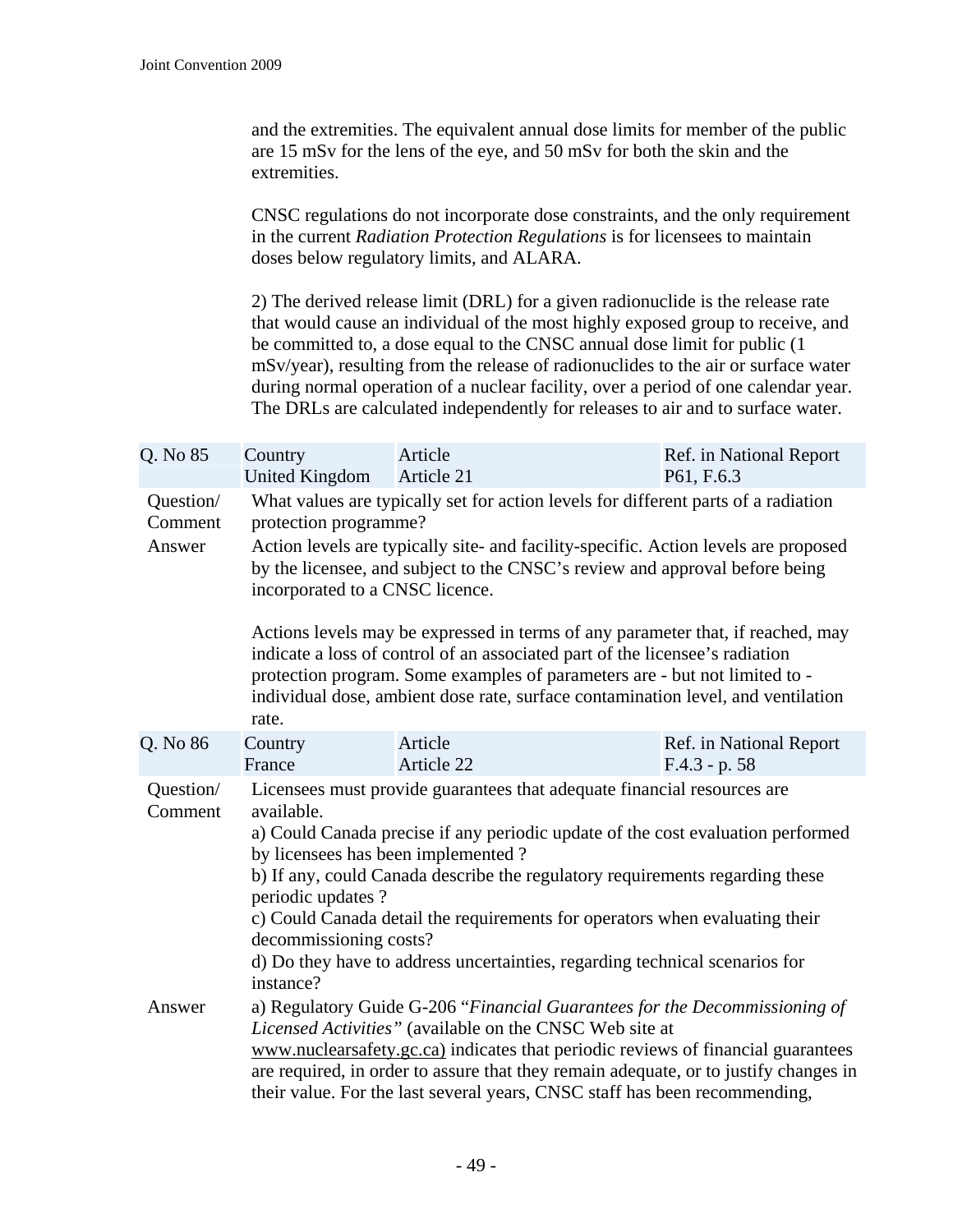and the extremities. The equivalent annual dose limits for member of the public are 15 mSv for the lens of the eye, and 50 mSv for both the skin and the extremities.

CNSC regulations do not incorporate dose constraints, and the only requirement in the current *Radiation Protection Regulations* is for licensees to maintain doses below regulatory limits, and ALARA.

2) The derived release limit (DRL) for a given radionuclide is the release rate that would cause an individual of the most highly exposed group to receive, and be committed to, a dose equal to the CNSC annual dose limit for public (1 mSv/year), resulting from the release of radionuclides to the air or surface water during normal operation of a nuclear facility, over a period of one calendar year. The DRLs are calculated independently for releases to air and to surface water.

| Q. No 85 | Country<br>United Kingdom | Article<br>Article 21 | Ref. in National Report<br>P61, F.6.3 |
|---|---|---|---|
| Question/ Comment | What values are typically set for action levels for different parts of a radiation protection programme? | | |
| Answer | Action levels are typically site- and facility-specific. Action levels are proposed by the licensee, and subject to the CNSC's review and approval before being incorporated to a CNSC licence.<br><br>Actions levels may be expressed in terms of any parameter that, if reached, may indicate a loss of control of an associated part of the licensee's radiation protection program. Some examples of parameters are - but not limited to - individual dose, ambient dose rate, surface contamination level, and ventilation rate. | | |

| Q. No 86 | Country<br>France | Article<br>Article 22 | Ref. in National Report<br>F.4.3 - p. 58 |
|---|---|---|---|
| Question/ Comment | Licensees must provide guarantees that adequate financial resources are available.<br>a) Could Canada precise if any periodic update of the cost evaluation performed by licensees has been implemented ?<br>b) If any, could Canada describe the regulatory requirements regarding these periodic updates ?<br>c) Could Canada detail the requirements for operators when evaluating their decommissioning costs?<br>d) Do they have to address uncertainties, regarding technical scenarios for instance? | | |
| Answer | a) Regulatory Guide G-206 "*Financial Guarantees for the Decommissioning of Licensed Activities*" (available on the CNSC Web site at www.nuclearsafety.gc.ca) indicates that periodic reviews of financial guarantees are required, in order to assure that they remain adequate, or to justify changes in their value. For the last several years, CNSC staff has been recommending, | | |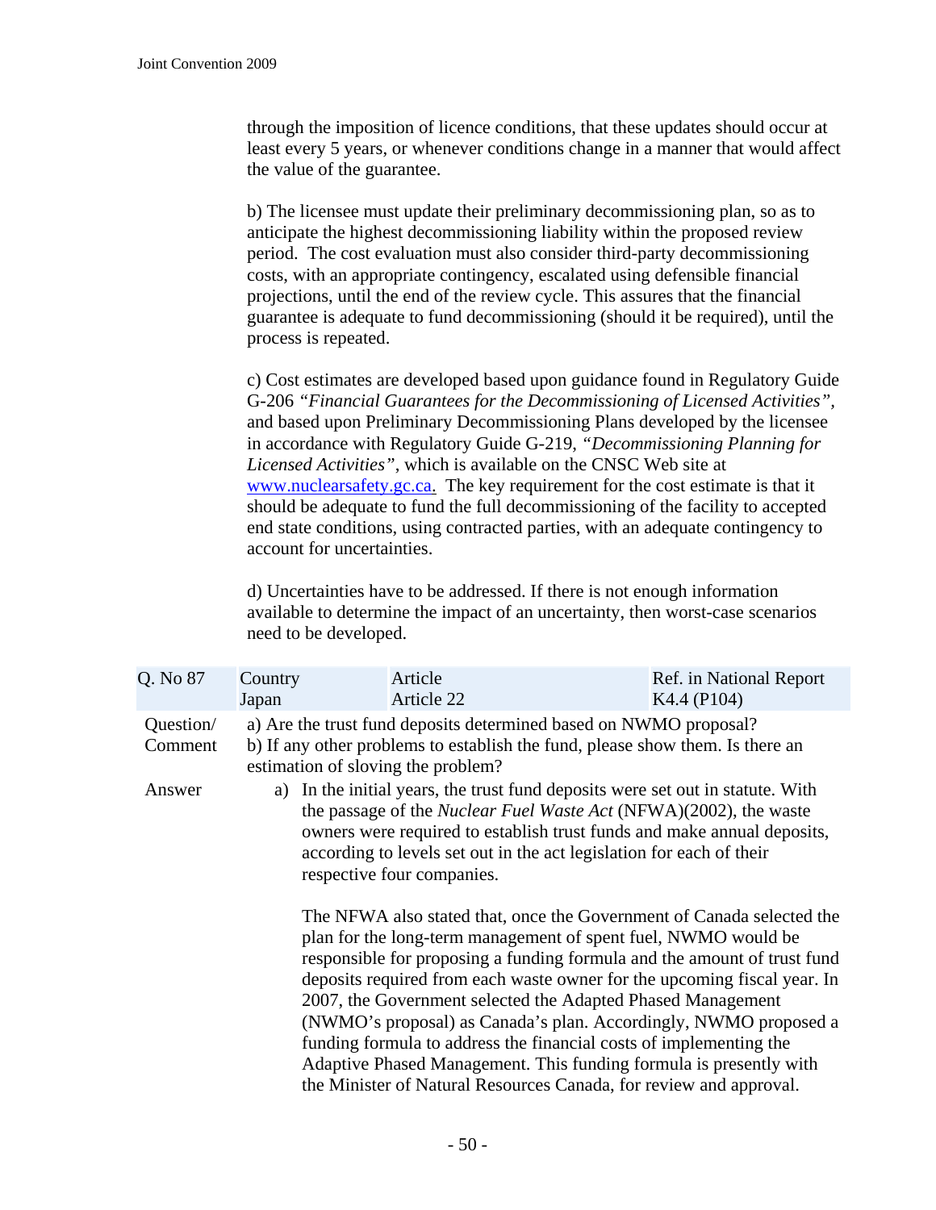through the imposition of licence conditions, that these updates should occur at least every 5 years, or whenever conditions change in a manner that would affect the value of the guarantee.

b) The licensee must update their preliminary decommissioning plan, so as to anticipate the highest decommissioning liability within the proposed review period. The cost evaluation must also consider third-party decommissioning costs, with an appropriate contingency, escalated using defensible financial projections, until the end of the review cycle. This assures that the financial guarantee is adequate to fund decommissioning (should it be required), until the process is repeated.

c) Cost estimates are developed based upon guidance found in Regulatory Guide G-206 *"Financial Guarantees for the Decommissioning of Licensed Activities"*, and based upon Preliminary Decommissioning Plans developed by the licensee in accordance with Regulatory Guide G-219, *"Decommissioning Planning for Licensed Activities"*, which is available on the CNSC Web site at www.nuclearsafety.gc.ca. The key requirement for the cost estimate is that it should be adequate to fund the full decommissioning of the facility to accepted end state conditions, using contracted parties, with an adequate contingency to account for uncertainties.

d) Uncertainties have to be addressed. If there is not enough information available to determine the impact of an uncertainty, then worst-case scenarios need to be developed.

| Q. No 87 | Country Japan | Article Article 22 | Ref. in National Report K4.4 (P104) |
|---|---|---|---|

**Question/ Comment**

a) Are the trust fund deposits determined based on NWMO proposal?
b) If any other problems to establish the fund, please show them. Is there an estimation of sloving the problem?

**Answer**

a) In the initial years, the trust fund deposits were set out in statute. With the passage of the *Nuclear Fuel Waste Act* (NFWA)(2002), the waste owners were required to establish trust funds and make annual deposits, according to levels set out in the act legislation for each of their respective four companies.

   The NFWA also stated that, once the Government of Canada selected the plan for the long-term management of spent fuel, NWMO would be responsible for proposing a funding formula and the amount of trust fund deposits required from each waste owner for the upcoming fiscal year. In 2007, the Government selected the Adapted Phased Management (NWMO's proposal) as Canada's plan. Accordingly, NWMO proposed a funding formula to address the financial costs of implementing the Adaptive Phased Management. This funding formula is presently with the Minister of Natural Resources Canada, for review and approval.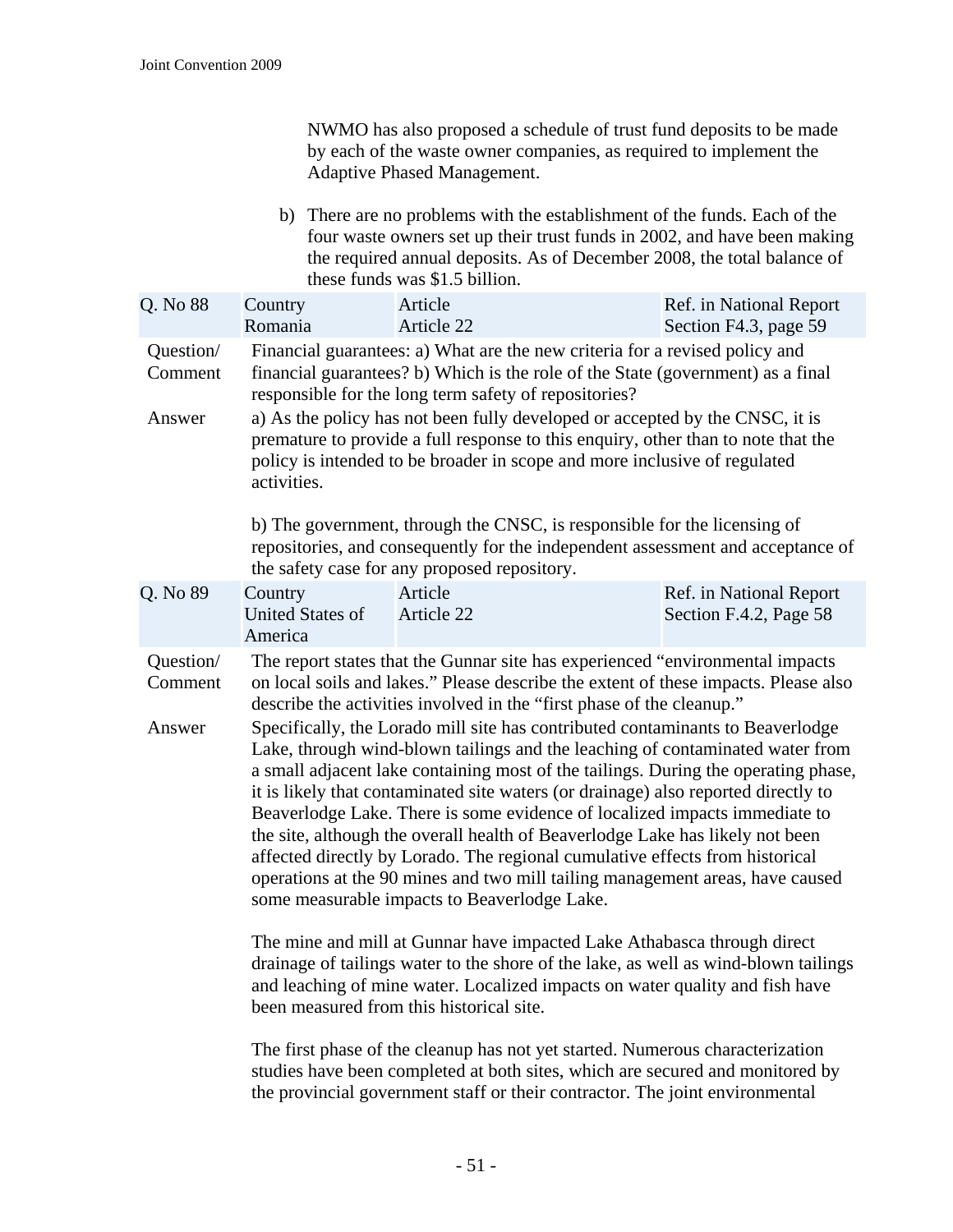NWMO has also proposed a schedule of trust fund deposits to be made by each of the waste owner companies, as required to implement the Adaptive Phased Management.

b) There are no problems with the establishment of the funds. Each of the four waste owners set up their trust funds in 2002, and have been making the required annual deposits. As of December 2008, the total balance of these funds was $1.5 billion.

| Q. No 88 | Country<br>Romania | Article<br>Article 22 | Ref. in National Report<br>Section F4.3, page 59 |
|---|---|---|---|
| Question/<br>Comment | Financial guarantees: a) What are the new criteria for a revised policy and financial guarantees? b) Which is the role of the State (government) as a final responsible for the long term safety of repositories? | | |
| Answer | a) As the policy has not been fully developed or accepted by the CNSC, it is premature to provide a full response to this enquiry, other than to note that the policy is intended to be broader in scope and more inclusive of regulated activities.<br><br>b) The government, through the CNSC, is responsible for the licensing of repositories, and consequently for the independent assessment and acceptance of the safety case for any proposed repository. | | |

| Q. No 89 | Country<br>United States of America | Article<br>Article 22 | Ref. in National Report<br>Section F.4.2, Page 58 |
|---|---|---|---|
| Question/<br>Comment | The report states that the Gunnar site has experienced “environmental impacts on local soils and lakes.” Please describe the extent of these impacts. Please also describe the activities involved in the “first phase of the cleanup.” | | |
| Answer | Specifically, the Lorado mill site has contributed contaminants to Beaverlodge Lake, through wind-blown tailings and the leaching of contaminated water from a small adjacent lake containing most of the tailings. During the operating phase, it is likely that contaminated site waters (or drainage) also reported directly to Beaverlodge Lake. There is some evidence of localized impacts immediate to the site, although the overall health of Beaverlodge Lake has likely not been affected directly by Lorado. The regional cumulative effects from historical operations at the 90 mines and two mill tailing management areas, have caused some measurable impacts to Beaverlodge Lake.<br><br>The mine and mill at Gunnar have impacted Lake Athabasca through direct drainage of tailings water to the shore of the lake, as well as wind-blown tailings and leaching of mine water. Localized impacts on water quality and fish have been measured from this historical site.<br><br>The first phase of the cleanup has not yet started. Numerous characterization studies have been completed at both sites, which are secured and monitored by the provincial government staff or their contractor. The joint environmental | | |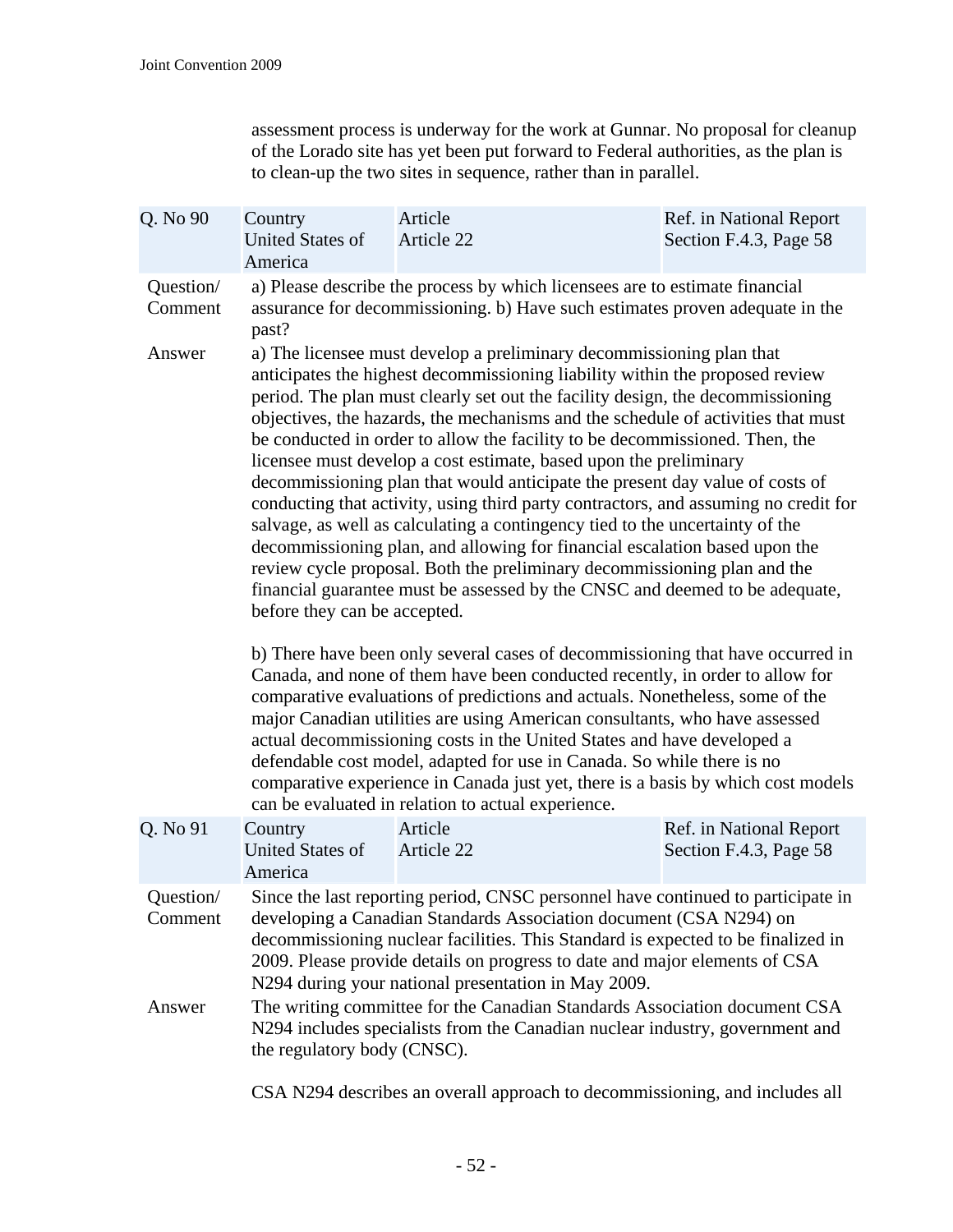assessment process is underway for the work at Gunnar. No proposal for cleanup of the Lorado site has yet been put forward to Federal authorities, as the plan is to clean-up the two sites in sequence, rather than in parallel.

| Q. No 90 | Country<br>United States of America | Article<br>Article 22 | Ref. in National Report<br>Section F.4.3, Page 58 |
|---|---|---|---|
| Question/ Comment | a) Please describe the process by which licensees are to estimate financial assurance for decommissioning. b) Have such estimates proven adequate in the past? | | |
| Answer | a) The licensee must develop a preliminary decommissioning plan that anticipates the highest decommissioning liability within the proposed review period. The plan must clearly set out the facility design, the decommissioning objectives, the hazards, the mechanisms and the schedule of activities that must be conducted in order to allow the facility to be decommissioned. Then, the licensee must develop a cost estimate, based upon the preliminary decommissioning plan that would anticipate the present day value of costs of conducting that activity, using third party contractors, and assuming no credit for salvage, as well as calculating a contingency tied to the uncertainty of the decommissioning plan, and allowing for financial escalation based upon the review cycle proposal. Both the preliminary decommissioning plan and the financial guarantee must be assessed by the CNSC and deemed to be adequate, before they can be accepted.<br><br>b) There have been only several cases of decommissioning that have occurred in Canada, and none of them have been conducted recently, in order to allow for comparative evaluations of predictions and actuals. Nonetheless, some of the major Canadian utilities are using American consultants, who have assessed actual decommissioning costs in the United States and have developed a defendable cost model, adapted for use in Canada. So while there is no comparative experience in Canada just yet, there is a basis by which cost models can be evaluated in relation to actual experience. | | |

| Q. No 91 | Country<br>United States of America | Article<br>Article 22 | Ref. in National Report<br>Section F.4.3, Page 58 |
|---|---|---|---|
| Question/ Comment | Since the last reporting period, CNSC personnel have continued to participate in developing a Canadian Standards Association document (CSA N294) on decommissioning nuclear facilities. This Standard is expected to be finalized in 2009. Please provide details on progress to date and major elements of CSA N294 during your national presentation in May 2009. | | |
| Answer | The writing committee for the Canadian Standards Association document CSA N294 includes specialists from the Canadian nuclear industry, government and the regulatory body (CNSC).<br><br>CSA N294 describes an overall approach to decommissioning, and includes all | | |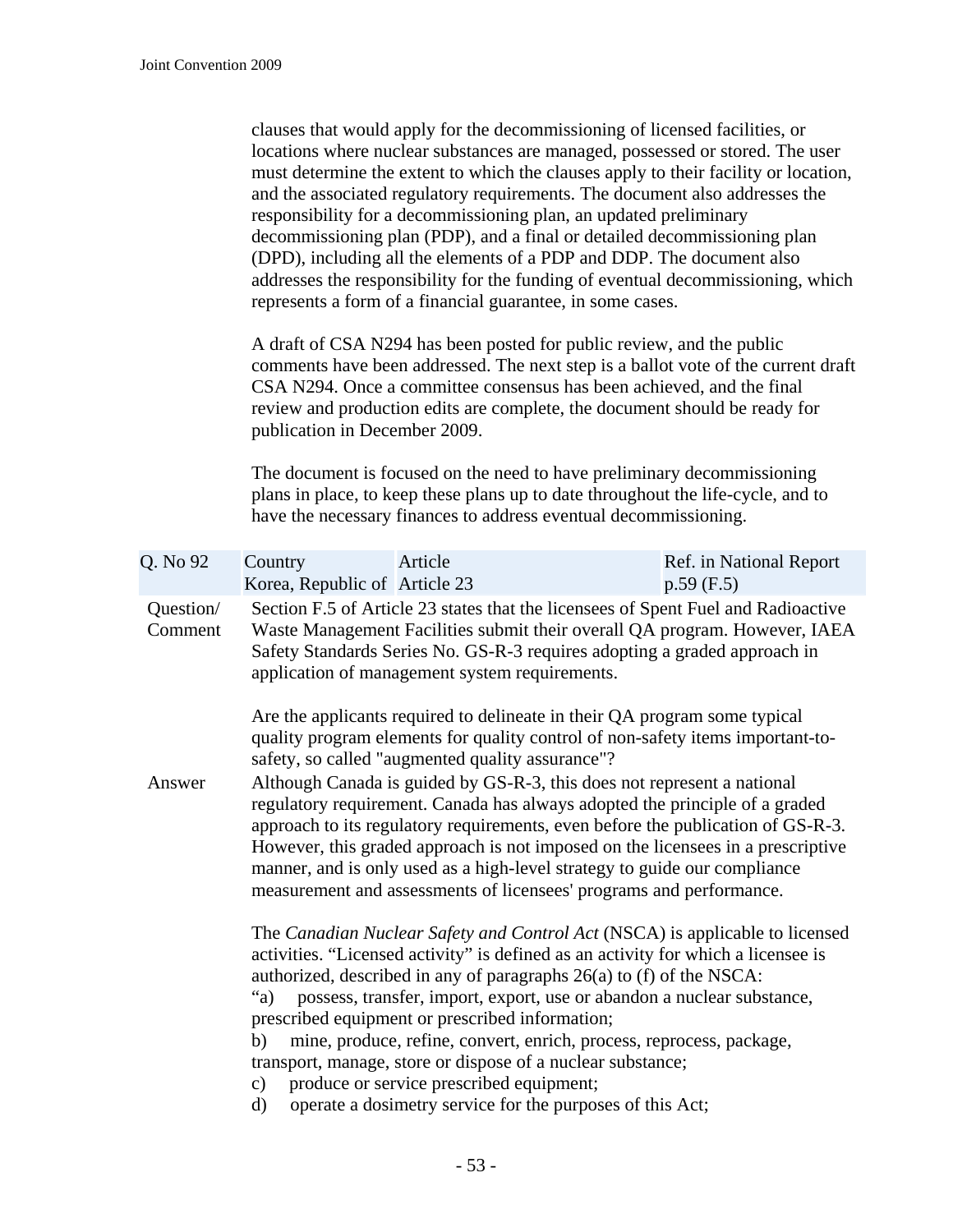clauses that would apply for the decommissioning of licensed facilities, or locations where nuclear substances are managed, possessed or stored. The user must determine the extent to which the clauses apply to their facility or location, and the associated regulatory requirements. The document also addresses the responsibility for a decommissioning plan, an updated preliminary decommissioning plan (PDP), and a final or detailed decommissioning plan (DPD), including all the elements of a PDP and DDP. The document also addresses the responsibility for the funding of eventual decommissioning, which represents a form of a financial guarantee, in some cases.

A draft of CSA N294 has been posted for public review, and the public comments have been addressed. The next step is a ballot vote of the current draft CSA N294. Once a committee consensus has been achieved, and the final review and production edits are complete, the document should be ready for publication in December 2009.

The document is focused on the need to have preliminary decommissioning plans in place, to keep these plans up to date throughout the life-cycle, and to have the necessary finances to address eventual decommissioning.

| Q. No 92 | Country | Article | Ref. in National Report |
|---|---|---|---|
| | Korea, Republic of | Article 23 | p.59 (F.5) |

**Question/ Comment**

Section F.5 of Article 23 states that the licensees of Spent Fuel and Radioactive Waste Management Facilities submit their overall QA program. However, IAEA Safety Standards Series No. GS-R-3 requires adopting a graded approach in application of management system requirements.

Are the applicants required to delineate in their QA program some typical quality program elements for quality control of non-safety items important-to-safety, so called "augmented quality assurance"?

**Answer**

Although Canada is guided by GS-R-3, this does not represent a national regulatory requirement. Canada has always adopted the principle of a graded approach to its regulatory requirements, even before the publication of GS-R-3. However, this graded approach is not imposed on the licensees in a prescriptive manner, and is only used as a high-level strategy to guide our compliance measurement and assessments of licensees' programs and performance.

The *Canadian Nuclear Safety and Control Act* (NSCA) is applicable to licensed activities. "Licensed activity" is defined as an activity for which a licensee is authorized, described in any of paragraphs 26(a) to (f) of the NSCA:

"a) possess, transfer, import, export, use or abandon a nuclear substance, prescribed equipment or prescribed information;

b) mine, produce, refine, convert, enrich, process, reprocess, package, transport, manage, store or dispose of a nuclear substance;

c) produce or service prescribed equipment;

d) operate a dosimetry service for the purposes of this Act;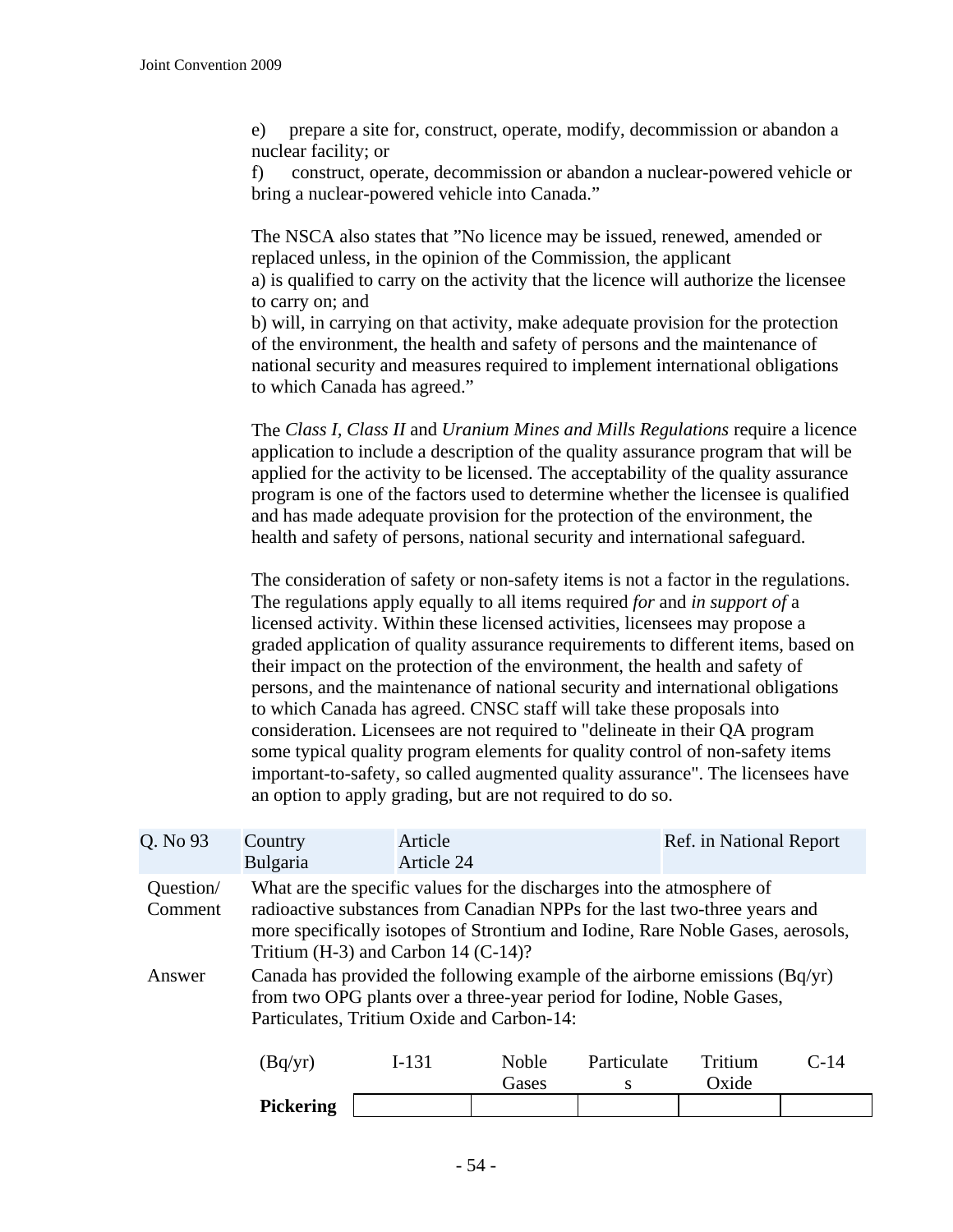e) prepare a site for, construct, operate, modify, decommission or abandon a nuclear facility; or

f) construct, operate, decommission or abandon a nuclear-powered vehicle or bring a nuclear-powered vehicle into Canada."

The NSCA also states that "No licence may be issued, renewed, amended or replaced unless, in the opinion of the Commission, the applicant

a) is qualified to carry on the activity that the licence will authorize the licensee to carry on; and

b) will, in carrying on that activity, make adequate provision for the protection of the environment, the health and safety of persons and the maintenance of national security and measures required to implement international obligations to which Canada has agreed."

The *Class I, Class II* and *Uranium Mines and Mills Regulations* require a licence application to include a description of the quality assurance program that will be applied for the activity to be licensed. The acceptability of the quality assurance program is one of the factors used to determine whether the licensee is qualified and has made adequate provision for the protection of the environment, the health and safety of persons, national security and international safeguard.

The consideration of safety or non-safety items is not a factor in the regulations. The regulations apply equally to all items required *for* and *in support of* a licensed activity. Within these licensed activities, licensees may propose a graded application of quality assurance requirements to different items, based on their impact on the protection of the environment, the health and safety of persons, and the maintenance of national security and international obligations to which Canada has agreed. CNSC staff will take these proposals into consideration. Licensees are not required to "delineate in their QA program some typical quality program elements for quality control of non-safety items important-to-safety, so called augmented quality assurance". The licensees have an option to apply grading, but are not required to do so.

| Q. No 93 | Country<br>Bulgaria | Article<br>Article 24 | Ref. in National Report |
|---|---|---|---|

Question/ Comment: What are the specific values for the discharges into the atmosphere of radioactive substances from Canadian NPPs for the last two-three years and more specifically isotopes of Strontium and Iodine, Rare Noble Gases, aerosols, Tritium (H-3) and Carbon 14 (C-14)?

Answer: Canada has provided the following example of the airborne emissions (Bq/yr) from two OPG plants over a three-year period for Iodine, Noble Gases, Particulates, Tritium Oxide and Carbon-14:

| (Bq/yr) | I-131 | Noble Gases | Particulates | Tritium Oxide | C-14 |
|---|---|---|---|---|---|
| **Pickering** | | | | | |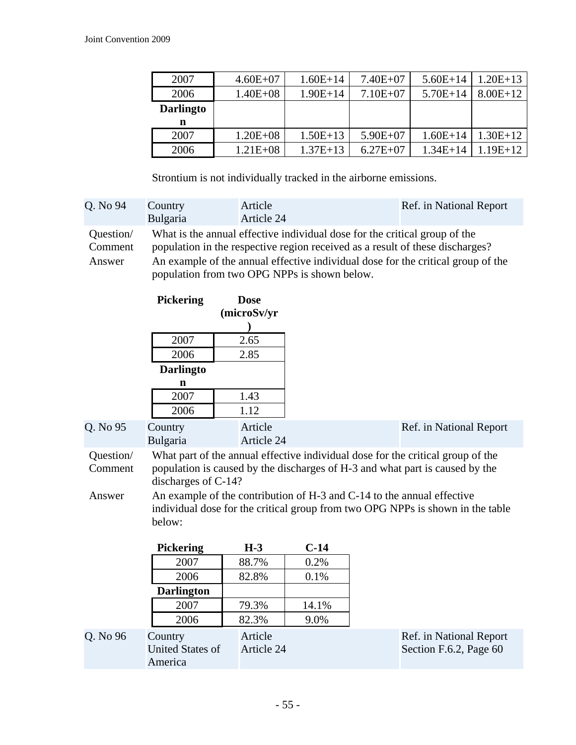| | | | | | |
|---|---|---|---|---|---|
| 2007 | 4.60E+07 | 1.60E+14 | 7.40E+07 | 5.60E+14 | 1.20E+13 |
| 2006 | 1.40E+08 | 1.90E+14 | 7.10E+07 | 5.70E+14 | 8.00E+12 |
| **Darlington** | | | | | |
| 2007 | 1.20E+08 | 1.50E+13 | 5.90E+07 | 1.60E+14 | 1.30E+12 |
| 2006 | 1.21E+08 | 1.37E+13 | 6.27E+07 | 1.34E+14 | 1.19E+12 |

Strontium is not individually tracked in the airborne emissions.

| Q. No 94 | Country<br>Bulgaria | Article<br>Article 24 | Ref. in National Report |
|---|---|---|---|

Question/ Comment: What is the annual effective individual dose for the critical group of the population in the respective region received as a result of these discharges?

Answer: An example of the annual effective individual dose for the critical group of the population from two OPG NPPs is shown below.

| **Pickering** | **Dose (microSv/yr)** |
|---|---|
| 2007 | 2.65 |
| 2006 | 2.85 |
| **Darlington** | |
| 2007 | 1.43 |
| 2006 | 1.12 |

| Q. No 95 | Country<br>Bulgaria | Article<br>Article 24 | Ref. in National Report |
|---|---|---|---|

Question/ Comment: What part of the annual effective individual dose for the critical group of the population is caused by the discharges of H-3 and what part is caused by the discharges of C-14?

Answer: An example of the contribution of H-3 and C-14 to the annual effective individual dose for the critical group from two OPG NPPs is shown in the table below:

| **Pickering** | **H-3** | **C-14** |
|---|---|---|
| 2007 | 88.7% | 0.2% |
| 2006 | 82.8% | 0.1% |
| **Darlington** | | |
| 2007 | 79.3% | 14.1% |
| 2006 | 82.3% | 9.0% |

| Q. No 96 | Country<br>United States of America | Article<br>Article 24 | Ref. in National Report<br>Section F.6.2, Page 60 |
|---|---|---|---|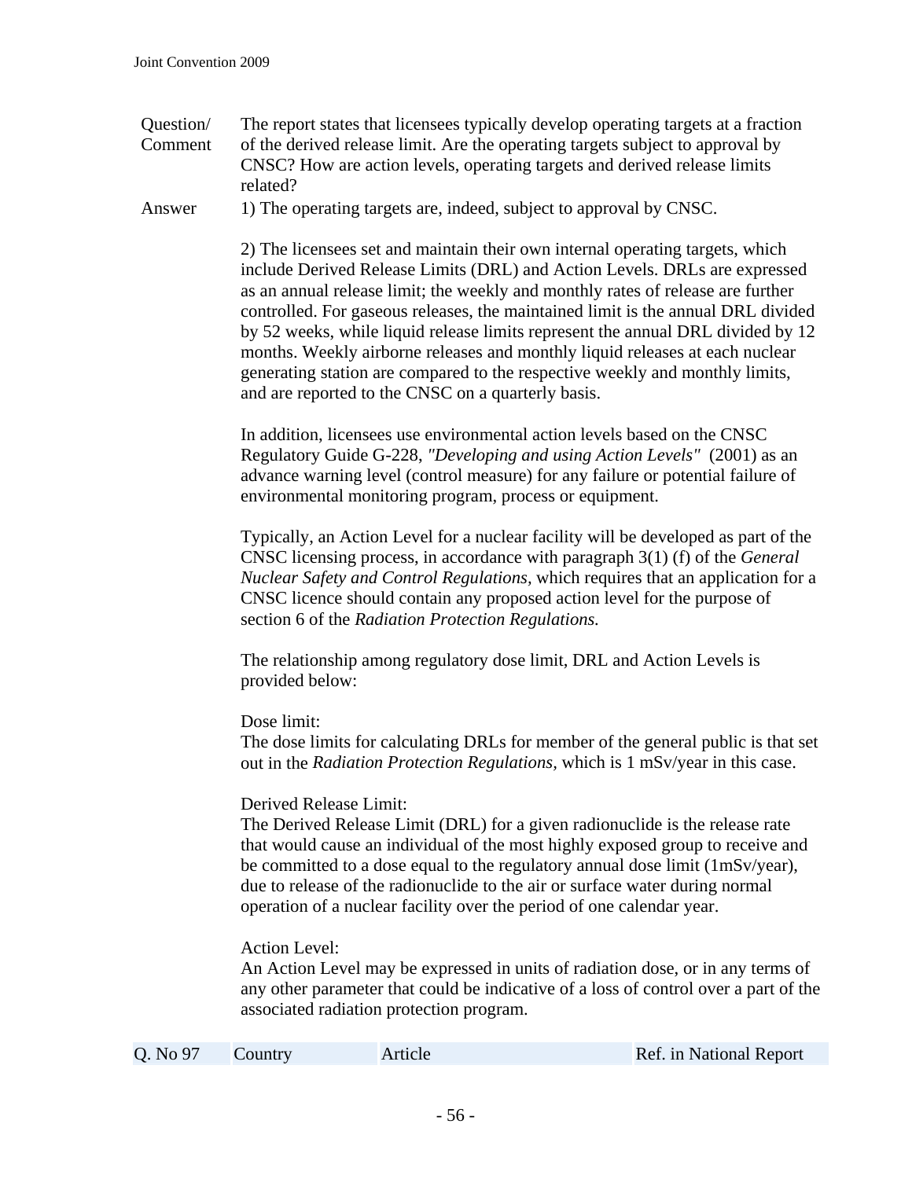| | |
|---|---|
| Question/ Comment | The report states that licensees typically develop operating targets at a fraction of the derived release limit. Are the operating targets subject to approval by CNSC? How are action levels, operating targets and derived release limits related? |
| Answer | 1) The operating targets are, indeed, subject to approval by CNSC. |

2) The licensees set and maintain their own internal operating targets, which include Derived Release Limits (DRL) and Action Levels. DRLs are expressed as an annual release limit; the weekly and monthly rates of release are further controlled. For gaseous releases, the maintained limit is the annual DRL divided by 52 weeks, while liquid release limits represent the annual DRL divided by 12 months. Weekly airborne releases and monthly liquid releases at each nuclear generating station are compared to the respective weekly and monthly limits, and are reported to the CNSC on a quarterly basis.

In addition, licensees use environmental action levels based on the CNSC Regulatory Guide G-228, *"Developing and using Action Levels"* (2001) as an advance warning level (control measure) for any failure or potential failure of environmental monitoring program, process or equipment.

Typically, an Action Level for a nuclear facility will be developed as part of the CNSC licensing process, in accordance with paragraph 3(1) (f) of the *General Nuclear Safety and Control Regulations*, which requires that an application for a CNSC licence should contain any proposed action level for the purpose of section 6 of the *Radiation Protection Regulations.*

The relationship among regulatory dose limit, DRL and Action Levels is provided below:

Dose limit:
The dose limits for calculating DRLs for member of the general public is that set out in the *Radiation Protection Regulations*, which is 1 mSv/year in this case.

Derived Release Limit:
The Derived Release Limit (DRL) for a given radionuclide is the release rate that would cause an individual of the most highly exposed group to receive and be committed to a dose equal to the regulatory annual dose limit (1mSv/year), due to release of the radionuclide to the air or surface water during normal operation of a nuclear facility over the period of one calendar year.

Action Level:
An Action Level may be expressed in units of radiation dose, or in any terms of any other parameter that could be indicative of a loss of control over a part of the associated radiation protection program.

| Q. No 97 | Country | Article | Ref. in National Report |
|---|---|---|---|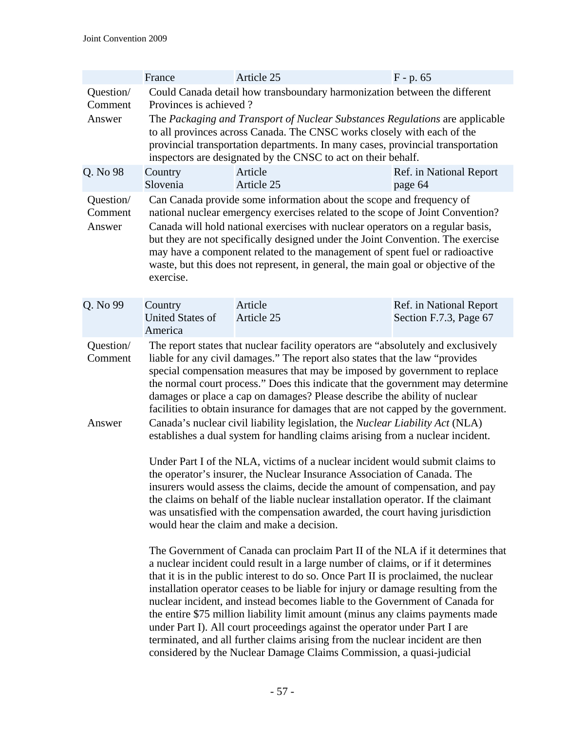| | France | Article 25 | F - p. 65 |
|---|---|---|---|

Question/ Comment: Could Canada detail how transboundary harmonization between the different Provinces is achieved ?

Answer: The *Packaging and Transport of Nuclear Substances Regulations* are applicable to all provinces across Canada. The CNSC works closely with each of the provincial transportation departments. In many cases, provincial transportation inspectors are designated by the CNSC to act on their behalf.

| Q. No 98 | Country | Article | Ref. in National Report |
|---|---|---|---|
| | Slovenia | Article 25 | page 64 |

Question/ Comment: Can Canada provide some information about the scope and frequency of national nuclear emergency exercises related to the scope of Joint Convention?

Answer: Canada will hold national exercises with nuclear operators on a regular basis, but they are not specifically designed under the Joint Convention. The exercise may have a component related to the management of spent fuel or radioactive waste, but this does not represent, in general, the main goal or objective of the exercise.

| Q. No 99 | Country | Article | Ref. in National Report |
|---|---|---|---|
| | United States of America | Article 25 | Section F.7.3, Page 67 |

Question/ Comment: The report states that nuclear facility operators are "absolutely and exclusively liable for any civil damages." The report also states that the law "provides special compensation measures that may be imposed by government to replace the normal court process." Does this indicate that the government may determine damages or place a cap on damages? Please describe the ability of nuclear facilities to obtain insurance for damages that are not capped by the government.

Answer: Canada's nuclear civil liability legislation, the *Nuclear Liability Act* (NLA) establishes a dual system for handling claims arising from a nuclear incident.

Under Part I of the NLA, victims of a nuclear incident would submit claims to the operator's insurer, the Nuclear Insurance Association of Canada. The insurers would assess the claims, decide the amount of compensation, and pay the claims on behalf of the liable nuclear installation operator. If the claimant was unsatisfied with the compensation awarded, the court having jurisdiction would hear the claim and make a decision.

The Government of Canada can proclaim Part II of the NLA if it determines that a nuclear incident could result in a large number of claims, or if it determines that it is in the public interest to do so. Once Part II is proclaimed, the nuclear installation operator ceases to be liable for injury or damage resulting from the nuclear incident, and instead becomes liable to the Government of Canada for the entire $75 million liability limit amount (minus any claims payments made under Part I). All court proceedings against the operator under Part I are terminated, and all further claims arising from the nuclear incident are then considered by the Nuclear Damage Claims Commission, a quasi-judicial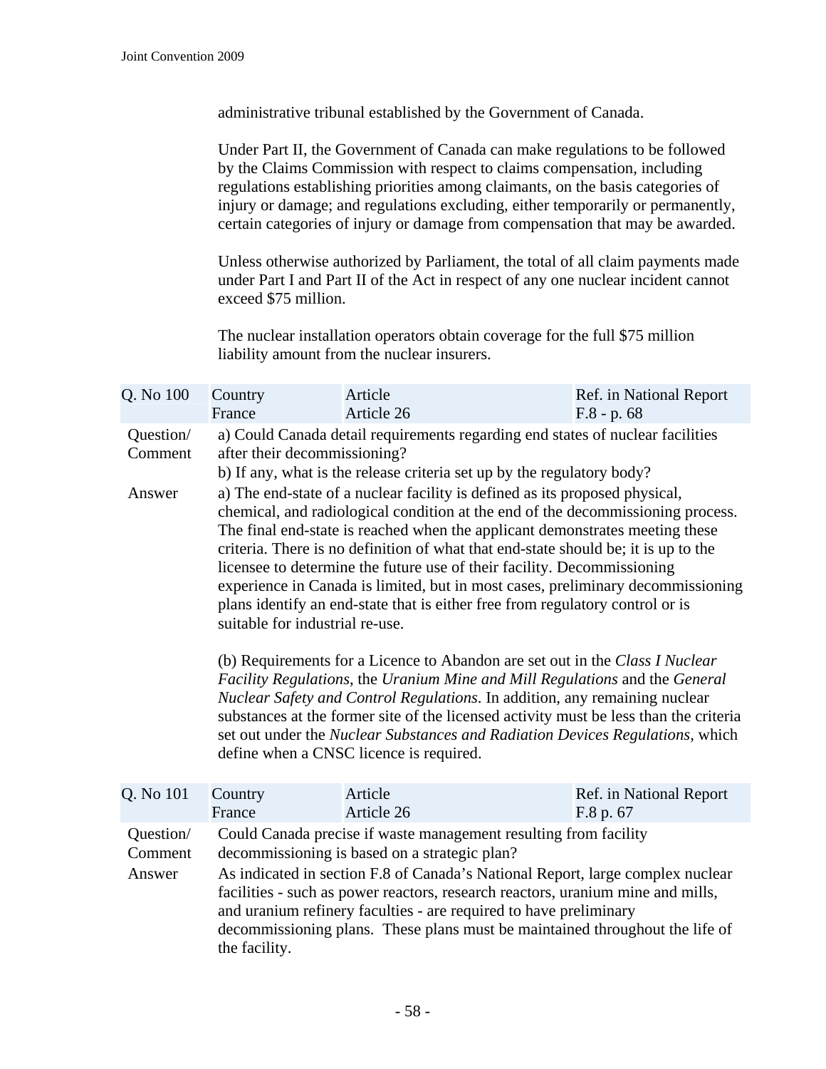administrative tribunal established by the Government of Canada.

Under Part II, the Government of Canada can make regulations to be followed by the Claims Commission with respect to claims compensation, including regulations establishing priorities among claimants, on the basis categories of injury or damage; and regulations excluding, either temporarily or permanently, certain categories of injury or damage from compensation that may be awarded.

Unless otherwise authorized by Parliament, the total of all claim payments made under Part I and Part II of the Act in respect of any one nuclear incident cannot exceed $75 million.

The nuclear installation operators obtain coverage for the full $75 million liability amount from the nuclear insurers.

| Q. No 100 | Country<br>France | Article<br>Article 26 | Ref. in National Report<br>F.8 - p. 68 |
|---|---|---|---|

Question/ Comment

a) Could Canada detail requirements regarding end states of nuclear facilities after their decommissioning?

b) If any, what is the release criteria set up by the regulatory body?

Answer

a) The end-state of a nuclear facility is defined as its proposed physical, chemical, and radiological condition at the end of the decommissioning process. The final end-state is reached when the applicant demonstrates meeting these criteria. There is no definition of what that end-state should be; it is up to the licensee to determine the future use of their facility. Decommissioning experience in Canada is limited, but in most cases, preliminary decommissioning plans identify an end-state that is either free from regulatory control or is suitable for industrial re-use.

(b) Requirements for a Licence to Abandon are set out in the *Class I Nuclear Facility Regulations*, the *Uranium Mine and Mill Regulations* and the *General Nuclear Safety and Control Regulations*. In addition, any remaining nuclear substances at the former site of the licensed activity must be less than the criteria set out under the *Nuclear Substances and Radiation Devices Regulations*, which define when a CNSC licence is required.

| Q. No 101 | Country<br>France | Article<br>Article 26 | Ref. in National Report<br>F.8 p. 67 |
|---|---|---|---|

Question/ Comment

Could Canada precise if waste management resulting from facility decommissioning is based on a strategic plan?

Answer

As indicated in section F.8 of Canada's National Report, large complex nuclear facilities - such as power reactors, research reactors, uranium mine and mills, and uranium refinery faculties - are required to have preliminary decommissioning plans. These plans must be maintained throughout the life of the facility.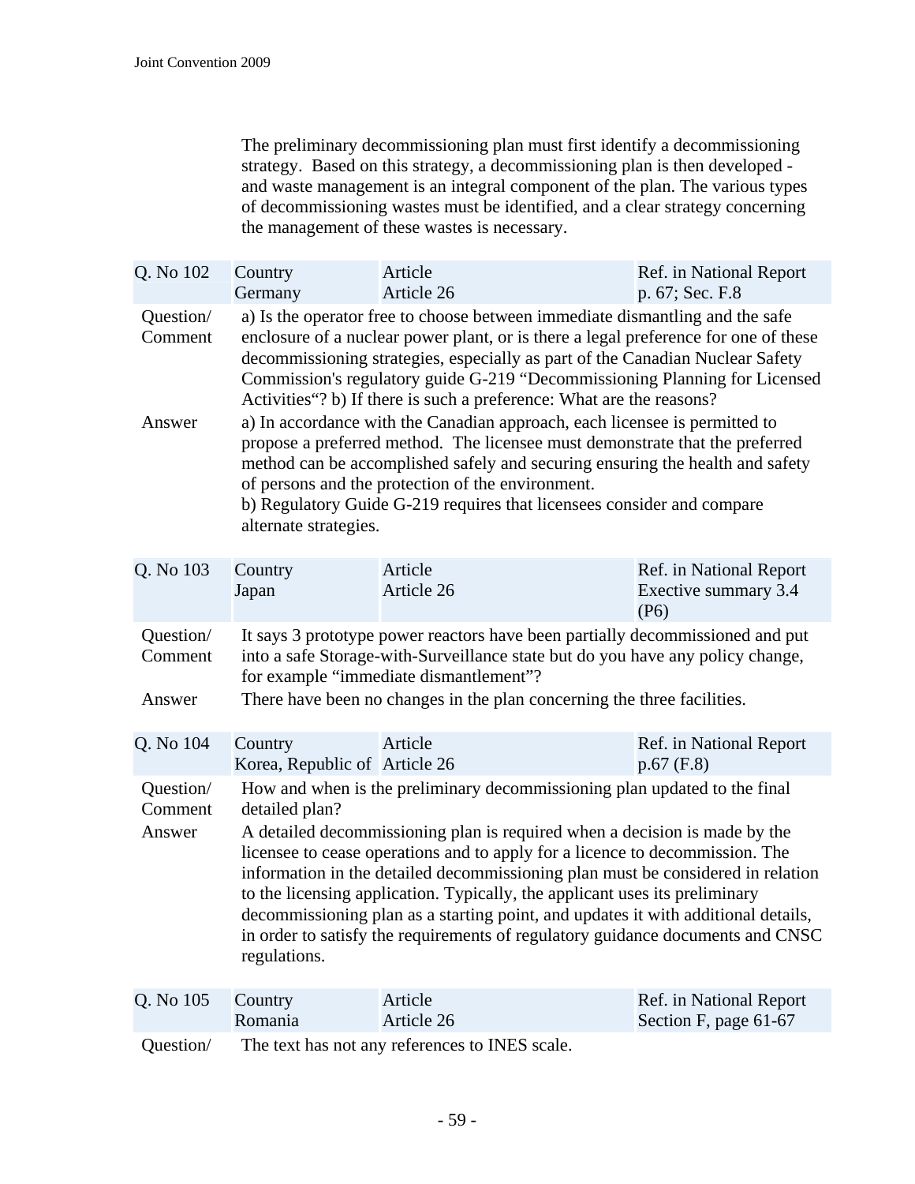The preliminary decommissioning plan must first identify a decommissioning strategy. Based on this strategy, a decommissioning plan is then developed - and waste management is an integral component of the plan. The various types of decommissioning wastes must be identified, and a clear strategy concerning the management of these wastes is necessary.

| Q. No 102 | Country<br>Germany | Article<br>Article 26 | Ref. in National Report<br>p. 67; Sec. F.8 |
|---|---|---|---|

| | |
|---|---|
| Question/ Comment | a) Is the operator free to choose between immediate dismantling and the safe enclosure of a nuclear power plant, or is there a legal preference for one of these decommissioning strategies, especially as part of the Canadian Nuclear Safety Commission's regulatory guide G-219 "Decommissioning Planning for Licensed Activities"? b) If there is such a preference: What are the reasons? |
| Answer | a) In accordance with the Canadian approach, each licensee is permitted to propose a preferred method. The licensee must demonstrate that the preferred method can be accomplished safely and securing ensuring the health and safety of persons and the protection of the environment.<br>b) Regulatory Guide G-219 requires that licensees consider and compare alternate strategies. |

| Q. No 103 | Country<br>Japan | Article<br>Article 26 | Ref. in National Report<br>Exective summary 3.4 (P6) |
|---|---|---|---|

| | |
|---|---|
| Question/ Comment | It says 3 prototype power reactors have been partially decommissioned and put into a safe Storage-with-Surveillance state but do you have any policy change, for example "immediate dismantlement"? |
| Answer | There have been no changes in the plan concerning the three facilities. |

| Q. No 104 | Country<br>Korea, Republic of | Article<br>Article 26 | Ref. in National Report<br>p.67 (F.8) |
|---|---|---|---|

| | |
|---|---|
| Question/ Comment | How and when is the preliminary decommissioning plan updated to the final detailed plan? |
| Answer | A detailed decommissioning plan is required when a decision is made by the licensee to cease operations and to apply for a licence to decommission. The information in the detailed decommissioning plan must be considered in relation to the licensing application. Typically, the applicant uses its preliminary decommissioning plan as a starting point, and updates it with additional details, in order to satisfy the requirements of regulatory guidance documents and CNSC regulations. |

| Q. No 105 | Country<br>Romania | Article<br>Article 26 | Ref. in National Report<br>Section F, page 61-67 |
|---|---|---|---|

| | |
|---|---|
| Question/ | The text has not any references to INES scale. |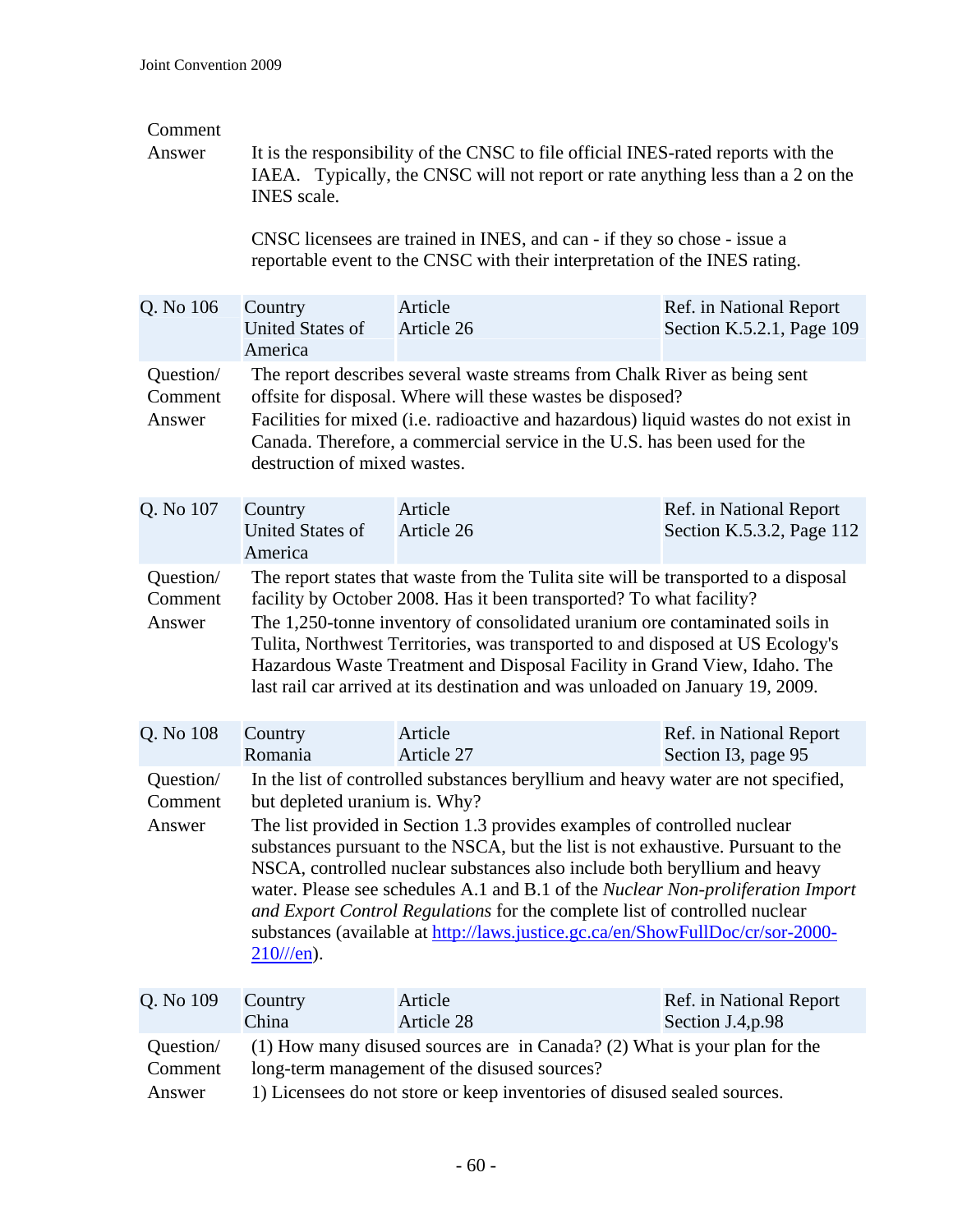Comment

Answer — It is the responsibility of the CNSC to file official INES-rated reports with the IAEA. Typically, the CNSC will not report or rate anything less than a 2 on the INES scale.

CNSC licensees are trained in INES, and can - if they so chose - issue a reportable event to the CNSC with their interpretation of the INES rating.

| Q. No 106 | Country<br>United States of America | Article<br>Article 26 | Ref. in National Report<br>Section K.5.2.1, Page 109 |
|---|---|---|---|
| Question/<br>Comment | The report describes several waste streams from Chalk River as being sent offsite for disposal. Where will these wastes be disposed? | | |
| Answer | Facilities for mixed (i.e. radioactive and hazardous) liquid wastes do not exist in Canada. Therefore, a commercial service in the U.S. has been used for the destruction of mixed wastes. | | |

| Q. No 107 | Country<br>United States of America | Article<br>Article 26 | Ref. in National Report<br>Section K.5.3.2, Page 112 |
|---|---|---|---|
| Question/<br>Comment | The report states that waste from the Tulita site will be transported to a disposal facility by October 2008. Has it been transported? To what facility? | | |
| Answer | The 1,250-tonne inventory of consolidated uranium ore contaminated soils in Tulita, Northwest Territories, was transported to and disposed at US Ecology's Hazardous Waste Treatment and Disposal Facility in Grand View, Idaho. The last rail car arrived at its destination and was unloaded on January 19, 2009. | | |

| Q. No 108 | Country<br>Romania | Article<br>Article 27 | Ref. in National Report<br>Section I3, page 95 |
|---|---|---|---|
| Question/<br>Comment | In the list of controlled substances beryllium and heavy water are not specified, but depleted uranium is. Why? | | |
| Answer | The list provided in Section 1.3 provides examples of controlled nuclear substances pursuant to the NSCA, but the list is not exhaustive. Pursuant to the NSCA, controlled nuclear substances also include both beryllium and heavy water. Please see schedules A.1 and B.1 of the *Nuclear Non-proliferation Import and Export Control Regulations* for the complete list of controlled nuclear substances (available at http://laws.justice.gc.ca/en/ShowFullDoc/cr/sor-2000-210///en). | | |

| Q. No 109 | Country<br>China | Article<br>Article 28 | Ref. in National Report<br>Section J.4,p.98 |
|---|---|---|---|
| Question/<br>Comment | (1) How many disused sources are in Canada? (2) What is your plan for the long-term management of the disused sources? | | |
| Answer | 1) Licensees do not store or keep inventories of disused sealed sources. | | |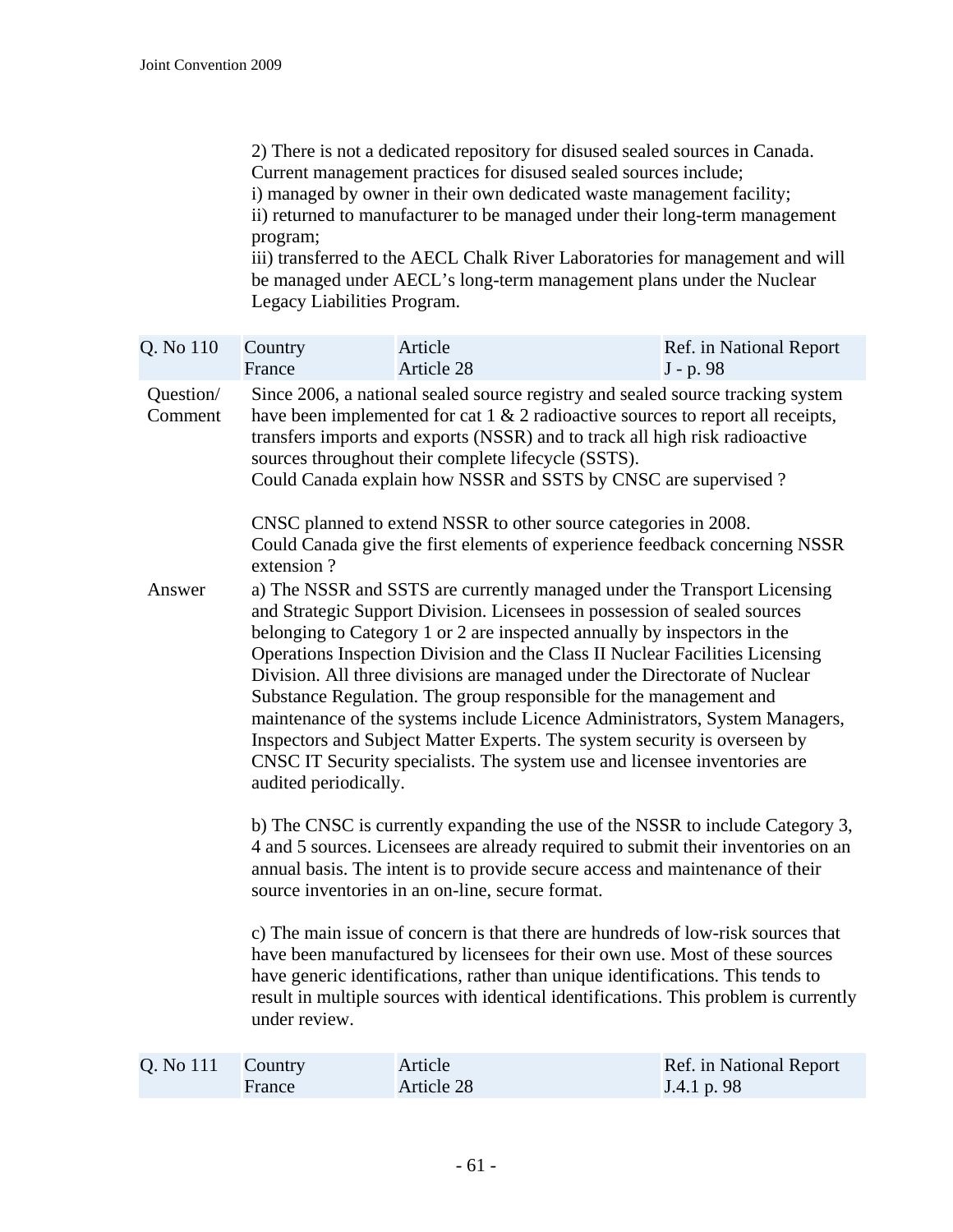2) There is not a dedicated repository for disused sealed sources in Canada. Current management practices for disused sealed sources include;
i) managed by owner in their own dedicated waste management facility;
ii) returned to manufacturer to be managed under their long-term management program;
iii) transferred to the AECL Chalk River Laboratories for management and will be managed under AECL's long-term management plans under the Nuclear Legacy Liabilities Program.

| Q. No 110 | Country<br>France | Article<br>Article 28 | Ref. in National Report<br>J - p. 98 |
|---|---|---|---|

**Question/ Comment**

Since 2006, a national sealed source registry and sealed source tracking system have been implemented for cat 1 & 2 radioactive sources to report all receipts, transfers imports and exports (NSSR) and to track all high risk radioactive sources throughout their complete lifecycle (SSTS).
Could Canada explain how NSSR and SSTS by CNSC are supervised ?

CNSC planned to extend NSSR to other source categories in 2008.
Could Canada give the first elements of experience feedback concerning NSSR extension ?

**Answer**

a) The NSSR and SSTS are currently managed under the Transport Licensing and Strategic Support Division. Licensees in possession of sealed sources belonging to Category 1 or 2 are inspected annually by inspectors in the Operations Inspection Division and the Class II Nuclear Facilities Licensing Division. All three divisions are managed under the Directorate of Nuclear Substance Regulation. The group responsible for the management and maintenance of the systems include Licence Administrators, System Managers, Inspectors and Subject Matter Experts. The system security is overseen by CNSC IT Security specialists. The system use and licensee inventories are audited periodically.

b) The CNSC is currently expanding the use of the NSSR to include Category 3, 4 and 5 sources. Licensees are already required to submit their inventories on an annual basis. The intent is to provide secure access and maintenance of their source inventories in an on-line, secure format.

c) The main issue of concern is that there are hundreds of low-risk sources that have been manufactured by licensees for their own use. Most of these sources have generic identifications, rather than unique identifications. This tends to result in multiple sources with identical identifications. This problem is currently under review.

| Q. No 111 | Country<br>France | Article<br>Article 28 | Ref. in National Report<br>J.4.1 p. 98 |
|---|---|---|---|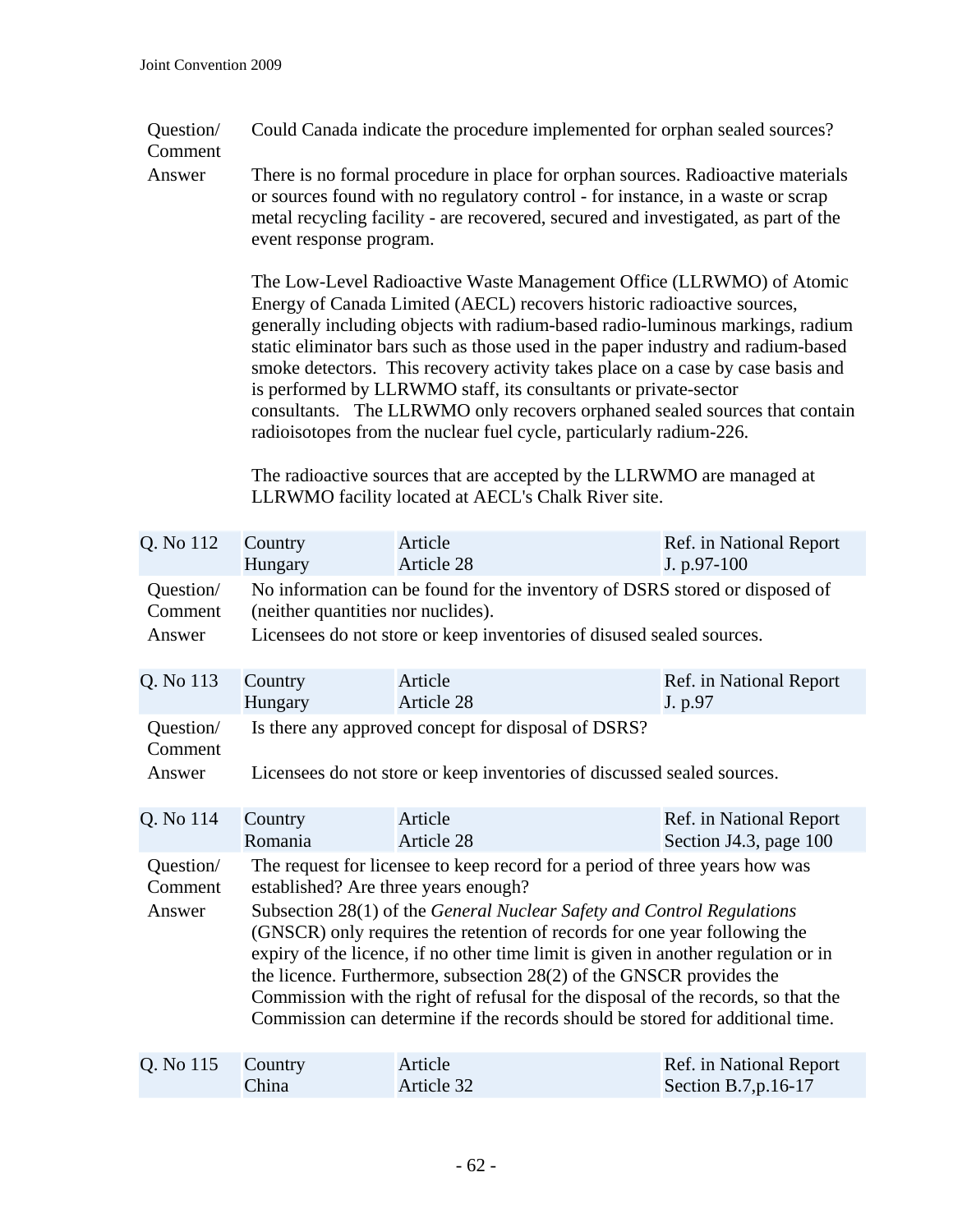| | |
|---|---|
| Question/ Comment | Could Canada indicate the procedure implemented for orphan sealed sources? |
| Answer | There is no formal procedure in place for orphan sources. Radioactive materials or sources found with no regulatory control - for instance, in a waste or scrap metal recycling facility - are recovered, secured and investigated, as part of the event response program.<br><br>The Low-Level Radioactive Waste Management Office (LLRWMO) of Atomic Energy of Canada Limited (AECL) recovers historic radioactive sources, generally including objects with radium-based radio-luminous markings, radium static eliminator bars such as those used in the paper industry and radium-based smoke detectors. This recovery activity takes place on a case by case basis and is performed by LLRWMO staff, its consultants or private-sector consultants. The LLRWMO only recovers orphaned sealed sources that contain radioisotopes from the nuclear fuel cycle, particularly radium-226.<br><br>The radioactive sources that are accepted by the LLRWMO are managed at LLRWMO facility located at AECL's Chalk River site. |

| Q. No 112 | Country<br>Hungary | Article<br>Article 28 | Ref. in National Report<br>J. p.97-100 |
|---|---|---|---|
| Question/ Comment | No information can be found for the inventory of DSRS stored or disposed of (neither quantities nor nuclides). | | |
| Answer | Licensees do not store or keep inventories of disused sealed sources. | | |

| Q. No 113 | Country<br>Hungary | Article<br>Article 28 | Ref. in National Report<br>J. p.97 |
|---|---|---|---|
| Question/ Comment | Is there any approved concept for disposal of DSRS? | | |
| Answer | Licensees do not store or keep inventories of discussed sealed sources. | | |

| Q. No 114 | Country<br>Romania | Article<br>Article 28 | Ref. in National Report<br>Section J4.3, page 100 |
|---|---|---|---|
| Question/ Comment | The request for licensee to keep record for a period of three years how was established? Are three years enough? | | |
| Answer | Subsection 28(1) of the *General Nuclear Safety and Control Regulations* (GNSCR) only requires the retention of records for one year following the expiry of the licence, if no other time limit is given in another regulation or in the licence. Furthermore, subsection 28(2) of the GNSCR provides the Commission with the right of refusal for the disposal of the records, so that the Commission can determine if the records should be stored for additional time. | | |

| Q. No 115 | Country<br>China | Article<br>Article 32 | Ref. in National Report<br>Section B.7,p.16-17 |
|---|---|---|---|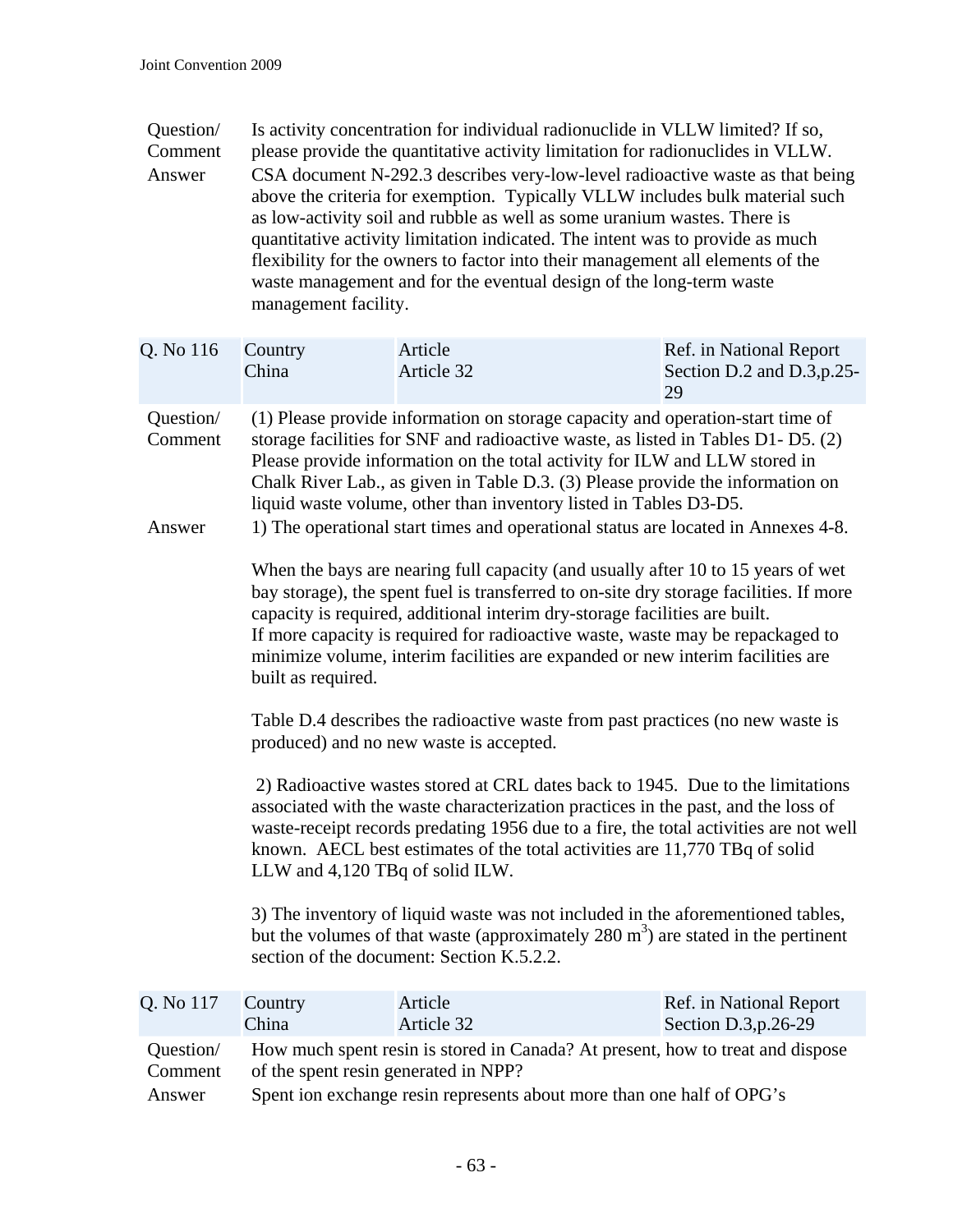| Question/ Comment | Is activity concentration for individual radionuclide in VLLW limited? If so, please provide the quantitative activity limitation for radionuclides in VLLW. |
|---|---|
| Answer | CSA document N-292.3 describes very-low-level radioactive waste as that being above the criteria for exemption. Typically VLLW includes bulk material such as low-activity soil and rubble as well as some uranium wastes. There is quantitative activity limitation indicated. The intent was to provide as much flexibility for the owners to factor into their management all elements of the waste management and for the eventual design of the long-term waste management facility. |

| Q. No 116 | Country China | Article Article 32 | Ref. in National Report Section D.2 and D.3,p.25-29 |
|---|---|---|---|

**Question/ Comment**

(1) Please provide information on storage capacity and operation-start time of storage facilities for SNF and radioactive waste, as listed in Tables D1- D5. (2) Please provide information on the total activity for ILW and LLW stored in Chalk River Lab., as given in Table D.3. (3) Please provide the information on liquid waste volume, other than inventory listed in Tables D3-D5.

**Answer**

1) The operational start times and operational status are located in Annexes 4-8.

When the bays are nearing full capacity (and usually after 10 to 15 years of wet bay storage), the spent fuel is transferred to on-site dry storage facilities. If more capacity is required, additional interim dry-storage facilities are built.
If more capacity is required for radioactive waste, waste may be repackaged to minimize volume, interim facilities are expanded or new interim facilities are built as required.

Table D.4 describes the radioactive waste from past practices (no new waste is produced) and no new waste is accepted.

2) Radioactive wastes stored at CRL dates back to 1945. Due to the limitations associated with the waste characterization practices in the past, and the loss of waste-receipt records predating 1956 due to a fire, the total activities are not well known. AECL best estimates of the total activities are 11,770 TBq of solid LLW and 4,120 TBq of solid ILW.

3) The inventory of liquid waste was not included in the aforementioned tables, but the volumes of that waste (approximately 280 $m^3$) are stated in the pertinent section of the document: Section K.5.2.2.

| Q. No 117 | Country China | Article Article 32 | Ref. in National Report Section D.3,p.26-29 |
|---|---|---|---|

**Question/ Comment**

How much spent resin is stored in Canada? At present, how to treat and dispose of the spent resin generated in NPP?

**Answer**

Spent ion exchange resin represents about more than one half of OPG's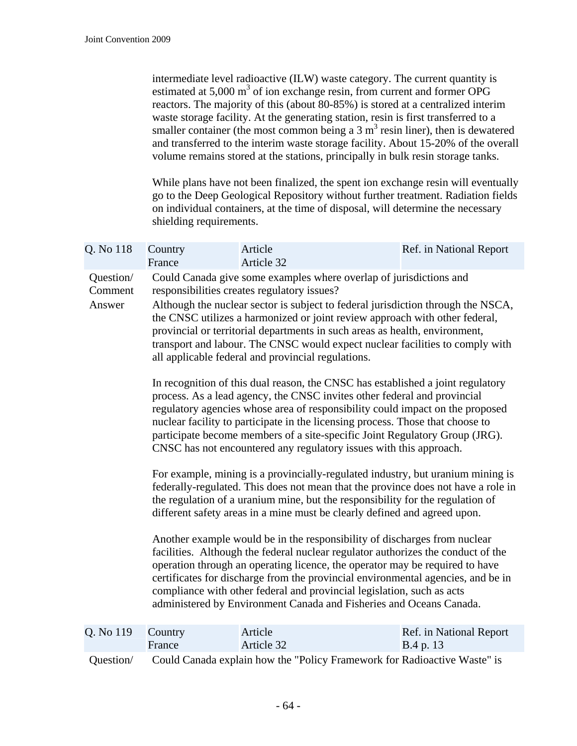intermediate level radioactive (ILW) waste category. The current quantity is estimated at 5,000 $m^3$ of ion exchange resin, from current and former OPG reactors. The majority of this (about 80-85%) is stored at a centralized interim waste storage facility. At the generating station, resin is first transferred to a smaller container (the most common being a 3 $m^3$ resin liner), then is dewatered and transferred to the interim waste storage facility. About 15-20% of the overall volume remains stored at the stations, principally in bulk resin storage tanks.

While plans have not been finalized, the spent ion exchange resin will eventually go to the Deep Geological Repository without further treatment. Radiation fields on individual containers, at the time of disposal, will determine the necessary shielding requirements.

| Q. No 118 | Country<br>France | Article<br>Article 32 | Ref. in National Report |
|---|---|---|---|

**Question/ Comment**

Could Canada give some examples where overlap of jurisdictions and responsibilities creates regulatory issues?

**Answer**

Although the nuclear sector is subject to federal jurisdiction through the NSCA, the CNSC utilizes a harmonized or joint review approach with other federal, provincial or territorial departments in such areas as health, environment, transport and labour. The CNSC would expect nuclear facilities to comply with all applicable federal and provincial regulations.

In recognition of this dual reason, the CNSC has established a joint regulatory process. As a lead agency, the CNSC invites other federal and provincial regulatory agencies whose area of responsibility could impact on the proposed nuclear facility to participate in the licensing process. Those that choose to participate become members of a site-specific Joint Regulatory Group (JRG). CNSC has not encountered any regulatory issues with this approach.

For example, mining is a provincially-regulated industry, but uranium mining is federally-regulated. This does not mean that the province does not have a role in the regulation of a uranium mine, but the responsibility for the regulation of different safety areas in a mine must be clearly defined and agreed upon.

Another example would be in the responsibility of discharges from nuclear facilities. Although the federal nuclear regulator authorizes the conduct of the operation through an operating licence, the operator may be required to have certificates for discharge from the provincial environmental agencies, and be in compliance with other federal and provincial legislation, such as acts administered by Environment Canada and Fisheries and Oceans Canada.

| Q. No 119 | Country<br>France | Article<br>Article 32 | Ref. in National Report<br>B.4 p. 13 |
|---|---|---|---|

**Question/**

Could Canada explain how the "Policy Framework for Radioactive Waste" is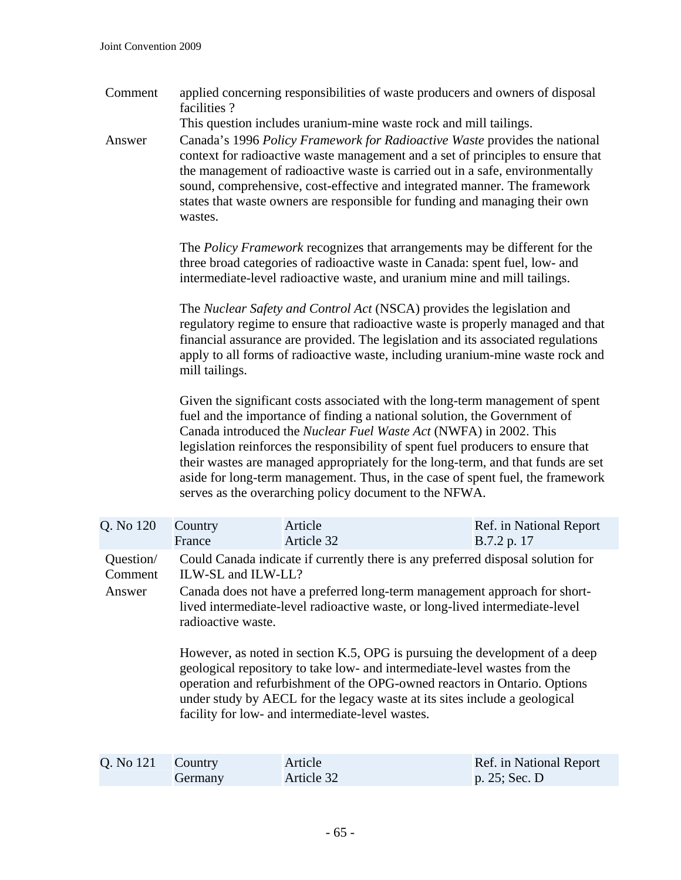| | |
|---|---|
| Comment | applied concerning responsibilities of waste producers and owners of disposal facilities ? <br> This question includes uranium-mine waste rock and mill tailings. |
| Answer | Canada's 1996 *Policy Framework for Radioactive Waste* provides the national context for radioactive waste management and a set of principles to ensure that the management of radioactive waste is carried out in a safe, environmentally sound, comprehensive, cost-effective and integrated manner. The framework states that waste owners are responsible for funding and managing their own wastes. |

The *Policy Framework* recognizes that arrangements may be different for the three broad categories of radioactive waste in Canada: spent fuel, low- and intermediate-level radioactive waste, and uranium mine and mill tailings.

The *Nuclear Safety and Control Act* (NSCA) provides the legislation and regulatory regime to ensure that radioactive waste is properly managed and that financial assurance are provided. The legislation and its associated regulations apply to all forms of radioactive waste, including uranium-mine waste rock and mill tailings.

Given the significant costs associated with the long-term management of spent fuel and the importance of finding a national solution, the Government of Canada introduced the *Nuclear Fuel Waste Act* (NWFA) in 2002. This legislation reinforces the responsibility of spent fuel producers to ensure that their wastes are managed appropriately for the long-term, and that funds are set aside for long-term management. Thus, in the case of spent fuel, the framework serves as the overarching policy document to the NFWA.

| Q. No 120 | Country | Article | Ref. in National Report |
|---|---|---|---|
| | France | Article 32 | B.7.2 p. 17 |

| | |
|---|---|
| Question/ Comment | Could Canada indicate if currently there is any preferred disposal solution for ILW-SL and ILW-LL? |
| Answer | Canada does not have a preferred long-term management approach for short-lived intermediate-level radioactive waste, or long-lived intermediate-level radioactive waste. |

However, as noted in section K.5, OPG is pursuing the development of a deep geological repository to take low- and intermediate-level wastes from the operation and refurbishment of the OPG-owned reactors in Ontario. Options under study by AECL for the legacy waste at its sites include a geological facility for low- and intermediate-level wastes.

| Q. No 121 | Country | Article | Ref. in National Report |
|---|---|---|---|
| | Germany | Article 32 | p. 25; Sec. D |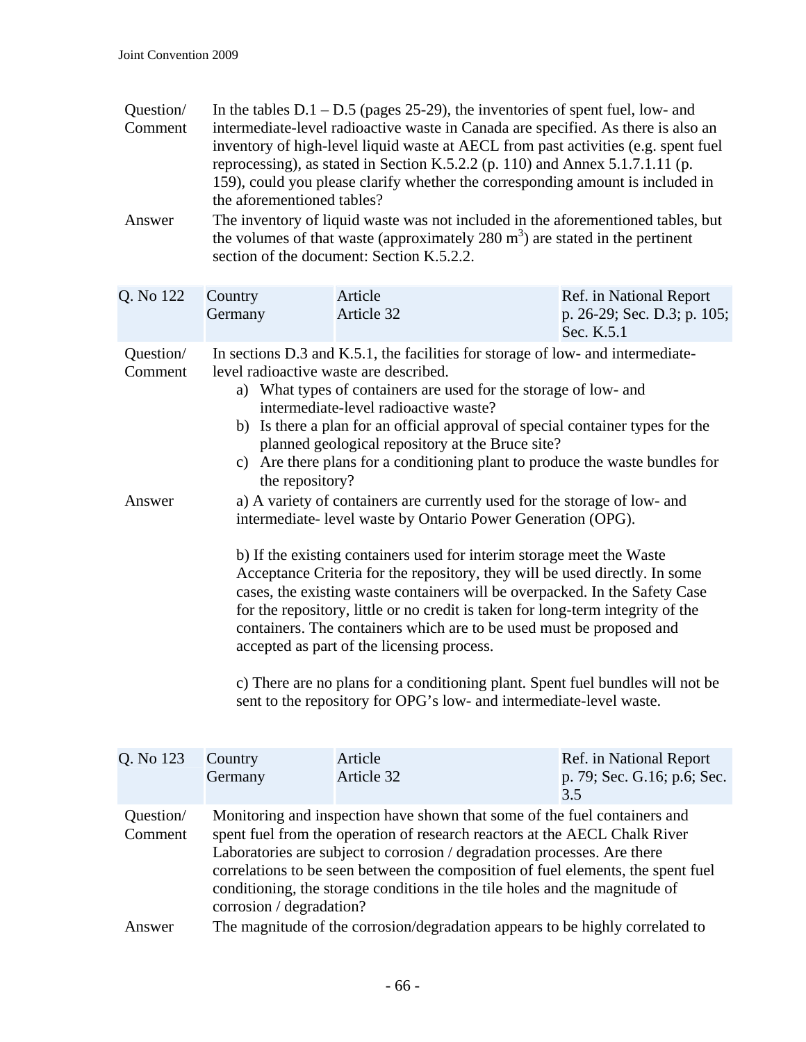| | |
|---|---|
| Question/ Comment | In the tables D.1 – D.5 (pages 25-29), the inventories of spent fuel, low- and intermediate-level radioactive waste in Canada are specified. As there is also an inventory of high-level liquid waste at AECL from past activities (e.g. spent fuel reprocessing), as stated in Section K.5.2.2 (p. 110) and Annex 5.1.7.1.11 (p. 159), could you please clarify whether the corresponding amount is included in the aforementioned tables? |
| Answer | The inventory of liquid waste was not included in the aforementioned tables, but the volumes of that waste (approximately 280 $m^3$) are stated in the pertinent section of the document: Section K.5.2.2. |

| Q. No 122 | Country Germany | Article Article 32 | Ref. in National Report p. 26-29; Sec. D.3; p. 105; Sec. K.5.1 |
|---|---|---|---|

| | |
|---|---|
| Question/ Comment | In sections D.3 and K.5.1, the facilities for storage of low- and intermediate-level radioactive waste are described. a) What types of containers are used for the storage of low- and intermediate-level radioactive waste? b) Is there a plan for an official approval of special container types for the planned geological repository at the Bruce site? c) Are there plans for a conditioning plant to produce the waste bundles for the repository? |
| Answer | a) A variety of containers are currently used for the storage of low- and intermediate- level waste by Ontario Power Generation (OPG). b) If the existing containers used for interim storage meet the Waste Acceptance Criteria for the repository, they will be used directly. In some cases, the existing waste containers will be overpacked. In the Safety Case for the repository, little or no credit is taken for long-term integrity of the containers. The containers which are to be used must be proposed and accepted as part of the licensing process. c) There are no plans for a conditioning plant. Spent fuel bundles will not be sent to the repository for OPG's low- and intermediate-level waste. |

| Q. No 123 | Country Germany | Article Article 32 | Ref. in National Report p. 79; Sec. G.16; p.6; Sec. 3.5 |
|---|---|---|---|

| | |
|---|---|
| Question/ Comment | Monitoring and inspection have shown that some of the fuel containers and spent fuel from the operation of research reactors at the AECL Chalk River Laboratories are subject to corrosion / degradation processes. Are there correlations to be seen between the composition of fuel elements, the spent fuel conditioning, the storage conditions in the tile holes and the magnitude of corrosion / degradation? |
| Answer | The magnitude of the corrosion/degradation appears to be highly correlated to |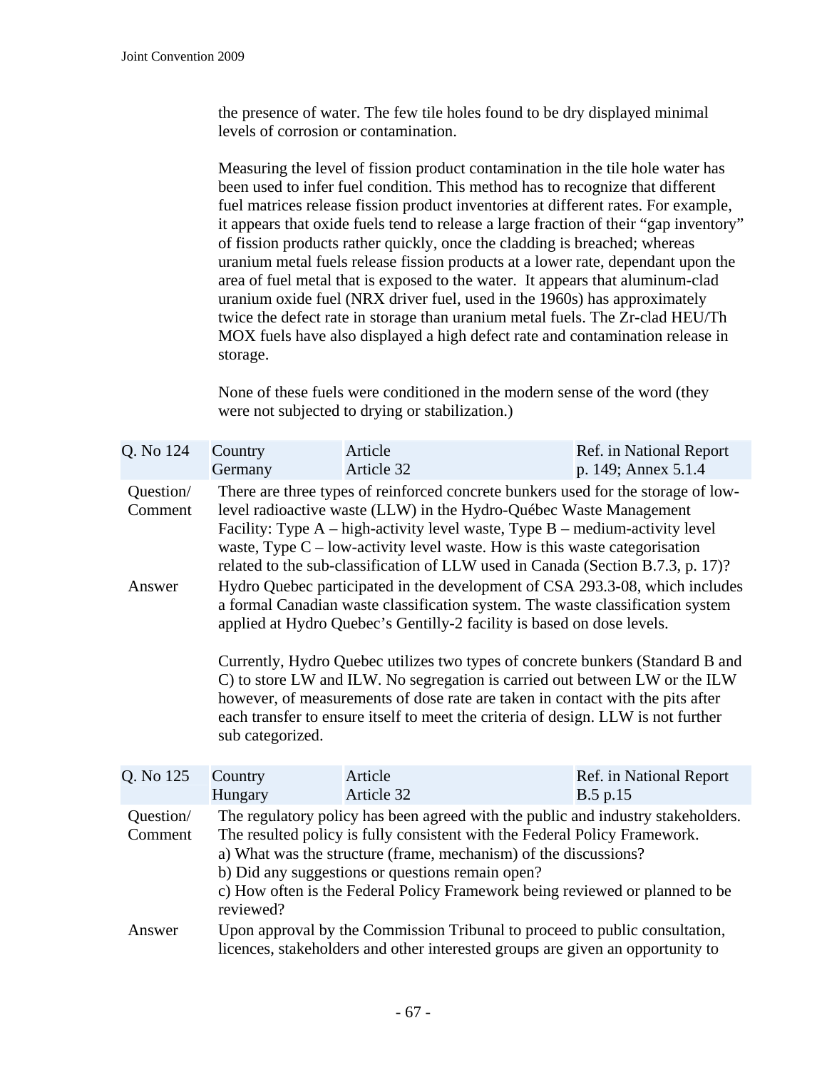the presence of water. The few tile holes found to be dry displayed minimal levels of corrosion or contamination.

Measuring the level of fission product contamination in the tile hole water has been used to infer fuel condition. This method has to recognize that different fuel matrices release fission product inventories at different rates. For example, it appears that oxide fuels tend to release a large fraction of their "gap inventory" of fission products rather quickly, once the cladding is breached; whereas uranium metal fuels release fission products at a lower rate, dependant upon the area of fuel metal that is exposed to the water. It appears that aluminum-clad uranium oxide fuel (NRX driver fuel, used in the 1960s) has approximately twice the defect rate in storage than uranium metal fuels. The Zr-clad HEU/Th MOX fuels have also displayed a high defect rate and contamination release in storage.

None of these fuels were conditioned in the modern sense of the word (they were not subjected to drying or stabilization.)

| Q. No 124 | Country<br>Germany | Article<br>Article 32 | Ref. in National Report<br>p. 149; Annex 5.1.4 |
|---|---|---|---|

Question/ Comment: There are three types of reinforced concrete bunkers used for the storage of low-level radioactive waste (LLW) in the Hydro-Québec Waste Management Facility: Type A – high-activity level waste, Type B – medium-activity level waste, Type C – low-activity level waste. How is this waste categorisation related to the sub-classification of LLW used in Canada (Section B.7.3, p. 17)?

Answer: Hydro Quebec participated in the development of CSA 293.3-08, which includes a formal Canadian waste classification system. The waste classification system applied at Hydro Quebec's Gentilly-2 facility is based on dose levels.

Currently, Hydro Quebec utilizes two types of concrete bunkers (Standard B and C) to store LW and ILW. No segregation is carried out between LW or the ILW however, of measurements of dose rate are taken in contact with the pits after each transfer to ensure itself to meet the criteria of design. LLW is not further sub categorized.

| Q. No 125 | Country<br>Hungary | Article<br>Article 32 | Ref. in National Report<br>B.5 p.15 |
|---|---|---|---|

Question/ Comment: The regulatory policy has been agreed with the public and industry stakeholders. The resulted policy is fully consistent with the Federal Policy Framework.
a) What was the structure (frame, mechanism) of the discussions?
b) Did any suggestions or questions remain open?
c) How often is the Federal Policy Framework being reviewed or planned to be reviewed?

Answer: Upon approval by the Commission Tribunal to proceed to public consultation, licences, stakeholders and other interested groups are given an opportunity to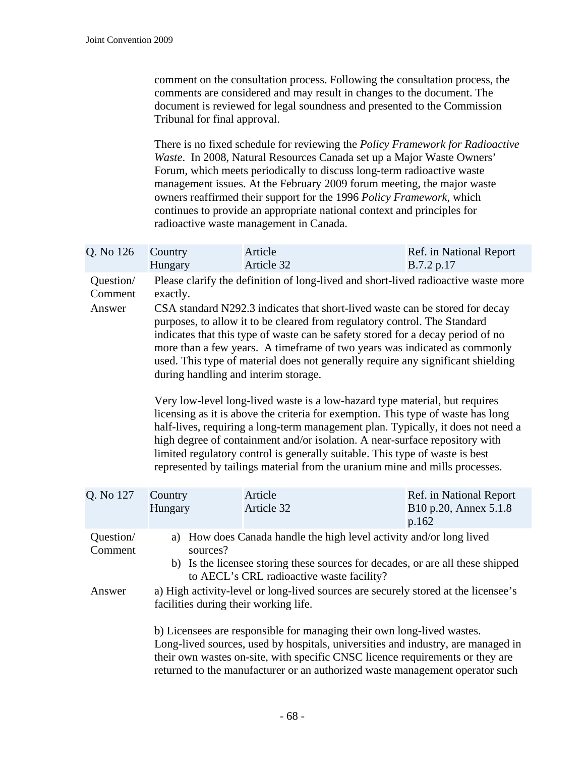comment on the consultation process. Following the consultation process, the comments are considered and may result in changes to the document. The document is reviewed for legal soundness and presented to the Commission Tribunal for final approval.

There is no fixed schedule for reviewing the *Policy Framework for Radioactive Waste*. In 2008, Natural Resources Canada set up a Major Waste Owners' Forum, which meets periodically to discuss long-term radioactive waste management issues. At the February 2009 forum meeting, the major waste owners reaffirmed their support for the 1996 *Policy Framework*, which continues to provide an appropriate national context and principles for radioactive waste management in Canada.

| Q. No 126 | Country<br>Hungary | Article<br>Article 32 | Ref. in National Report<br>B.7.2 p.17 |
|---|---|---|---|
| Question/<br>Comment | Please clarify the definition of long-lived and short-lived radioactive waste more exactly. | | |
| Answer | CSA standard N292.3 indicates that short-lived waste can be stored for decay purposes, to allow it to be cleared from regulatory control. The Standard indicates that this type of waste can be safety stored for a decay period of no more than a few years. A timeframe of two years was indicated as commonly used. This type of material does not generally require any significant shielding during handling and interim storage.<br><br>Very low-level long-lived waste is a low-hazard type material, but requires licensing as it is above the criteria for exemption. This type of waste has long half-lives, requiring a long-term management plan. Typically, it does not need a high degree of containment and/or isolation. A near-surface repository with limited regulatory control is generally suitable. This type of waste is best represented by tailings material from the uranium mine and mills processes. | | |

| Q. No 127 | Country<br>Hungary | Article<br>Article 32 | Ref. in National Report<br>B10 p.20, Annex 5.1.8 p.162 |
|---|---|---|---|
| Question/<br>Comment | a) How does Canada handle the high level activity and/or long lived sources?<br>b) Is the licensee storing these sources for decades, or are all these shipped to AECL's CRL radioactive waste facility? | | |
| Answer | a) High activity-level or long-lived sources are securely stored at the licensee's facilities during their working life.<br><br>b) Licensees are responsible for managing their own long-lived wastes. Long-lived sources, used by hospitals, universities and industry, are managed in their own wastes on-site, with specific CNSC licence requirements or they are returned to the manufacturer or an authorized waste management operator such | | |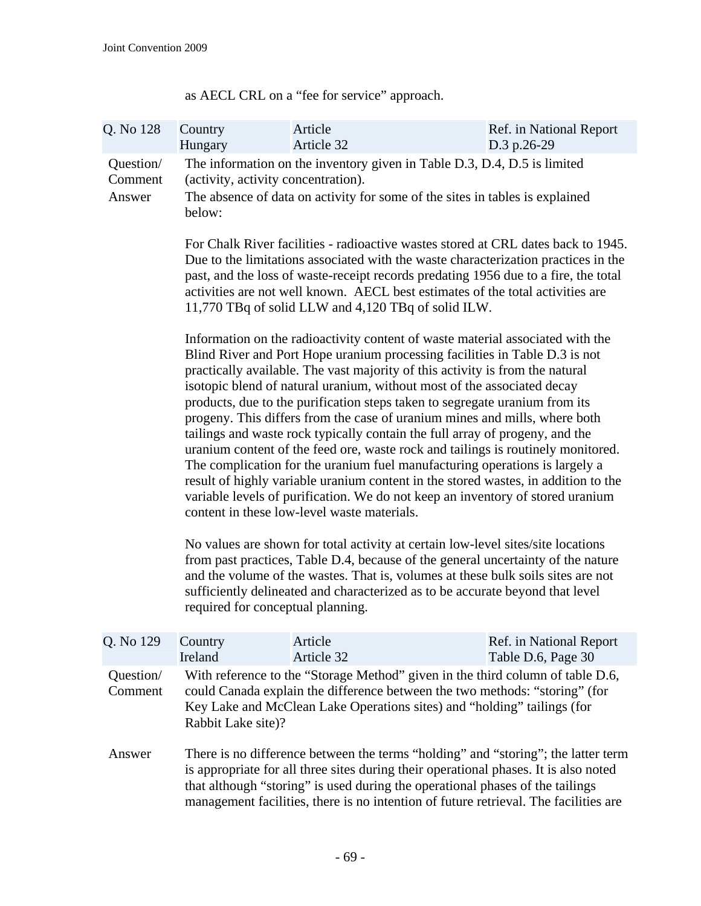as AECL CRL on a "fee for service" approach.

| Q. No 128 | Country<br>Hungary | Article<br>Article 32 | Ref. in National Report<br>D.3 p.26-29 |
|---|---|---|---|

Question/ Comment: The information on the inventory given in Table D.3, D.4, D.5 is limited (activity, activity concentration).

Answer: The absence of data on activity for some of the sites in tables is explained below:

For Chalk River facilities - radioactive wastes stored at CRL dates back to 1945. Due to the limitations associated with the waste characterization practices in the past, and the loss of waste-receipt records predating 1956 due to a fire, the total activities are not well known. AECL best estimates of the total activities are 11,770 TBq of solid LLW and 4,120 TBq of solid ILW.

Information on the radioactivity content of waste material associated with the Blind River and Port Hope uranium processing facilities in Table D.3 is not practically available. The vast majority of this activity is from the natural isotopic blend of natural uranium, without most of the associated decay products, due to the purification steps taken to segregate uranium from its progeny. This differs from the case of uranium mines and mills, where both tailings and waste rock typically contain the full array of progeny, and the uranium content of the feed ore, waste rock and tailings is routinely monitored. The complication for the uranium fuel manufacturing operations is largely a result of highly variable uranium content in the stored wastes, in addition to the variable levels of purification. We do not keep an inventory of stored uranium content in these low-level waste materials.

No values are shown for total activity at certain low-level sites/site locations from past practices, Table D.4, because of the general uncertainty of the nature and the volume of the wastes. That is, volumes at these bulk soils sites are not sufficiently delineated and characterized as to be accurate beyond that level required for conceptual planning.

| Q. No 129 | Country<br>Ireland | Article<br>Article 32 | Ref. in National Report<br>Table D.6, Page 30 |
|---|---|---|---|

Question/ Comment: With reference to the "Storage Method" given in the third column of table D.6, could Canada explain the difference between the two methods: "storing" (for Key Lake and McClean Lake Operations sites) and "holding" tailings (for Rabbit Lake site)?

Answer: There is no difference between the terms "holding" and "storing"; the latter term is appropriate for all three sites during their operational phases. It is also noted that although "storing" is used during the operational phases of the tailings management facilities, there is no intention of future retrieval. The facilities are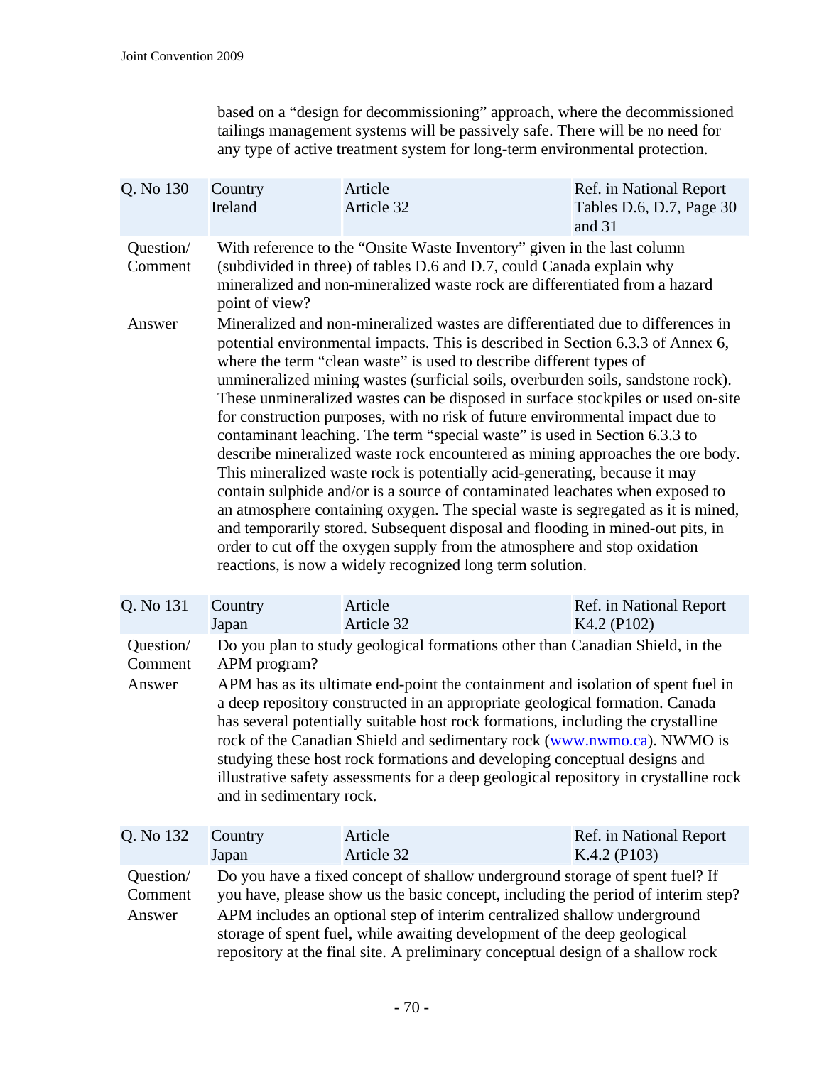based on a “design for decommissioning” approach, where the decommissioned tailings management systems will be passively safe. There will be no need for any type of active treatment system for long-term environmental protection.

| Q. No 130 | Country<br>Ireland | Article<br>Article 32 | Ref. in National Report<br>Tables D.6, D.7, Page 30 and 31 |
|---|---|---|---|

Question/ Comment

With reference to the “Onsite Waste Inventory” given in the last column (subdivided in three) of tables D.6 and D.7, could Canada explain why mineralized and non-mineralized waste rock are differentiated from a hazard point of view?

Answer

Mineralized and non-mineralized wastes are differentiated due to differences in potential environmental impacts. This is described in Section 6.3.3 of Annex 6, where the term “clean waste” is used to describe different types of unmineralized mining wastes (surficial soils, overburden soils, sandstone rock). These unmineralized wastes can be disposed in surface stockpiles or used on-site for construction purposes, with no risk of future environmental impact due to contaminant leaching. The term “special waste” is used in Section 6.3.3 to describe mineralized waste rock encountered as mining approaches the ore body. This mineralized waste rock is potentially acid-generating, because it may contain sulphide and/or is a source of contaminated leachates when exposed to an atmosphere containing oxygen. The special waste is segregated as it is mined, and temporarily stored. Subsequent disposal and flooding in mined-out pits, in order to cut off the oxygen supply from the atmosphere and stop oxidation reactions, is now a widely recognized long term solution.

| Q. No 131 | Country<br>Japan | Article<br>Article 32 | Ref. in National Report<br>K4.2 (P102) |
|---|---|---|---|

Question/ Comment

Do you plan to study geological formations other than Canadian Shield, in the APM program?

Answer

APM has as its ultimate end-point the containment and isolation of spent fuel in a deep repository constructed in an appropriate geological formation. Canada has several potentially suitable host rock formations, including the crystalline rock of the Canadian Shield and sedimentary rock (www.nwmo.ca). NWMO is studying these host rock formations and developing conceptual designs and illustrative safety assessments for a deep geological repository in crystalline rock and in sedimentary rock.

| Q. No 132 | Country<br>Japan | Article<br>Article 32 | Ref. in National Report<br>K.4.2 (P103) |
|---|---|---|---|

Question/ Comment

Do you have a fixed concept of shallow underground storage of spent fuel? If you have, please show us the basic concept, including the period of interim step?

Answer

APM includes an optional step of interim centralized shallow underground storage of spent fuel, while awaiting development of the deep geological repository at the final site. A preliminary conceptual design of a shallow rock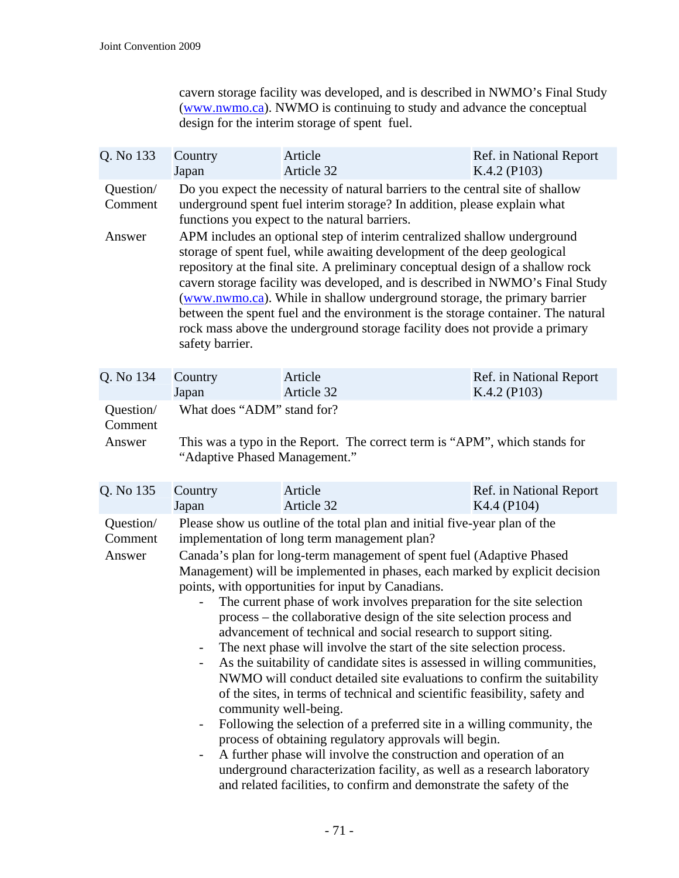cavern storage facility was developed, and is described in NWMO's Final Study (www.nwmo.ca). NWMO is continuing to study and advance the conceptual design for the interim storage of spent fuel.

| Q. No 133 | Country<br>Japan | Article<br>Article 32 | Ref. in National Report<br>K.4.2 (P103) |
|---|---|---|---|

**Question/ Comment**

Do you expect the necessity of natural barriers to the central site of shallow underground spent fuel interim storage? In addition, please explain what functions you expect to the natural barriers.

**Answer**

APM includes an optional step of interim centralized shallow underground storage of spent fuel, while awaiting development of the deep geological repository at the final site. A preliminary conceptual design of a shallow rock cavern storage facility was developed, and is described in NWMO's Final Study (www.nwmo.ca). While in shallow underground storage, the primary barrier between the spent fuel and the environment is the storage container. The natural rock mass above the underground storage facility does not provide a primary safety barrier.

| Q. No 134 | Country<br>Japan | Article<br>Article 32 | Ref. in National Report<br>K.4.2 (P103) |
|---|---|---|---|

**Question/ Comment**

What does "ADM" stand for?

**Answer**

This was a typo in the Report. The correct term is "APM", which stands for "Adaptive Phased Management."

| Q. No 135 | Country<br>Japan | Article<br>Article 32 | Ref. in National Report<br>K4.4 (P104) |
|---|---|---|---|

**Question/ Comment**

Please show us outline of the total plan and initial five-year plan of the implementation of long term management plan?

**Answer**

Canada's plan for long-term management of spent fuel (Adaptive Phased Management) will be implemented in phases, each marked by explicit decision points, with opportunities for input by Canadians.

- The current phase of work involves preparation for the site selection process – the collaborative design of the site selection process and advancement of technical and social research to support siting.
- The next phase will involve the start of the site selection process.
- As the suitability of candidate sites is assessed in willing communities, NWMO will conduct detailed site evaluations to confirm the suitability of the sites, in terms of technical and scientific feasibility, safety and community well-being.
- Following the selection of a preferred site in a willing community, the process of obtaining regulatory approvals will begin.
- A further phase will involve the construction and operation of an underground characterization facility, as well as a research laboratory and related facilities, to confirm and demonstrate the safety of the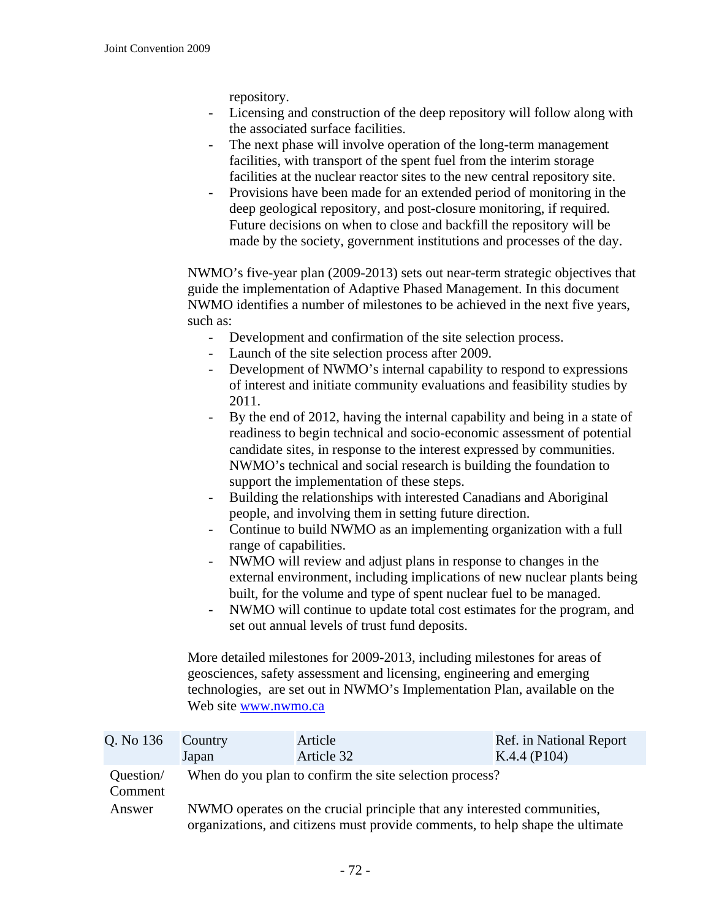repository.

- Licensing and construction of the deep repository will follow along with the associated surface facilities.
- The next phase will involve operation of the long-term management facilities, with transport of the spent fuel from the interim storage facilities at the nuclear reactor sites to the new central repository site.
- Provisions have been made for an extended period of monitoring in the deep geological repository, and post-closure monitoring, if required. Future decisions on when to close and backfill the repository will be made by the society, government institutions and processes of the day.

NWMO's five-year plan (2009-2013) sets out near-term strategic objectives that guide the implementation of Adaptive Phased Management. In this document NWMO identifies a number of milestones to be achieved in the next five years, such as:

- Development and confirmation of the site selection process.
- Launch of the site selection process after 2009.
- Development of NWMO's internal capability to respond to expressions of interest and initiate community evaluations and feasibility studies by 2011.
- By the end of 2012, having the internal capability and being in a state of readiness to begin technical and socio-economic assessment of potential candidate sites, in response to the interest expressed by communities. NWMO's technical and social research is building the foundation to support the implementation of these steps.
- Building the relationships with interested Canadians and Aboriginal people, and involving them in setting future direction.
- Continue to build NWMO as an implementing organization with a full range of capabilities.
- NWMO will review and adjust plans in response to changes in the external environment, including implications of new nuclear plants being built, for the volume and type of spent nuclear fuel to be managed.
- NWMO will continue to update total cost estimates for the program, and set out annual levels of trust fund deposits.

More detailed milestones for 2009-2013, including milestones for areas of geosciences, safety assessment and licensing, engineering and emerging technologies, are set out in NWMO's Implementation Plan, available on the Web site www.nwmo.ca

| Q. No 136 | Country<br>Japan | Article<br>Article 32 | Ref. in National Report<br>K.4.4 (P104) |
|---|---|---|---|
| Question/ Comment | When do you plan to confirm the site selection process? | | |
| Answer | NWMO operates on the crucial principle that any interested communities, organizations, and citizens must provide comments, to help shape the ultimate | | |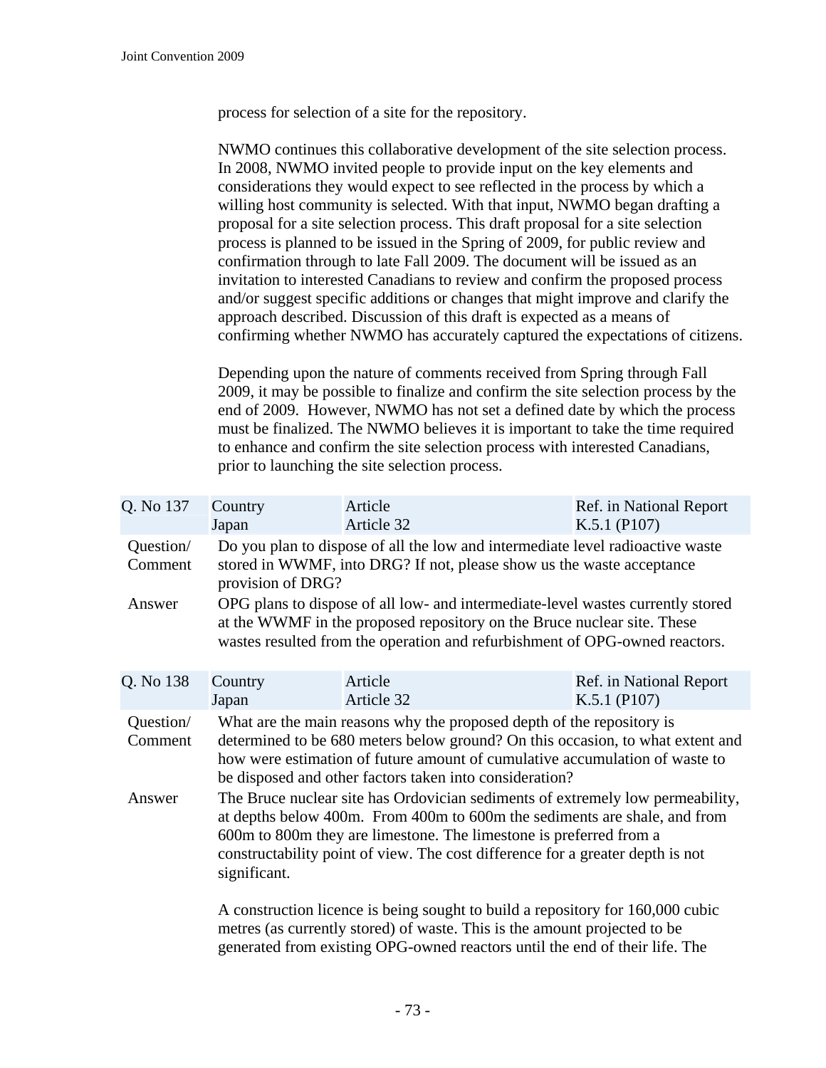process for selection of a site for the repository.

NWMO continues this collaborative development of the site selection process. In 2008, NWMO invited people to provide input on the key elements and considerations they would expect to see reflected in the process by which a willing host community is selected. With that input, NWMO began drafting a proposal for a site selection process. This draft proposal for a site selection process is planned to be issued in the Spring of 2009, for public review and confirmation through to late Fall 2009. The document will be issued as an invitation to interested Canadians to review and confirm the proposed process and/or suggest specific additions or changes that might improve and clarify the approach described. Discussion of this draft is expected as a means of confirming whether NWMO has accurately captured the expectations of citizens.

Depending upon the nature of comments received from Spring through Fall 2009, it may be possible to finalize and confirm the site selection process by the end of 2009. However, NWMO has not set a defined date by which the process must be finalized. The NWMO believes it is important to take the time required to enhance and confirm the site selection process with interested Canadians, prior to launching the site selection process.

| Q. No 137 | Country<br>Japan | Article<br>Article 32 | Ref. in National Report<br>K.5.1 (P107) |
|---|---|---|---|
| Question/ Comment | Do you plan to dispose of all the low and intermediate level radioactive waste stored in WWMF, into DRG? If not, please show us the waste acceptance provision of DRG? | | |
| Answer | OPG plans to dispose of all low- and intermediate-level wastes currently stored at the WWMF in the proposed repository on the Bruce nuclear site. These wastes resulted from the operation and refurbishment of OPG-owned reactors. | | |

| Q. No 138 | Country<br>Japan | Article<br>Article 32 | Ref. in National Report<br>K.5.1 (P107) |
|---|---|---|---|
| Question/ Comment | What are the main reasons why the proposed depth of the repository is determined to be 680 meters below ground? On this occasion, to what extent and how were estimation of future amount of cumulative accumulation of waste to be disposed and other factors taken into consideration? | | |
| Answer | The Bruce nuclear site has Ordovician sediments of extremely low permeability, at depths below 400m. From 400m to 600m the sediments are shale, and from 600m to 800m they are limestone. The limestone is preferred from a constructability point of view. The cost difference for a greater depth is not significant.<br><br>A construction licence is being sought to build a repository for 160,000 cubic metres (as currently stored) of waste. This is the amount projected to be generated from existing OPG-owned reactors until the end of their life. The | | |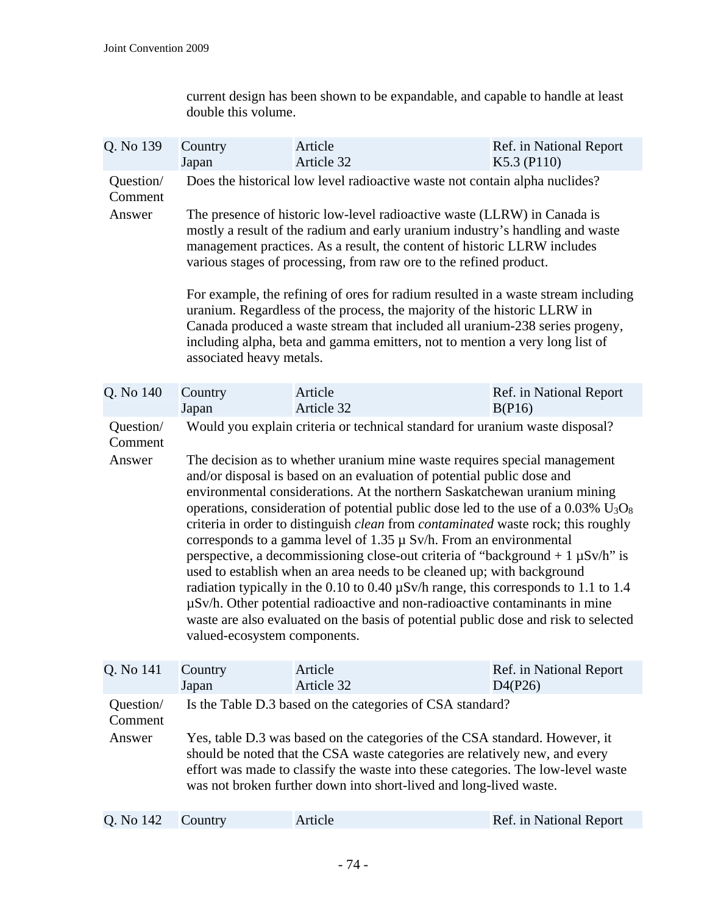current design has been shown to be expandable, and capable to handle at least double this volume.

| Q. No 139 | Country<br>Japan | Article<br>Article 32 | Ref. in National Report<br>K5.3 (P110) |
|---|---|---|---|

**Question/ Comment**

Does the historical low level radioactive waste not contain alpha nuclides?

**Answer**

The presence of historic low-level radioactive waste (LLRW) in Canada is mostly a result of the radium and early uranium industry's handling and waste management practices. As a result, the content of historic LLRW includes various stages of processing, from raw ore to the refined product.

For example, the refining of ores for radium resulted in a waste stream including uranium. Regardless of the process, the majority of the historic LLRW in Canada produced a waste stream that included all uranium-238 series progeny, including alpha, beta and gamma emitters, not to mention a very long list of associated heavy metals.

| Q. No 140 | Country<br>Japan | Article<br>Article 32 | Ref. in National Report<br>B(P16) |
|---|---|---|---|

**Question/ Comment**

Would you explain criteria or technical standard for uranium waste disposal?

**Answer**

The decision as to whether uranium mine waste requires special management and/or disposal is based on an evaluation of potential public dose and environmental considerations. At the northern Saskatchewan uranium mining operations, consideration of potential public dose led to the use of a 0.03% $U_3O_8$ criteria in order to distinguish *clean* from *contaminated* waste rock; this roughly corresponds to a gamma level of 1.35 µ Sv/h. From an environmental perspective, a decommissioning close-out criteria of "background + 1 µSv/h" is used to establish when an area needs to be cleaned up; with background radiation typically in the 0.10 to 0.40 µSv/h range, this corresponds to 1.1 to 1.4 µSv/h. Other potential radioactive and non-radioactive contaminants in mine waste are also evaluated on the basis of potential public dose and risk to selected valued-ecosystem components.

| Q. No 141 | Country<br>Japan | Article<br>Article 32 | Ref. in National Report<br>D4(P26) |
|---|---|---|---|

**Question/ Comment**

Is the Table D.3 based on the categories of CSA standard?

**Answer**

Yes, table D.3 was based on the categories of the CSA standard. However, it should be noted that the CSA waste categories are relatively new, and every effort was made to classify the waste into these categories. The low-level waste was not broken further down into short-lived and long-lived waste.

| Q. No 142 | Country | Article | Ref. in National Report |
|---|---|---|---|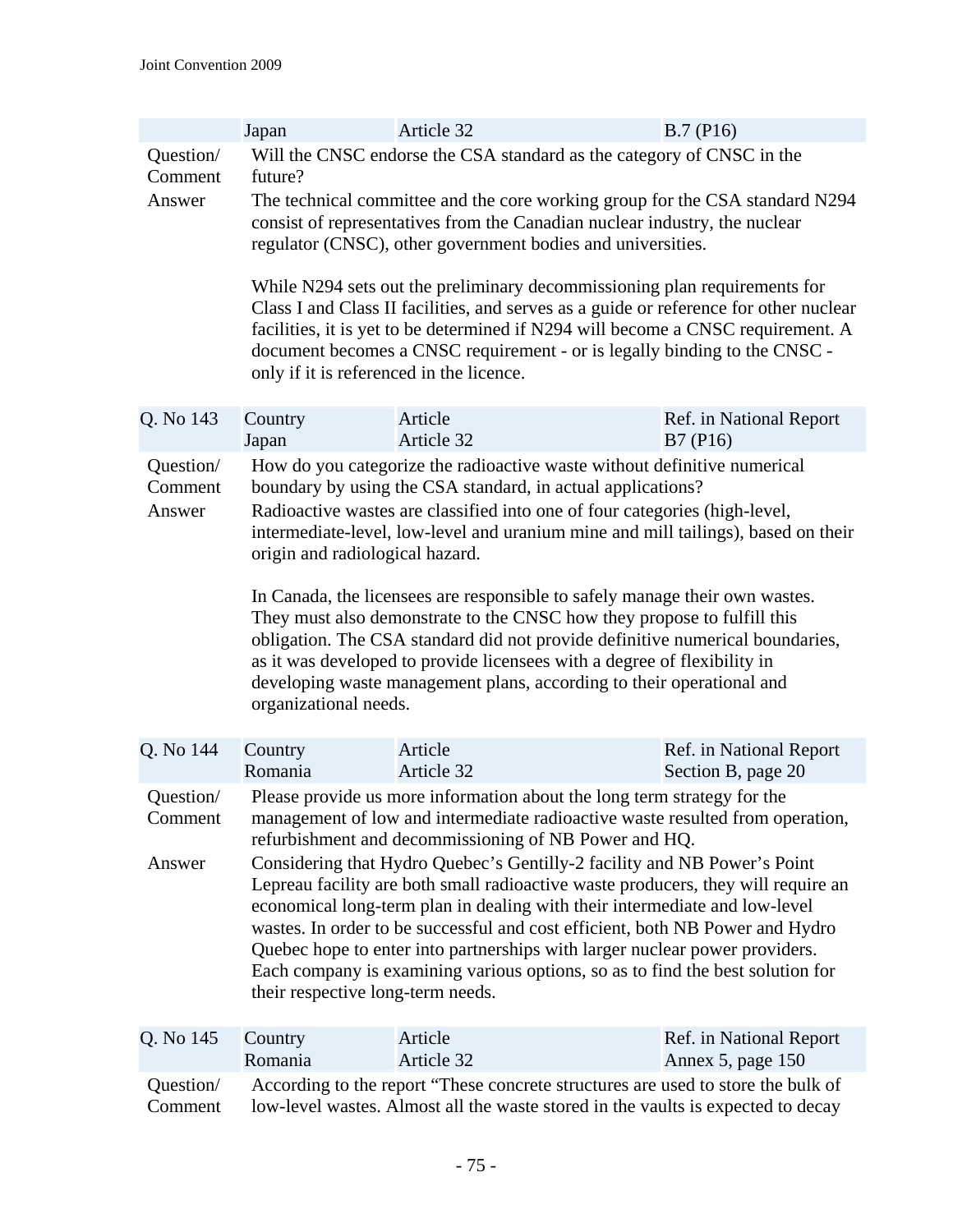| | Japan | Article 32 | B.7 (P16) |
|---|---|---|---|

Question/ Comment

Will the CNSC endorse the CSA standard as the category of CNSC in the future?

Answer

The technical committee and the core working group for the CSA standard N294 consist of representatives from the Canadian nuclear industry, the nuclear regulator (CNSC), other government bodies and universities.

While N294 sets out the preliminary decommissioning plan requirements for Class I and Class II facilities, and serves as a guide or reference for other nuclear facilities, it is yet to be determined if N294 will become a CNSC requirement. A document becomes a CNSC requirement - or is legally binding to the CNSC - only if it is referenced in the licence.

| Q. No 143 | Country | Article | Ref. in National Report |
|---|---|---|---|
| | Japan | Article 32 | B7 (P16) |

Question/ Comment

How do you categorize the radioactive waste without definitive numerical boundary by using the CSA standard, in actual applications?

Answer

Radioactive wastes are classified into one of four categories (high-level, intermediate-level, low-level and uranium mine and mill tailings), based on their origin and radiological hazard.

In Canada, the licensees are responsible to safely manage their own wastes. They must also demonstrate to the CNSC how they propose to fulfill this obligation. The CSA standard did not provide definitive numerical boundaries, as it was developed to provide licensees with a degree of flexibility in developing waste management plans, according to their operational and organizational needs.

| Q. No 144 | Country | Article | Ref. in National Report |
|---|---|---|---|
| | Romania | Article 32 | Section B, page 20 |

Question/ Comment

Please provide us more information about the long term strategy for the management of low and intermediate radioactive waste resulted from operation, refurbishment and decommissioning of NB Power and HQ.

Answer

Considering that Hydro Quebec's Gentilly-2 facility and NB Power's Point Lepreau facility are both small radioactive waste producers, they will require an economical long-term plan in dealing with their intermediate and low-level wastes. In order to be successful and cost efficient, both NB Power and Hydro Quebec hope to enter into partnerships with larger nuclear power providers. Each company is examining various options, so as to find the best solution for their respective long-term needs.

| Q. No 145 | Country | Article | Ref. in National Report |
|---|---|---|---|
| | Romania | Article 32 | Annex 5, page 150 |

Question/ Comment

According to the report "These concrete structures are used to store the bulk of low-level wastes. Almost all the waste stored in the vaults is expected to decay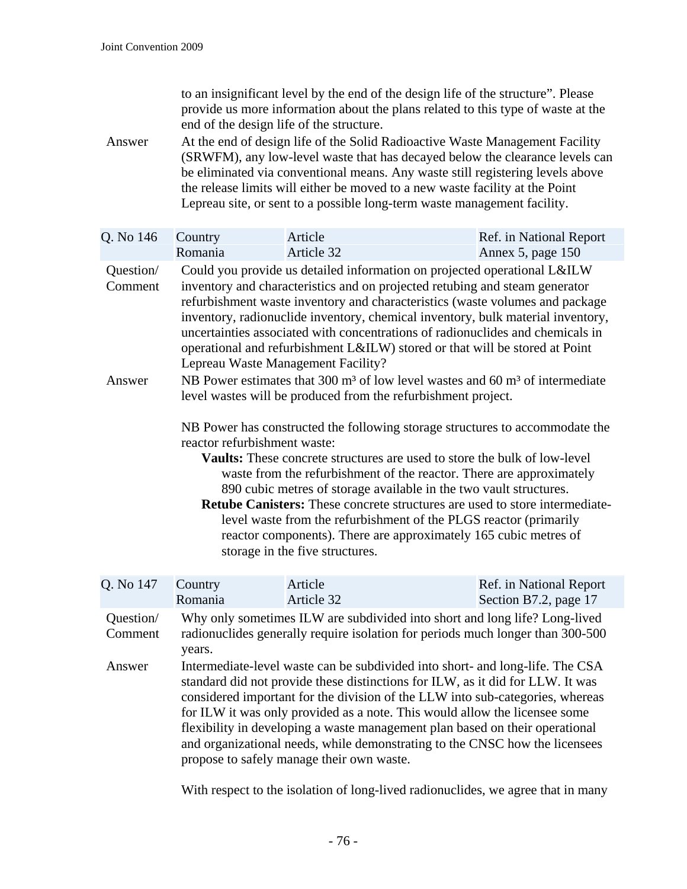to an insignificant level by the end of the design life of the structure". Please provide us more information about the plans related to this type of waste at the end of the design life of the structure.

Answer
At the end of design life of the Solid Radioactive Waste Management Facility (SRWFM), any low-level waste that has decayed below the clearance levels can be eliminated via conventional means. Any waste still registering levels above the release limits will either be moved to a new waste facility at the Point Lepreau site, or sent to a possible long-term waste management facility.

| Q. No 146 | Country | Article | Ref. in National Report |
|---|---|---|---|
| | Romania | Article 32 | Annex 5, page 150 |

Question/ Comment
Could you provide us detailed information on projected operational L&ILW inventory and characteristics and on projected retubing and steam generator refurbishment waste inventory and characteristics (waste volumes and package inventory, radionuclide inventory, chemical inventory, bulk material inventory, uncertainties associated with concentrations of radionuclides and chemicals in operational and refurbishment L&ILW) stored or that will be stored at Point Lepreau Waste Management Facility?

Answer
NB Power estimates that 300 m³ of low level wastes and 60 m³ of intermediate level wastes will be produced from the refurbishment project.

NB Power has constructed the following storage structures to accommodate the reactor refurbishment waste:

- **Vaults:** These concrete structures are used to store the bulk of low-level waste from the refurbishment of the reactor. There are approximately 890 cubic metres of storage available in the two vault structures.
- **Retube Canisters:** These concrete structures are used to store intermediate-level waste from the refurbishment of the PLGS reactor (primarily reactor components). There are approximately 165 cubic metres of storage in the five structures.

| Q. No 147 | Country | Article | Ref. in National Report |
|---|---|---|---|
| | Romania | Article 32 | Section B7.2, page 17 |

Question/ Comment
Why only sometimes ILW are subdivided into short and long life? Long-lived radionuclides generally require isolation for periods much longer than 300-500 years.

Answer
Intermediate-level waste can be subdivided into short- and long-life. The CSA standard did not provide these distinctions for ILW, as it did for LLW. It was considered important for the division of the LLW into sub-categories, whereas for ILW it was only provided as a note. This would allow the licensee some flexibility in developing a waste management plan based on their operational and organizational needs, while demonstrating to the CNSC how the licensees propose to safely manage their own waste.

With respect to the isolation of long-lived radionuclides, we agree that in many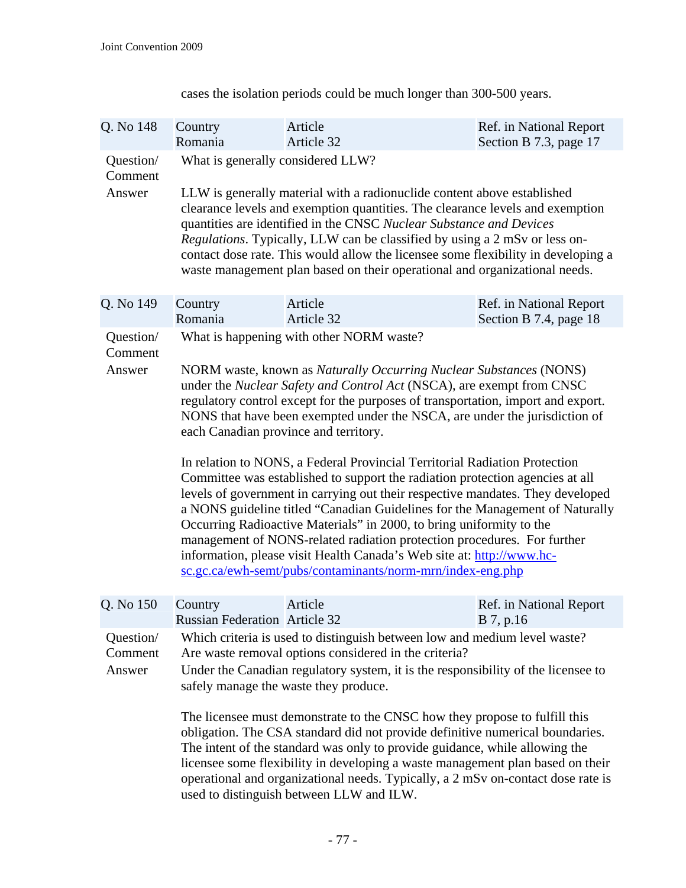cases the isolation periods could be much longer than 300-500 years.

| Q. No 148 | Country<br>Romania | Article<br>Article 32 | Ref. in National Report<br>Section B 7.3, page 17 |
|---|---|---|---|
| Question/ Comment | What is generally considered LLW? | | |
| Answer | LLW is generally material with a radionuclide content above established clearance levels and exemption quantities. The clearance levels and exemption quantities are identified in the CNSC *Nuclear Substance and Devices Regulations*. Typically, LLW can be classified by using a 2 mSv or less on-contact dose rate. This would allow the licensee some flexibility in developing a waste management plan based on their operational and organizational needs. | | |

| Q. No 149 | Country<br>Romania | Article<br>Article 32 | Ref. in National Report<br>Section B 7.4, page 18 |
|---|---|---|---|
| Question/ Comment | What is happening with other NORM waste? | | |
| Answer | NORM waste, known as *Naturally Occurring Nuclear Substances* (NONS) under the *Nuclear Safety and Control Act* (NSCA), are exempt from CNSC regulatory control except for the purposes of transportation, import and export. NONS that have been exempted under the NSCA, are under the jurisdiction of each Canadian province and territory.<br><br>In relation to NONS, a Federal Provincial Territorial Radiation Protection Committee was established to support the radiation protection agencies at all levels of government in carrying out their respective mandates. They developed a NONS guideline titled "Canadian Guidelines for the Management of Naturally Occurring Radioactive Materials" in 2000, to bring uniformity to the management of NONS-related radiation protection procedures. For further information, please visit Health Canada's Web site at: http://www.hc-sc.gc.ca/ewh-semt/pubs/contaminants/norm-mrn/index-eng.php | | |

| Q. No 150 | Country<br>Russian Federation | Article<br>Article 32 | Ref. in National Report<br>B 7, p.16 |
|---|---|---|---|
| Question/ Comment | Which criteria is used to distinguish between low and medium level waste? Are waste removal options considered in the criteria? | | |
| Answer | Under the Canadian regulatory system, it is the responsibility of the licensee to safely manage the waste they produce.<br><br>The licensee must demonstrate to the CNSC how they propose to fulfill this obligation. The CSA standard did not provide definitive numerical boundaries. The intent of the standard was only to provide guidance, while allowing the licensee some flexibility in developing a waste management plan based on their operational and organizational needs. Typically, a 2 mSv on-contact dose rate is used to distinguish between LLW and ILW. | | |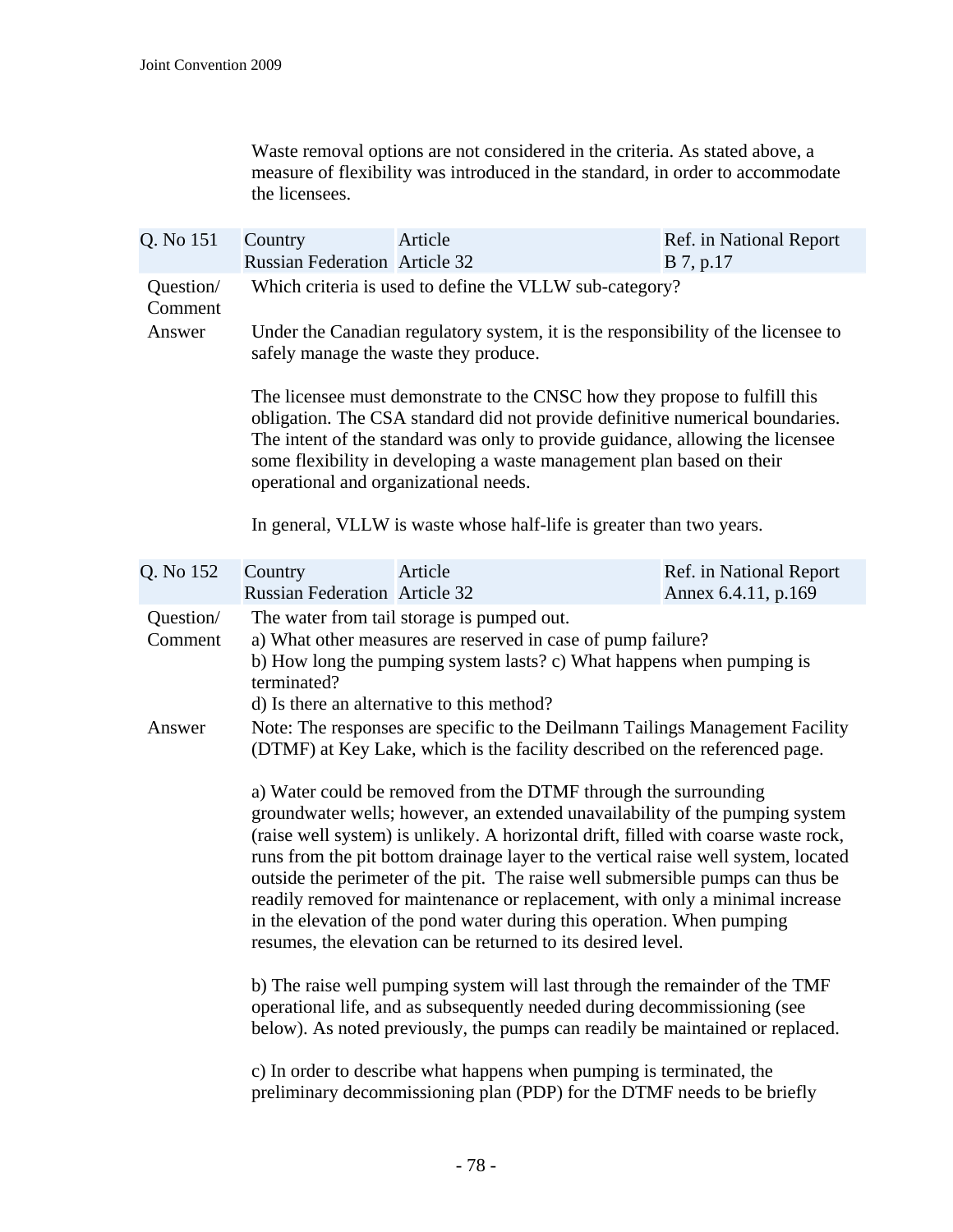Waste removal options are not considered in the criteria. As stated above, a measure of flexibility was introduced in the standard, in order to accommodate the licensees.

| Q. No 151 | Country<br>Russian Federation | Article<br>Article 32 | Ref. in National Report<br>B 7, p.17 |
|---|---|---|---|

Question/ Comment: Which criteria is used to define the VLLW sub-category?

Answer: Under the Canadian regulatory system, it is the responsibility of the licensee to safely manage the waste they produce.

The licensee must demonstrate to the CNSC how they propose to fulfill this obligation. The CSA standard did not provide definitive numerical boundaries. The intent of the standard was only to provide guidance, allowing the licensee some flexibility in developing a waste management plan based on their operational and organizational needs.

In general, VLLW is waste whose half-life is greater than two years.

| Q. No 152 | Country<br>Russian Federation | Article<br>Article 32 | Ref. in National Report<br>Annex 6.4.11, p.169 |
|---|---|---|---|

Question/ Comment: The water from tail storage is pumped out.
a) What other measures are reserved in case of pump failure?
b) How long the pumping system lasts? c) What happens when pumping is terminated?
d) Is there an alternative to this method?

Answer: Note: The responses are specific to the Deilmann Tailings Management Facility (DTMF) at Key Lake, which is the facility described on the referenced page.

a) Water could be removed from the DTMF through the surrounding groundwater wells; however, an extended unavailability of the pumping system (raise well system) is unlikely. A horizontal drift, filled with coarse waste rock, runs from the pit bottom drainage layer to the vertical raise well system, located outside the perimeter of the pit. The raise well submersible pumps can thus be readily removed for maintenance or replacement, with only a minimal increase in the elevation of the pond water during this operation. When pumping resumes, the elevation can be returned to its desired level.

b) The raise well pumping system will last through the remainder of the TMF operational life, and as subsequently needed during decommissioning (see below). As noted previously, the pumps can readily be maintained or replaced.

c) In order to describe what happens when pumping is terminated, the preliminary decommissioning plan (PDP) for the DTMF needs to be briefly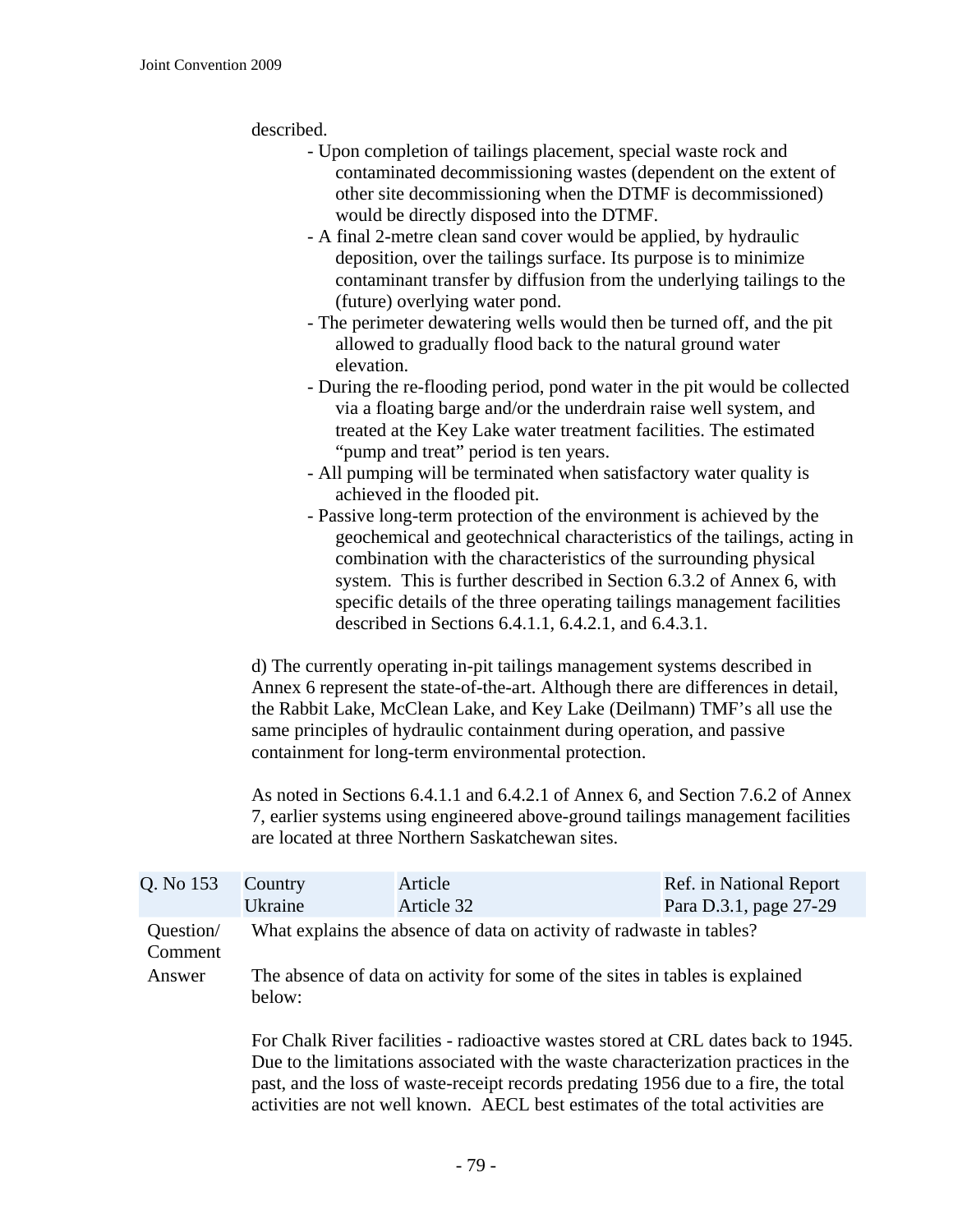described.

- Upon completion of tailings placement, special waste rock and contaminated decommissioning wastes (dependent on the extent of other site decommissioning when the DTMF is decommissioned) would be directly disposed into the DTMF.
- A final 2-metre clean sand cover would be applied, by hydraulic deposition, over the tailings surface. Its purpose is to minimize contaminant transfer by diffusion from the underlying tailings to the (future) overlying water pond.
- The perimeter dewatering wells would then be turned off, and the pit allowed to gradually flood back to the natural ground water elevation.
- During the re-flooding period, pond water in the pit would be collected via a floating barge and/or the underdrain raise well system, and treated at the Key Lake water treatment facilities. The estimated "pump and treat" period is ten years.
- All pumping will be terminated when satisfactory water quality is achieved in the flooded pit.
- Passive long-term protection of the environment is achieved by the geochemical and geotechnical characteristics of the tailings, acting in combination with the characteristics of the surrounding physical system. This is further described in Section 6.3.2 of Annex 6, with specific details of the three operating tailings management facilities described in Sections 6.4.1.1, 6.4.2.1, and 6.4.3.1.

d) The currently operating in-pit tailings management systems described in Annex 6 represent the state-of-the-art. Although there are differences in detail, the Rabbit Lake, McClean Lake, and Key Lake (Deilmann) TMF's all use the same principles of hydraulic containment during operation, and passive containment for long-term environmental protection.

As noted in Sections 6.4.1.1 and 6.4.2.1 of Annex 6, and Section 7.6.2 of Annex 7, earlier systems using engineered above-ground tailings management facilities are located at three Northern Saskatchewan sites.

| Q. No 153 | Country<br>Ukraine | Article<br>Article 32 | Ref. in National Report<br>Para D.3.1, page 27-29 |
|---|---|---|---|

**Question/ Comment**

What explains the absence of data on activity of radwaste in tables?

**Answer**

The absence of data on activity for some of the sites in tables is explained below:

For Chalk River facilities - radioactive wastes stored at CRL dates back to 1945. Due to the limitations associated with the waste characterization practices in the past, and the loss of waste-receipt records predating 1956 due to a fire, the total activities are not well known. AECL best estimates of the total activities are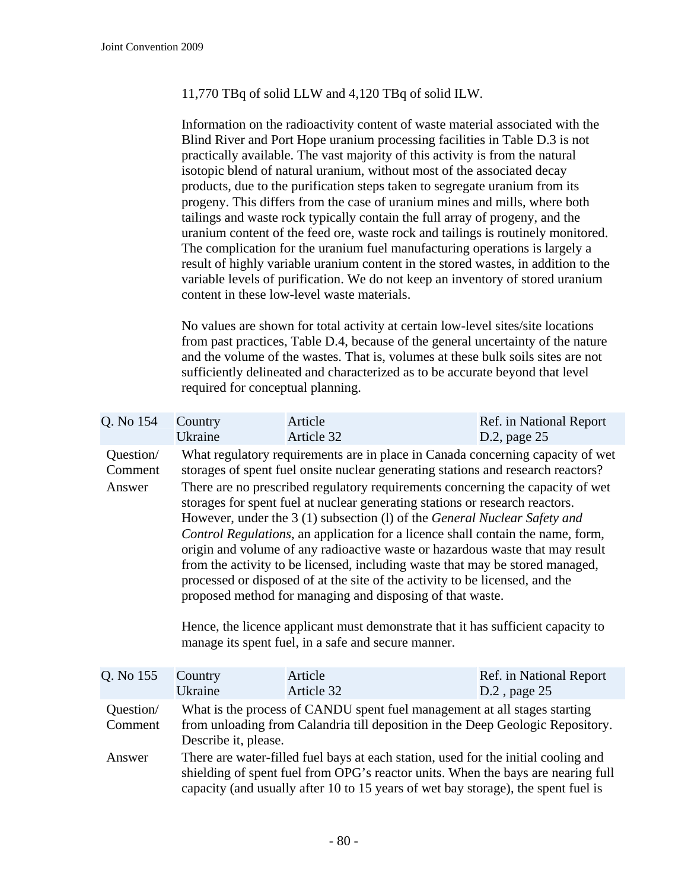11,770 TBq of solid LLW and 4,120 TBq of solid ILW.

Information on the radioactivity content of waste material associated with the Blind River and Port Hope uranium processing facilities in Table D.3 is not practically available. The vast majority of this activity is from the natural isotopic blend of natural uranium, without most of the associated decay products, due to the purification steps taken to segregate uranium from its progeny. This differs from the case of uranium mines and mills, where both tailings and waste rock typically contain the full array of progeny, and the uranium content of the feed ore, waste rock and tailings is routinely monitored. The complication for the uranium fuel manufacturing operations is largely a result of highly variable uranium content in the stored wastes, in addition to the variable levels of purification. We do not keep an inventory of stored uranium content in these low-level waste materials.

No values are shown for total activity at certain low-level sites/site locations from past practices, Table D.4, because of the general uncertainty of the nature and the volume of the wastes. That is, volumes at these bulk soils sites are not sufficiently delineated and characterized as to be accurate beyond that level required for conceptual planning.

| Q. No 154 | Country<br>Ukraine | Article<br>Article 32 | Ref. in National Report<br>D.2, page 25 |
|---|---|---|---|

**Question/ Comment**

What regulatory requirements are in place in Canada concerning capacity of wet storages of spent fuel onsite nuclear generating stations and research reactors?

**Answer**

There are no prescribed regulatory requirements concerning the capacity of wet storages for spent fuel at nuclear generating stations or research reactors. However, under the 3 (1) subsection (l) of the *General Nuclear Safety and Control Regulations*, an application for a licence shall contain the name, form, origin and volume of any radioactive waste or hazardous waste that may result from the activity to be licensed, including waste that may be stored managed, processed or disposed of at the site of the activity to be licensed, and the proposed method for managing and disposing of that waste.

Hence, the licence applicant must demonstrate that it has sufficient capacity to manage its spent fuel, in a safe and secure manner.

| Q. No 155 | Country<br>Ukraine | Article<br>Article 32 | Ref. in National Report<br>D.2 , page 25 |
|---|---|---|---|

**Question/ Comment**

What is the process of CANDU spent fuel management at all stages starting from unloading from Calandria till deposition in the Deep Geologic Repository. Describe it, please.

**Answer**

There are water-filled fuel bays at each station, used for the initial cooling and shielding of spent fuel from OPG's reactor units. When the bays are nearing full capacity (and usually after 10 to 15 years of wet bay storage), the spent fuel is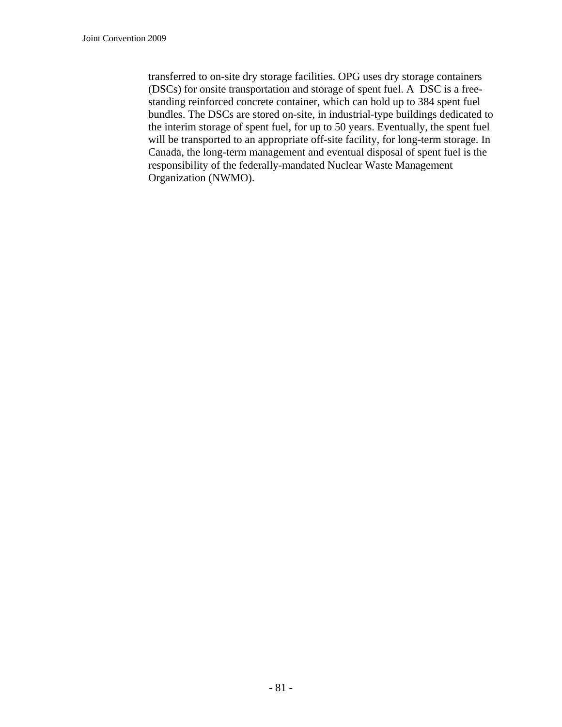transferred to on-site dry storage facilities. OPG uses dry storage containers (DSCs) for onsite transportation and storage of spent fuel. A DSC is a free-standing reinforced concrete container, which can hold up to 384 spent fuel bundles. The DSCs are stored on-site, in industrial-type buildings dedicated to the interim storage of spent fuel, for up to 50 years. Eventually, the spent fuel will be transported to an appropriate off-site facility, for long-term storage. In Canada, the long-term management and eventual disposal of spent fuel is the responsibility of the federally-mandated Nuclear Waste Management Organization (NWMO).